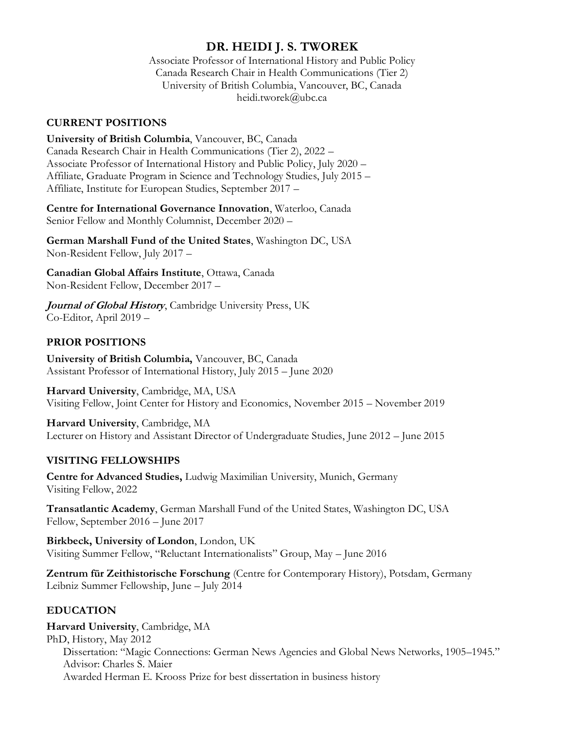# DR. HEIDI J. S. TWOREK

Associate Professor of International History and Public Policy
Canada Research Chair in Health Communications (Tier 2)
University of British Columbia, Vancouver, BC, Canada
heidi.tworek@ubc.ca

## CURRENT POSITIONS

**University of British Columbia**, Vancouver, BC, Canada
Canada Research Chair in Health Communications (Tier 2), 2022 –
Associate Professor of International History and Public Policy, July 2020 –
Affiliate, Graduate Program in Science and Technology Studies, July 2015 –
Affiliate, Institute for European Studies, September 2017 –

**Centre for International Governance Innovation**, Waterloo, Canada
Senior Fellow and Monthly Columnist, December 2020 –

**German Marshall Fund of the United States**, Washington DC, USA
Non-Resident Fellow, July 2017 –

**Canadian Global Affairs Institute**, Ottawa, Canada
Non-Resident Fellow, December 2017 –

***Journal of Global History***, Cambridge University Press, UK
Co-Editor, April 2019 –

## PRIOR POSITIONS

**University of British Columbia,** Vancouver, BC, Canada
Assistant Professor of International History, July 2015 – June 2020

**Harvard University**, Cambridge, MA, USA
Visiting Fellow, Joint Center for History and Economics, November 2015 – November 2019

**Harvard University**, Cambridge, MA
Lecturer on History and Assistant Director of Undergraduate Studies, June 2012 – June 2015

## VISITING FELLOWSHIPS

**Centre for Advanced Studies,** Ludwig Maximilian University, Munich, Germany
Visiting Fellow, 2022

**Transatlantic Academy**, German Marshall Fund of the United States, Washington DC, USA
Fellow, September 2016 – June 2017

**Birkbeck, University of London**, London, UK
Visiting Summer Fellow, "Reluctant Internationalists" Group, May – June 2016

**Zentrum für Zeithistorische Forschung** (Centre for Contemporary History), Potsdam, Germany
Leibniz Summer Fellowship, June – July 2014

## EDUCATION

**Harvard University**, Cambridge, MA
PhD, History, May 2012
- Dissertation: "Magic Connections: German News Agencies and Global News Networks, 1905–1945."
- Advisor: Charles S. Maier
- Awarded Herman E. Krooss Prize for best dissertation in business history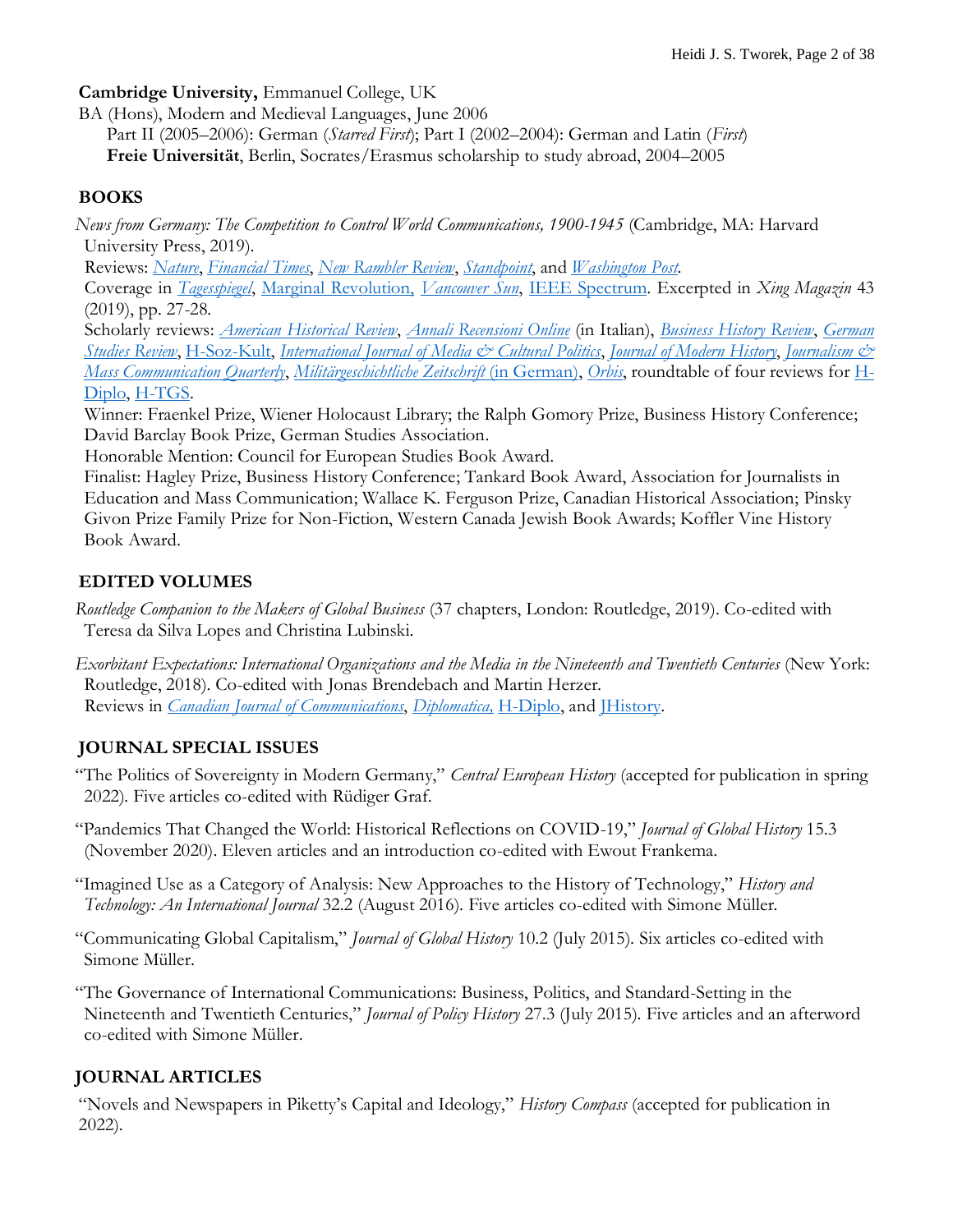**Cambridge University,** Emmanuel College, UK

BA (Hons), Modern and Medieval Languages, June 2006

Part II (2005–2006): German (*Starred First*); Part I (2002–2004): German and Latin (*First*)

**Freie Universität**, Berlin, Socrates/Erasmus scholarship to study abroad, 2004–2005

## BOOKS

*News from Germany: The Competition to Control World Communications, 1900-1945* (Cambridge, MA: Harvard University Press, 2019).

Reviews: *Nature*, *Financial Times*, *New Rambler Review*, *Standpoint*, and *Washington Post*.

Coverage in *Tagesspiegel*, Marginal Revolution, *Vancouver Sun*, IEEE Spectrum. Excerpted in *Xing Magazin* 43 (2019), pp. 27-28.

Scholarly reviews: *American Historical Review*, *Annali Recensioni Online* (in Italian), *Business History Review*, *German Studies Review*, H-Soz-Kult, *International Journal of Media & Cultural Politics*, *Journal of Modern History*, *Journalism & Mass Communication Quarterly*, *Militärgeschichtliche Zeitschrift* (in German), *Orbis*, roundtable of four reviews for H-Diplo, H-TGS.

Winner: Fraenkel Prize, Wiener Holocaust Library; the Ralph Gomory Prize, Business History Conference; David Barclay Book Prize, German Studies Association.

Honorable Mention: Council for European Studies Book Award.

Finalist: Hagley Prize, Business History Conference; Tankard Book Award, Association for Journalists in Education and Mass Communication; Wallace K. Ferguson Prize, Canadian Historical Association; Pinsky Givon Prize Family Prize for Non-Fiction, Western Canada Jewish Book Awards; Koffler Vine History Book Award.

## EDITED VOLUMES

*Routledge Companion to the Makers of Global Business* (37 chapters, London: Routledge, 2019). Co-edited with Teresa da Silva Lopes and Christina Lubinski.

*Exorbitant Expectations: International Organizations and the Media in the Nineteenth and Twentieth Centuries* (New York: Routledge, 2018). Co-edited with Jonas Brendebach and Martin Herzer.

Reviews in *Canadian Journal of Communications*, *Diplomatica,* H-Diplo, and JHistory.

## JOURNAL SPECIAL ISSUES

"The Politics of Sovereignty in Modern Germany," *Central European History* (accepted for publication in spring 2022). Five articles co-edited with Rüdiger Graf.

"Pandemics That Changed the World: Historical Reflections on COVID-19," *Journal of Global History* 15.3 (November 2020). Eleven articles and an introduction co-edited with Ewout Frankema.

"Imagined Use as a Category of Analysis: New Approaches to the History of Technology," *History and Technology: An International Journal* 32.2 (August 2016). Five articles co-edited with Simone Müller.

"Communicating Global Capitalism," *Journal of Global History* 10.2 (July 2015). Six articles co-edited with Simone Müller.

"The Governance of International Communications: Business, Politics, and Standard-Setting in the Nineteenth and Twentieth Centuries," *Journal of Policy History* 27.3 (July 2015). Five articles and an afterword co-edited with Simone Müller.

## JOURNAL ARTICLES

"Novels and Newspapers in Piketty's Capital and Ideology," *History Compass* (accepted for publication in 2022).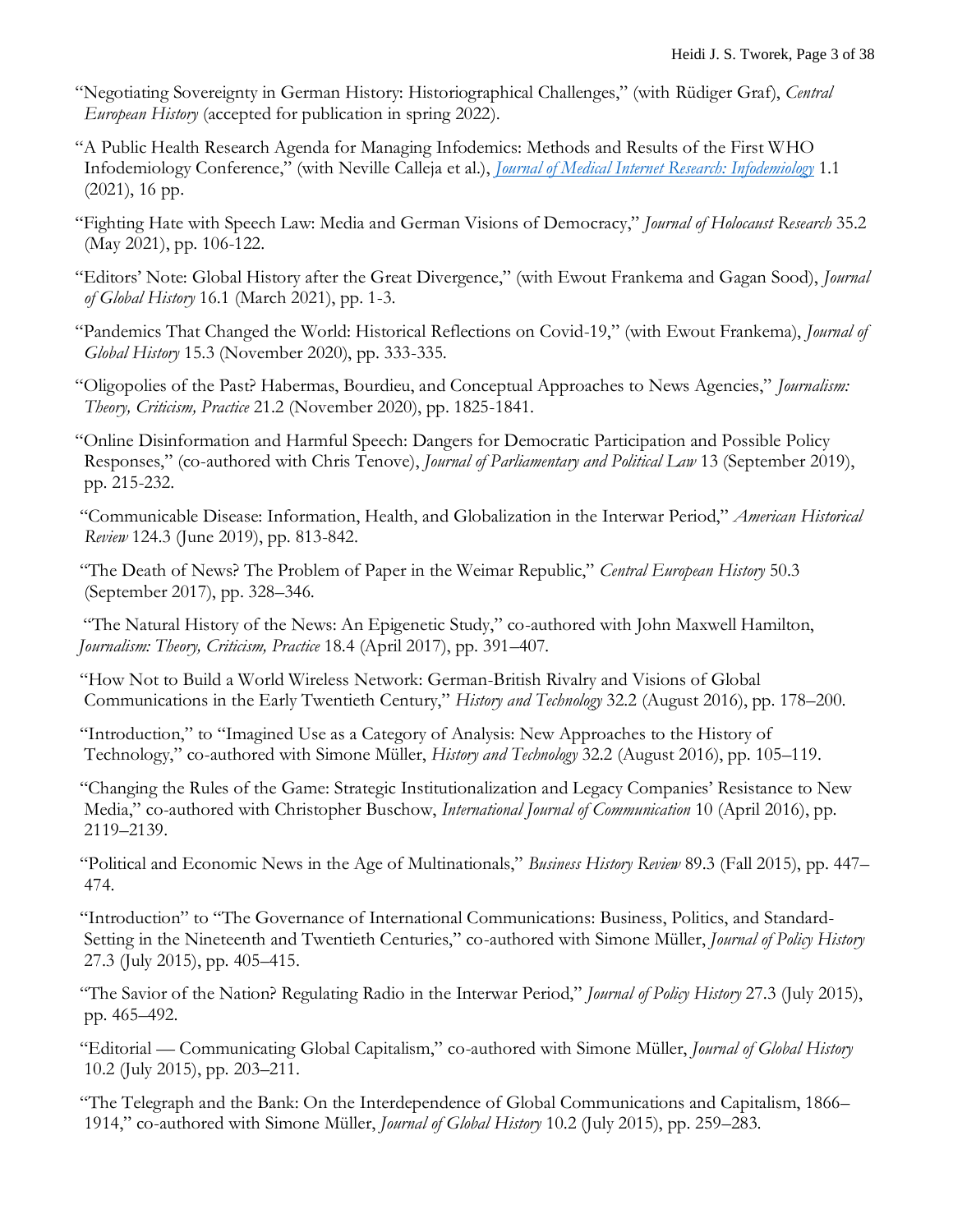"Negotiating Sovereignty in German History: Historiographical Challenges," (with Rüdiger Graf), *Central European History* (accepted for publication in spring 2022).

"A Public Health Research Agenda for Managing Infodemics: Methods and Results of the First WHO Infodemiology Conference," (with Neville Calleja et al.), *Journal of Medical Internet Research: Infodemiology* 1.1 (2021), 16 pp.

"Fighting Hate with Speech Law: Media and German Visions of Democracy," *Journal of Holocaust Research* 35.2 (May 2021), pp. 106-122.

"Editors' Note: Global History after the Great Divergence," (with Ewout Frankema and Gagan Sood), *Journal of Global History* 16.1 (March 2021), pp. 1-3.

"Pandemics That Changed the World: Historical Reflections on Covid-19," (with Ewout Frankema), *Journal of Global History* 15.3 (November 2020), pp. 333-335.

"Oligopolies of the Past? Habermas, Bourdieu, and Conceptual Approaches to News Agencies," *Journalism: Theory, Criticism, Practice* 21.2 (November 2020), pp. 1825-1841.

"Online Disinformation and Harmful Speech: Dangers for Democratic Participation and Possible Policy Responses," (co-authored with Chris Tenove), *Journal of Parliamentary and Political Law* 13 (September 2019), pp. 215-232.

"Communicable Disease: Information, Health, and Globalization in the Interwar Period," *American Historical Review* 124.3 (June 2019), pp. 813-842.

"The Death of News? The Problem of Paper in the Weimar Republic," *Central European History* 50.3 (September 2017), pp. 328–346.

"The Natural History of the News: An Epigenetic Study," co-authored with John Maxwell Hamilton, *Journalism: Theory, Criticism, Practice* 18.4 (April 2017), pp. 391–407.

"How Not to Build a World Wireless Network: German-British Rivalry and Visions of Global Communications in the Early Twentieth Century," *History and Technology* 32.2 (August 2016), pp. 178–200.

"Introduction," to "Imagined Use as a Category of Analysis: New Approaches to the History of Technology," co-authored with Simone Müller, *History and Technology* 32.2 (August 2016), pp. 105–119.

"Changing the Rules of the Game: Strategic Institutionalization and Legacy Companies' Resistance to New Media," co-authored with Christopher Buschow, *International Journal of Communication* 10 (April 2016), pp. 2119–2139.

"Political and Economic News in the Age of Multinationals," *Business History Review* 89.3 (Fall 2015), pp. 447–474.

"Introduction" to "The Governance of International Communications: Business, Politics, and Standard-Setting in the Nineteenth and Twentieth Centuries," co-authored with Simone Müller, *Journal of Policy History* 27.3 (July 2015), pp. 405–415.

"The Savior of the Nation? Regulating Radio in the Interwar Period," *Journal of Policy History* 27.3 (July 2015), pp. 465–492.

"Editorial — Communicating Global Capitalism," co-authored with Simone Müller, *Journal of Global History* 10.2 (July 2015), pp. 203–211.

"The Telegraph and the Bank: On the Interdependence of Global Communications and Capitalism, 1866–1914," co-authored with Simone Müller, *Journal of Global History* 10.2 (July 2015), pp. 259–283.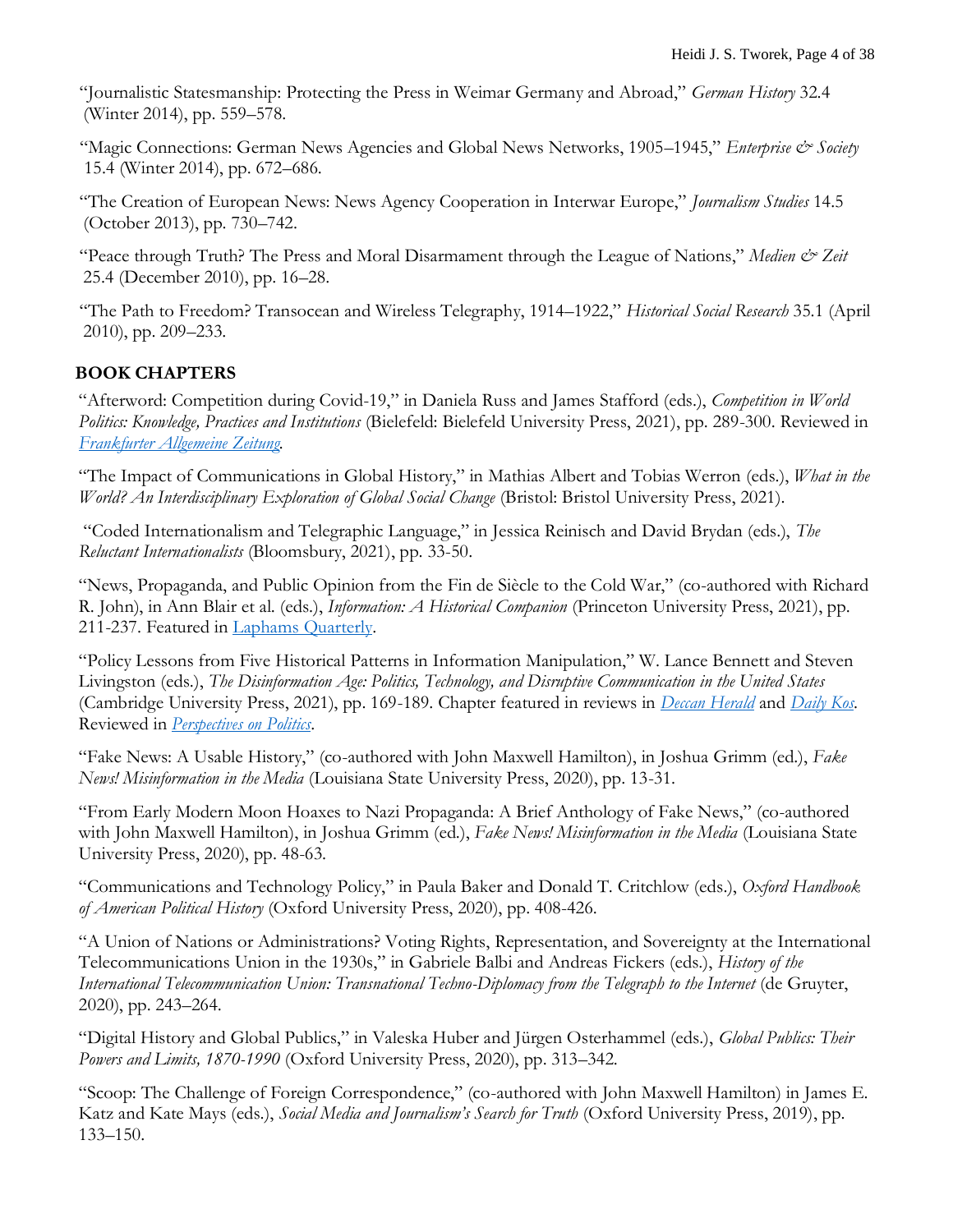"Journalistic Statesmanship: Protecting the Press in Weimar Germany and Abroad," *German History* 32.4 (Winter 2014), pp. 559–578.

"Magic Connections: German News Agencies and Global News Networks, 1905–1945," *Enterprise & Society* 15.4 (Winter 2014), pp. 672–686.

"The Creation of European News: News Agency Cooperation in Interwar Europe," *Journalism Studies* 14.5 (October 2013), pp. 730–742.

"Peace through Truth? The Press and Moral Disarmament through the League of Nations," *Medien & Zeit* 25.4 (December 2010), pp. 16–28.

"The Path to Freedom? Transocean and Wireless Telegraphy, 1914–1922," *Historical Social Research* 35.1 (April 2010), pp. 209–233.

## BOOK CHAPTERS

"Afterword: Competition during Covid-19," in Daniela Russ and James Stafford (eds.), *Competition in World Politics: Knowledge, Practices and Institutions* (Bielefeld: Bielefeld University Press, 2021), pp. 289-300. Reviewed in *Frankfurter Allgemeine Zeitung*.

"The Impact of Communications in Global History," in Mathias Albert and Tobias Werron (eds.), *What in the World? An Interdisciplinary Exploration of Global Social Change* (Bristol: Bristol University Press, 2021).

"Coded Internationalism and Telegraphic Language," in Jessica Reinisch and David Brydan (eds.), *The Reluctant Internationalists* (Bloomsbury, 2021), pp. 33-50.

"News, Propaganda, and Public Opinion from the Fin de Siècle to the Cold War," (co-authored with Richard R. John), in Ann Blair et al. (eds.), *Information: A Historical Companion* (Princeton University Press, 2021), pp. 211-237. Featured in Laphams Quarterly.

"Policy Lessons from Five Historical Patterns in Information Manipulation," W. Lance Bennett and Steven Livingston (eds.), *The Disinformation Age: Politics, Technology, and Disruptive Communication in the United States* (Cambridge University Press, 2021), pp. 169-189. Chapter featured in reviews in *Deccan Herald* and *Daily Kos*. Reviewed in *Perspectives on Politics*.

"Fake News: A Usable History," (co-authored with John Maxwell Hamilton), in Joshua Grimm (ed.), *Fake News! Misinformation in the Media* (Louisiana State University Press, 2020), pp. 13-31.

"From Early Modern Moon Hoaxes to Nazi Propaganda: A Brief Anthology of Fake News," (co-authored with John Maxwell Hamilton), in Joshua Grimm (ed.), *Fake News! Misinformation in the Media* (Louisiana State University Press, 2020), pp. 48-63.

"Communications and Technology Policy," in Paula Baker and Donald T. Critchlow (eds.), *Oxford Handbook of American Political History* (Oxford University Press, 2020), pp. 408-426.

"A Union of Nations or Administrations? Voting Rights, Representation, and Sovereignty at the International Telecommunications Union in the 1930s," in Gabriele Balbi and Andreas Fickers (eds.), *History of the International Telecommunication Union: Transnational Techno-Diplomacy from the Telegraph to the Internet* (de Gruyter, 2020), pp. 243–264.

"Digital History and Global Publics," in Valeska Huber and Jürgen Osterhammel (eds.), *Global Publics: Their Powers and Limits, 1870-1990* (Oxford University Press, 2020), pp. 313–342.

"Scoop: The Challenge of Foreign Correspondence," (co-authored with John Maxwell Hamilton) in James E. Katz and Kate Mays (eds.), *Social Media and Journalism's Search for Truth* (Oxford University Press, 2019), pp. 133–150.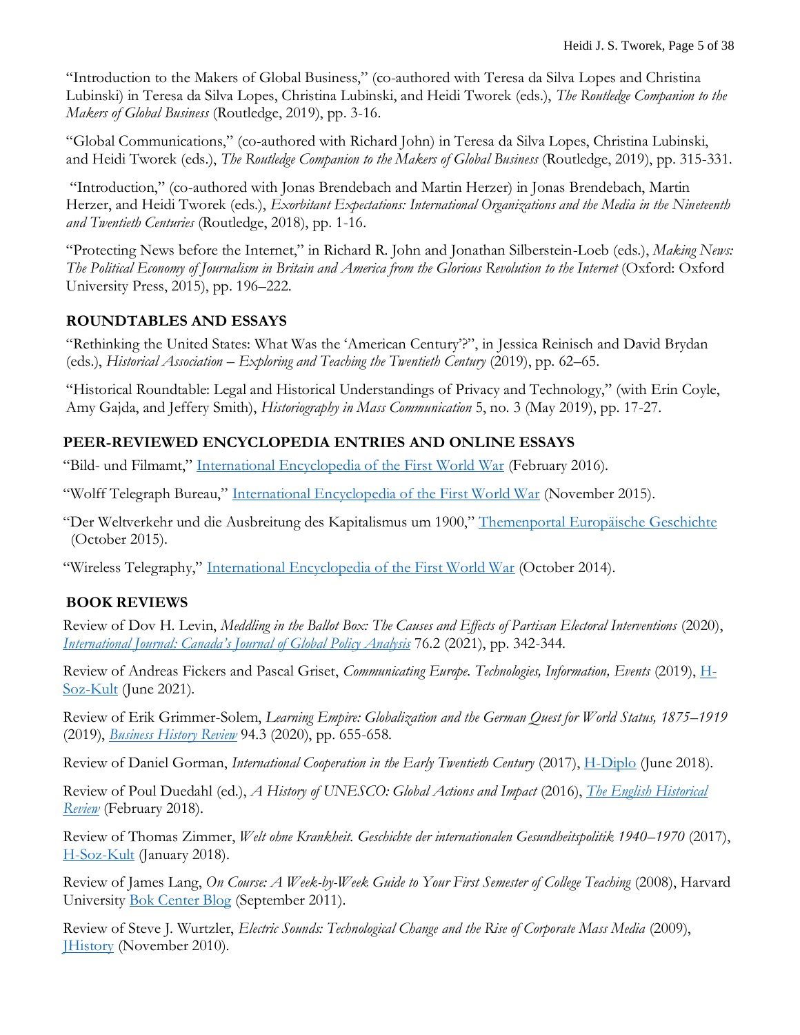"Introduction to the Makers of Global Business," (co-authored with Teresa da Silva Lopes and Christina Lubinski) in Teresa da Silva Lopes, Christina Lubinski, and Heidi Tworek (eds.), *The Routledge Companion to the Makers of Global Business* (Routledge, 2019), pp. 3-16.

"Global Communications," (co-authored with Richard John) in Teresa da Silva Lopes, Christina Lubinski, and Heidi Tworek (eds.), *The Routledge Companion to the Makers of Global Business* (Routledge, 2019), pp. 315-331.

"Introduction," (co-authored with Jonas Brendebach and Martin Herzer) in Jonas Brendebach, Martin Herzer, and Heidi Tworek (eds.), *Exorbitant Expectations: International Organizations and the Media in the Nineteenth and Twentieth Centuries* (Routledge, 2018), pp. 1-16.

"Protecting News before the Internet," in Richard R. John and Jonathan Silberstein-Loeb (eds.), *Making News: The Political Economy of Journalism in Britain and America from the Glorious Revolution to the Internet* (Oxford: Oxford University Press, 2015), pp. 196–222.

## ROUNDTABLES AND ESSAYS

"Rethinking the United States: What Was the 'American Century'?", in Jessica Reinisch and David Brydan (eds.), *Historical Association – Exploring and Teaching the Twentieth Century* (2019), pp. 62–65.

"Historical Roundtable: Legal and Historical Understandings of Privacy and Technology," (with Erin Coyle, Amy Gajda, and Jeffery Smith), *Historiography in Mass Communication* 5, no. 3 (May 2019), pp. 17-27.

## PEER-REVIEWED ENCYCLOPEDIA ENTRIES AND ONLINE ESSAYS

"Bild- und Filmamt," International Encyclopedia of the First World War (February 2016).

"Wolff Telegraph Bureau," International Encyclopedia of the First World War (November 2015).

"Der Weltverkehr und die Ausbreitung des Kapitalismus um 1900," Themenportal Europäische Geschichte (October 2015).

"Wireless Telegraphy," International Encyclopedia of the First World War (October 2014).

## BOOK REVIEWS

Review of Dov H. Levin, *Meddling in the Ballot Box: The Causes and Effects of Partisan Electoral Interventions* (2020), *International Journal: Canada's Journal of Global Policy Analysis* 76.2 (2021), pp. 342-344.

Review of Andreas Fickers and Pascal Griset, *Communicating Europe. Technologies, Information, Events* (2019), H-Soz-Kult (June 2021).

Review of Erik Grimmer-Solem, *Learning Empire: Globalization and the German Quest for World Status, 1875–1919* (2019), *Business History Review* 94.3 (2020), pp. 655-658.

Review of Daniel Gorman, *International Cooperation in the Early Twentieth Century* (2017), H-Diplo (June 2018).

Review of Poul Duedahl (ed.), *A History of UNESCO: Global Actions and Impact* (2016), *The English Historical Review* (February 2018).

Review of Thomas Zimmer, *Welt ohne Krankheit. Geschichte der internationalen Gesundheitspolitik 1940–1970* (2017), H-Soz-Kult (January 2018).

Review of James Lang, *On Course: A Week-by-Week Guide to Your First Semester of College Teaching* (2008), Harvard University Bok Center Blog (September 2011).

Review of Steve J. Wurtzler, *Electric Sounds: Technological Change and the Rise of Corporate Mass Media* (2009), JHistory (November 2010).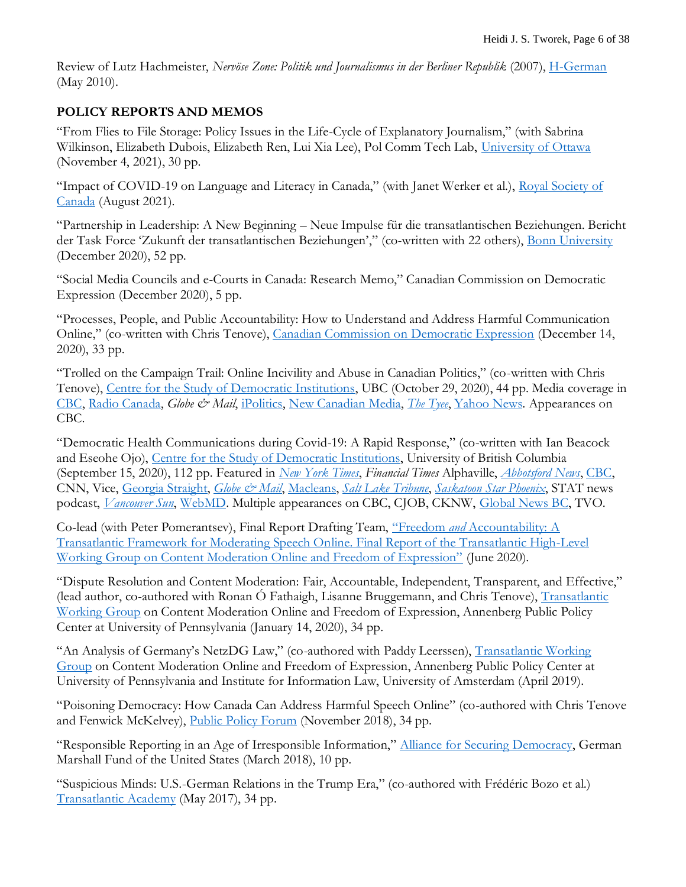Review of Lutz Hachmeister, *Nervöse Zone: Politik und Journalismus in der Berliner Republik* (2007), H-German (May 2010).

## POLICY REPORTS AND MEMOS

"From Flies to File Storage: Policy Issues in the Life-Cycle of Explanatory Journalism," (with Sabrina Wilkinson, Elizabeth Dubois, Elizabeth Ren, Lui Xia Lee), Pol Comm Tech Lab, University of Ottawa (November 4, 2021), 30 pp.

"Impact of COVID-19 on Language and Literacy in Canada," (with Janet Werker et al.), Royal Society of Canada (August 2021).

"Partnership in Leadership: A New Beginning – Neue Impulse für die transatlantischen Beziehungen. Bericht der Task Force 'Zukunft der transatlantischen Beziehungen'," (co-written with 22 others), Bonn University (December 2020), 52 pp.

"Social Media Councils and e-Courts in Canada: Research Memo," Canadian Commission on Democratic Expression (December 2020), 5 pp.

"Processes, People, and Public Accountability: How to Understand and Address Harmful Communication Online," (co-written with Chris Tenove), Canadian Commission on Democratic Expression (December 14, 2020), 33 pp.

"Trolled on the Campaign Trail: Online Incivility and Abuse in Canadian Politics," (co-written with Chris Tenove), Centre for the Study of Democratic Institutions, UBC (October 29, 2020), 44 pp. Media coverage in CBC, Radio Canada, *Globe & Mail*, iPolitics, New Canadian Media, *The Tyee*, Yahoo News. Appearances on CBC.

"Democratic Health Communications during Covid-19: A Rapid Response," (co-written with Ian Beacock and Eseohe Ojo), Centre for the Study of Democratic Institutions, University of British Columbia (September 15, 2020), 112 pp. Featured in *New York Times*, *Financial Times* Alphaville, *Abbotsford News*, CBC, CNN, Vice, Georgia Straight, *Globe & Mail*, Macleans, *Salt Lake Tribune*, *Saskatoon Star Phoenix*, STAT news podcast, *Vancouver Sun*, WebMD. Multiple appearances on CBC, CJOB, CKNW, Global News BC, TVO.

Co-lead (with Peter Pomerantsev), Final Report Drafting Team, "Freedom *and* Accountability: A Transatlantic Framework for Moderating Speech Online. Final Report of the Transatlantic High-Level Working Group on Content Moderation Online and Freedom of Expression" (June 2020).

"Dispute Resolution and Content Moderation: Fair, Accountable, Independent, Transparent, and Effective," (lead author, co-authored with Ronan Ó Fathaigh, Lisanne Bruggemann, and Chris Tenove), Transatlantic Working Group on Content Moderation Online and Freedom of Expression, Annenberg Public Policy Center at University of Pennsylvania (January 14, 2020), 34 pp.

"An Analysis of Germany's NetzDG Law," (co-authored with Paddy Leerssen), Transatlantic Working Group on Content Moderation Online and Freedom of Expression, Annenberg Public Policy Center at University of Pennsylvania and Institute for Information Law, University of Amsterdam (April 2019).

"Poisoning Democracy: How Canada Can Address Harmful Speech Online" (co-authored with Chris Tenove and Fenwick McKelvey), Public Policy Forum (November 2018), 34 pp.

"Responsible Reporting in an Age of Irresponsible Information," Alliance for Securing Democracy, German Marshall Fund of the United States (March 2018), 10 pp.

"Suspicious Minds: U.S.-German Relations in the Trump Era," (co-authored with Frédéric Bozo et al.) Transatlantic Academy (May 2017), 34 pp.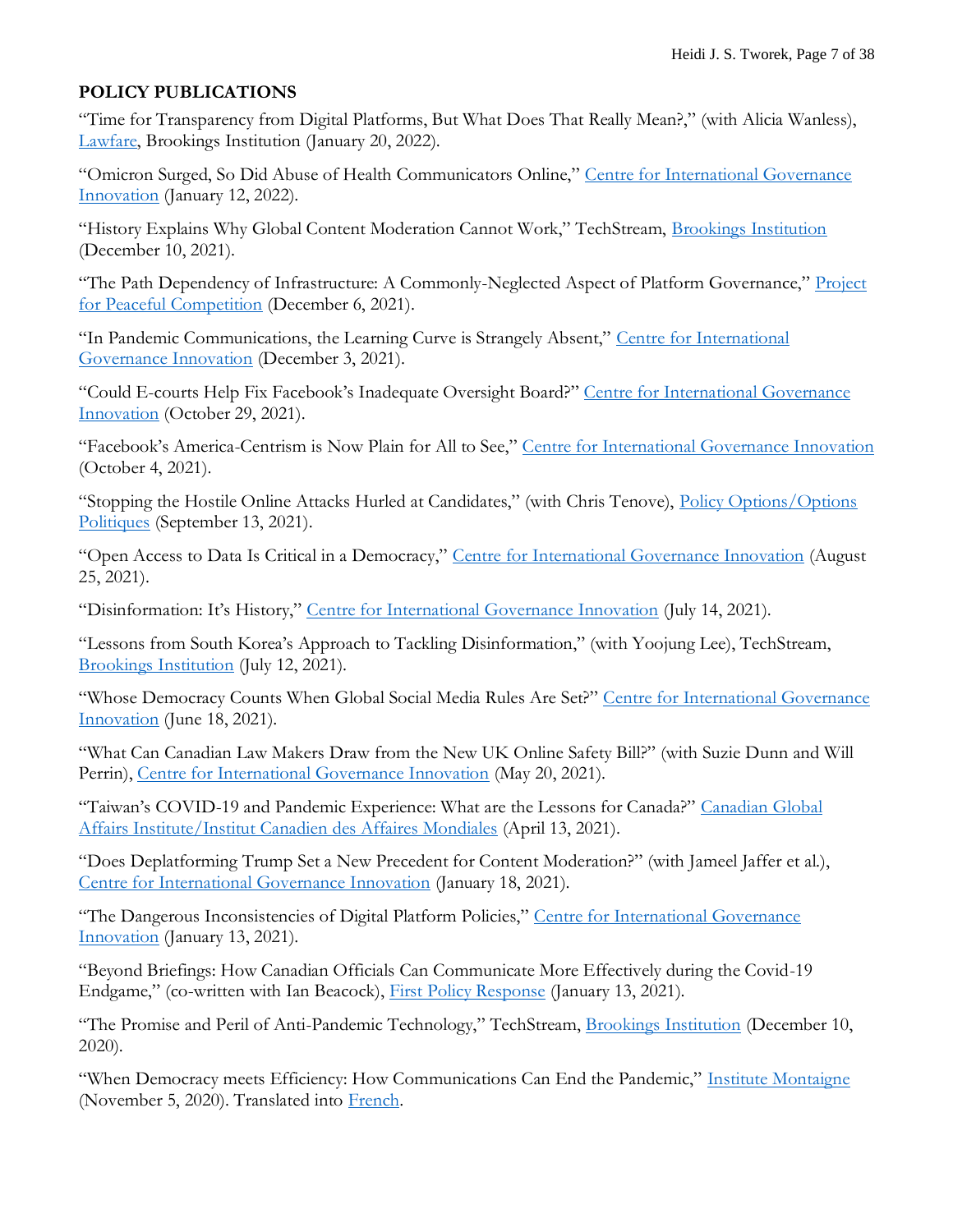## POLICY PUBLICATIONS

"Time for Transparency from Digital Platforms, But What Does That Really Mean?," (with Alicia Wanless), Lawfare, Brookings Institution (January 20, 2022).

"Omicron Surged, So Did Abuse of Health Communicators Online," Centre for International Governance Innovation (January 12, 2022).

"History Explains Why Global Content Moderation Cannot Work," TechStream, Brookings Institution (December 10, 2021).

"The Path Dependency of Infrastructure: A Commonly-Neglected Aspect of Platform Governance," Project for Peaceful Competition (December 6, 2021).

"In Pandemic Communications, the Learning Curve is Strangely Absent," Centre for International Governance Innovation (December 3, 2021).

"Could E-courts Help Fix Facebook's Inadequate Oversight Board?" Centre for International Governance Innovation (October 29, 2021).

"Facebook's America-Centrism is Now Plain for All to See," Centre for International Governance Innovation (October 4, 2021).

"Stopping the Hostile Online Attacks Hurled at Candidates," (with Chris Tenove), Policy Options/Options Politiques (September 13, 2021).

"Open Access to Data Is Critical in a Democracy," Centre for International Governance Innovation (August 25, 2021).

"Disinformation: It's History," Centre for International Governance Innovation (July 14, 2021).

"Lessons from South Korea's Approach to Tackling Disinformation," (with Yoojung Lee), TechStream, Brookings Institution (July 12, 2021).

"Whose Democracy Counts When Global Social Media Rules Are Set?" Centre for International Governance Innovation (June 18, 2021).

"What Can Canadian Law Makers Draw from the New UK Online Safety Bill?" (with Suzie Dunn and Will Perrin), Centre for International Governance Innovation (May 20, 2021).

"Taiwan's COVID-19 and Pandemic Experience: What are the Lessons for Canada?" Canadian Global Affairs Institute/Institut Canadien des Affaires Mondiales (April 13, 2021).

"Does Deplatforming Trump Set a New Precedent for Content Moderation?" (with Jameel Jaffer et al.), Centre for International Governance Innovation (January 18, 2021).

"The Dangerous Inconsistencies of Digital Platform Policies," Centre for International Governance Innovation (January 13, 2021).

"Beyond Briefings: How Canadian Officials Can Communicate More Effectively during the Covid-19 Endgame," (co-written with Ian Beacock), First Policy Response (January 13, 2021).

"The Promise and Peril of Anti-Pandemic Technology," TechStream, Brookings Institution (December 10, 2020).

"When Democracy meets Efficiency: How Communications Can End the Pandemic," Institute Montaigne (November 5, 2020). Translated into French.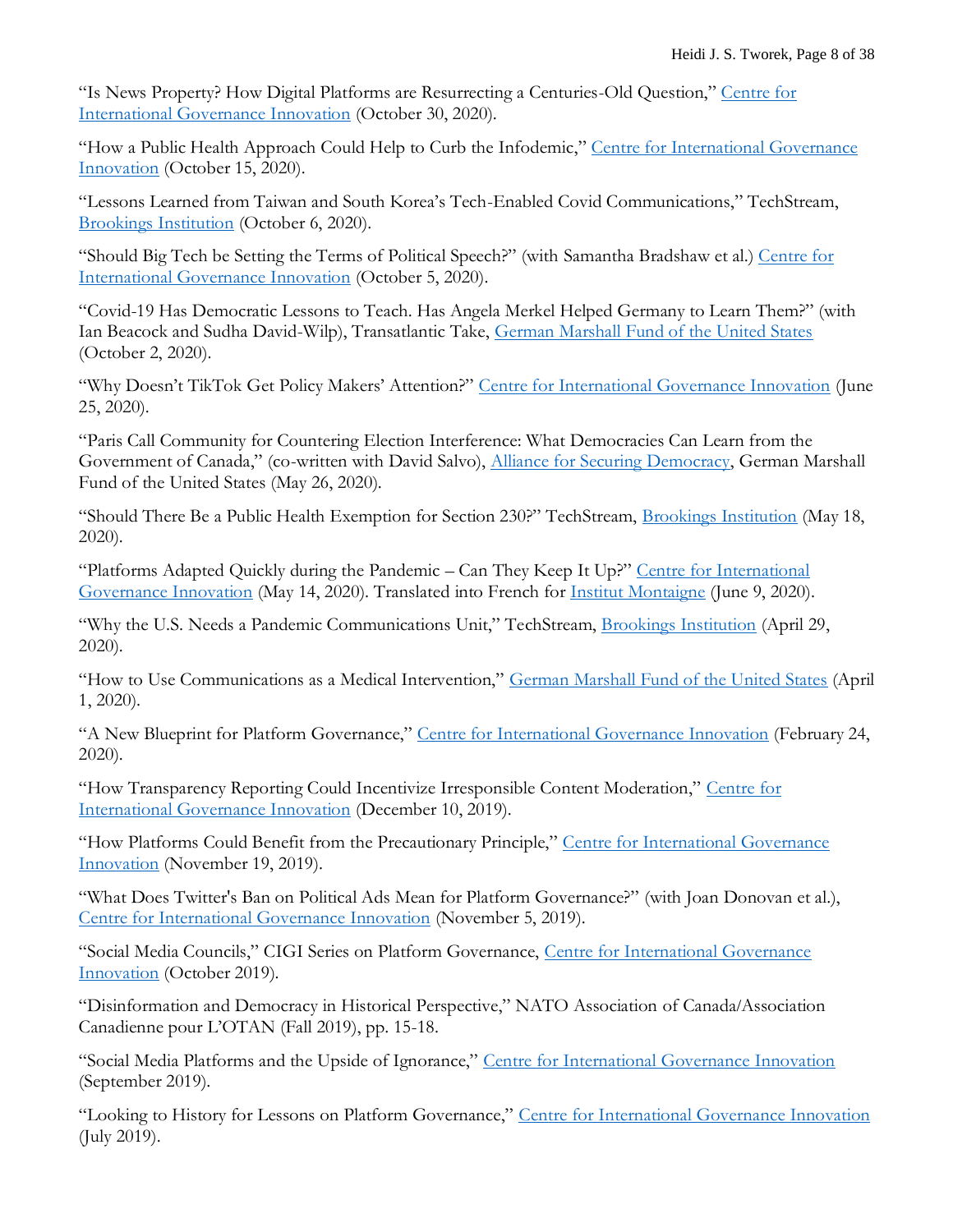"Is News Property? How Digital Platforms are Resurrecting a Centuries-Old Question," Centre for International Governance Innovation (October 30, 2020).

"How a Public Health Approach Could Help to Curb the Infodemic," Centre for International Governance Innovation (October 15, 2020).

"Lessons Learned from Taiwan and South Korea's Tech-Enabled Covid Communications," TechStream, Brookings Institution (October 6, 2020).

"Should Big Tech be Setting the Terms of Political Speech?" (with Samantha Bradshaw et al.) Centre for International Governance Innovation (October 5, 2020).

"Covid-19 Has Democratic Lessons to Teach. Has Angela Merkel Helped Germany to Learn Them?" (with Ian Beacock and Sudha David-Wilp), Transatlantic Take, German Marshall Fund of the United States (October 2, 2020).

"Why Doesn't TikTok Get Policy Makers' Attention?" Centre for International Governance Innovation (June 25, 2020).

"Paris Call Community for Countering Election Interference: What Democracies Can Learn from the Government of Canada," (co-written with David Salvo), Alliance for Securing Democracy, German Marshall Fund of the United States (May 26, 2020).

"Should There Be a Public Health Exemption for Section 230?" TechStream, Brookings Institution (May 18, 2020).

"Platforms Adapted Quickly during the Pandemic – Can They Keep It Up?" Centre for International Governance Innovation (May 14, 2020). Translated into French for Institut Montaigne (June 9, 2020).

"Why the U.S. Needs a Pandemic Communications Unit," TechStream, Brookings Institution (April 29, 2020).

"How to Use Communications as a Medical Intervention," German Marshall Fund of the United States (April 1, 2020).

"A New Blueprint for Platform Governance," Centre for International Governance Innovation (February 24, 2020).

"How Transparency Reporting Could Incentivize Irresponsible Content Moderation," Centre for International Governance Innovation (December 10, 2019).

"How Platforms Could Benefit from the Precautionary Principle," Centre for International Governance Innovation (November 19, 2019).

"What Does Twitter's Ban on Political Ads Mean for Platform Governance?" (with Joan Donovan et al.), Centre for International Governance Innovation (November 5, 2019).

"Social Media Councils," CIGI Series on Platform Governance, Centre for International Governance Innovation (October 2019).

"Disinformation and Democracy in Historical Perspective," NATO Association of Canada/Association Canadienne pour L'OTAN (Fall 2019), pp. 15-18.

"Social Media Platforms and the Upside of Ignorance," Centre for International Governance Innovation (September 2019).

"Looking to History for Lessons on Platform Governance," Centre for International Governance Innovation (July 2019).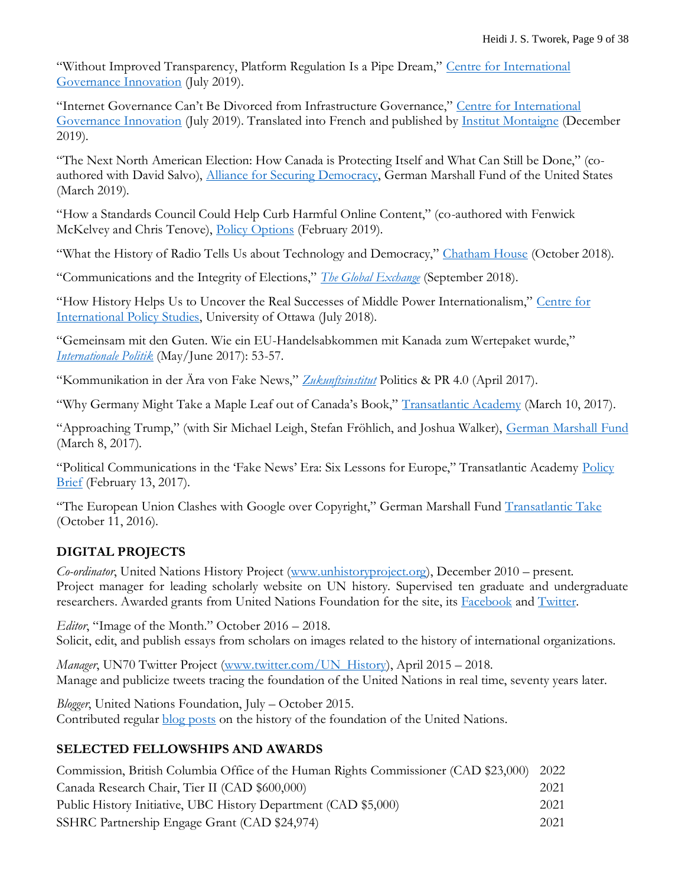"Without Improved Transparency, Platform Regulation Is a Pipe Dream," Centre for International Governance Innovation (July 2019).

"Internet Governance Can't Be Divorced from Infrastructure Governance," Centre for International Governance Innovation (July 2019). Translated into French and published by Institut Montaigne (December 2019).

"The Next North American Election: How Canada is Protecting Itself and What Can Still be Done," (co-authored with David Salvo), Alliance for Securing Democracy, German Marshall Fund of the United States (March 2019).

"How a Standards Council Could Help Curb Harmful Online Content," (co-authored with Fenwick McKelvey and Chris Tenove), Policy Options (February 2019).

"What the History of Radio Tells Us about Technology and Democracy," Chatham House (October 2018).

"Communications and the Integrity of Elections," *The Global Exchange* (September 2018).

"How History Helps Us to Uncover the Real Successes of Middle Power Internationalism," Centre for International Policy Studies, University of Ottawa (July 2018).

"Gemeinsam mit den Guten. Wie ein EU-Handelsabkommen mit Kanada zum Wertepaket wurde," *Internationale Politik* (May/June 2017): 53-57.

"Kommunikation in der Ära von Fake News," *Zukunftsinstitut* Politics & PR 4.0 (April 2017).

"Why Germany Might Take a Maple Leaf out of Canada's Book," Transatlantic Academy (March 10, 2017).

"Approaching Trump," (with Sir Michael Leigh, Stefan Fröhlich, and Joshua Walker), German Marshall Fund (March 8, 2017).

"Political Communications in the 'Fake News' Era: Six Lessons for Europe," Transatlantic Academy Policy Brief (February 13, 2017).

"The European Union Clashes with Google over Copyright," German Marshall Fund Transatlantic Take (October 11, 2016).

## DIGITAL PROJECTS

*Co-ordinator*, United Nations History Project (www.unhistoryproject.org), December 2010 – present.
Project manager for leading scholarly website on UN history. Supervised ten graduate and undergraduate researchers. Awarded grants from United Nations Foundation for the site, its Facebook and Twitter.

*Editor*, "Image of the Month." October 2016 – 2018.
Solicit, edit, and publish essays from scholars on images related to the history of international organizations.

*Manager*, UN70 Twitter Project (www.twitter.com/UN_History), April 2015 – 2018.
Manage and publicize tweets tracing the foundation of the United Nations in real time, seventy years later.

*Blogger*, United Nations Foundation, July – October 2015.
Contributed regular blog posts on the history of the foundation of the United Nations.

## SELECTED FELLOWSHIPS AND AWARDS

| | |
|---|---|
| Commission, British Columbia Office of the Human Rights Commissioner (CAD $23,000) | 2022 |
| Canada Research Chair, Tier II (CAD $600,000) | 2021 |
| Public History Initiative, UBC History Department (CAD $5,000) | 2021 |
| SSHRC Partnership Engage Grant (CAD $24,974) | 2021 |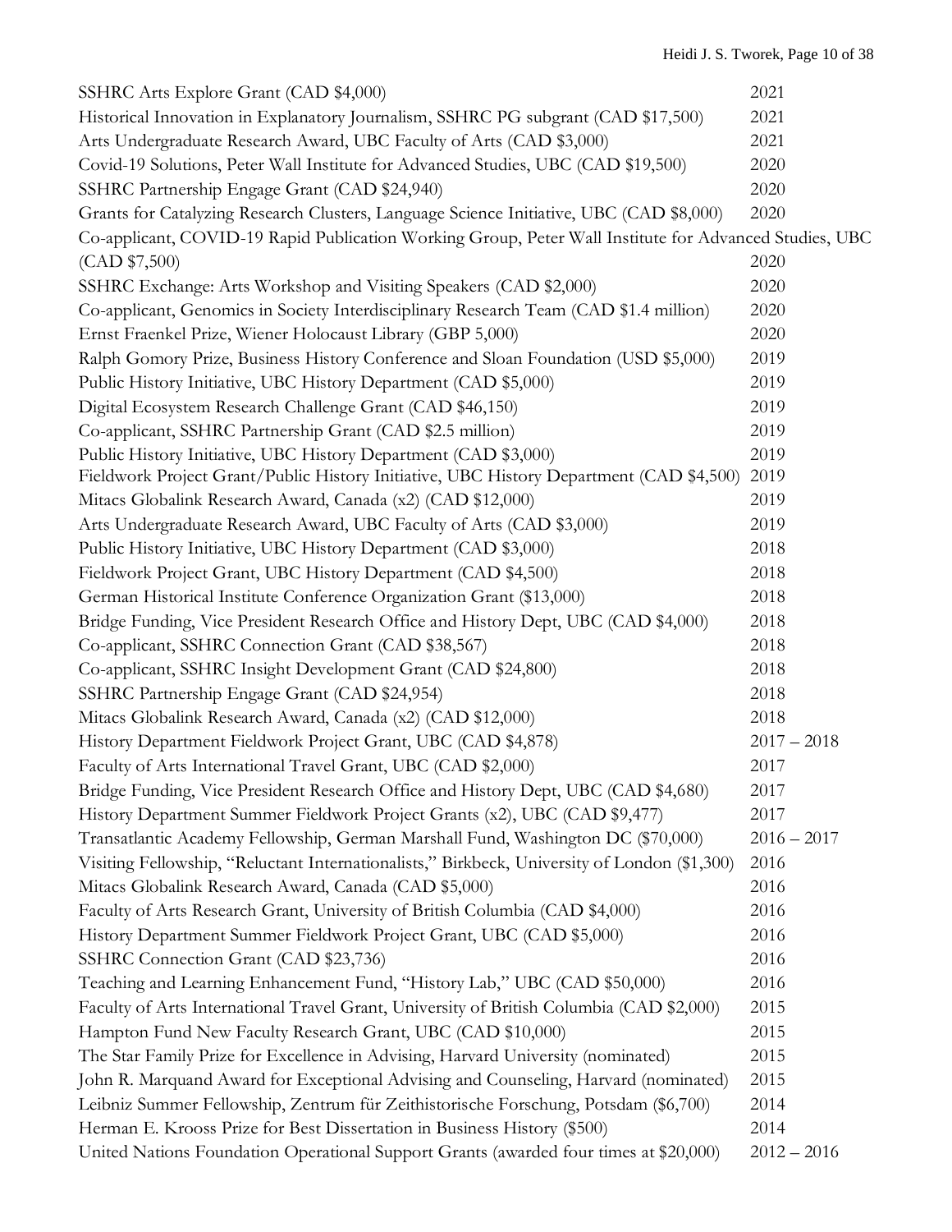| | |
|---|---|
| SSHRC Arts Explore Grant (CAD $4,000) | 2021 |
| Historical Innovation in Explanatory Journalism, SSHRC PG subgrant (CAD $17,500) | 2021 |
| Arts Undergraduate Research Award, UBC Faculty of Arts (CAD $3,000) | 2021 |
| Covid-19 Solutions, Peter Wall Institute for Advanced Studies, UBC (CAD $19,500) | 2020 |
| SSHRC Partnership Engage Grant (CAD $24,940) | 2020 |
| Grants for Catalyzing Research Clusters, Language Science Initiative, UBC (CAD $8,000) | 2020 |
| Co-applicant, COVID-19 Rapid Publication Working Group, Peter Wall Institute for Advanced Studies, UBC (CAD $7,500) | 2020 |
| SSHRC Exchange: Arts Workshop and Visiting Speakers (CAD $2,000) | 2020 |
| Co-applicant, Genomics in Society Interdisciplinary Research Team (CAD $1.4 million) | 2020 |
| Ernst Fraenkel Prize, Wiener Holocaust Library (GBP 5,000) | 2020 |
| Ralph Gomory Prize, Business History Conference and Sloan Foundation (USD $5,000) | 2019 |
| Public History Initiative, UBC History Department (CAD $5,000) | 2019 |
| Digital Ecosystem Research Challenge Grant (CAD $46,150) | 2019 |
| Co-applicant, SSHRC Partnership Grant (CAD $2.5 million) | 2019 |
| Public History Initiative, UBC History Department (CAD $3,000) | 2019 |
| Fieldwork Project Grant/Public History Initiative, UBC History Department (CAD $4,500) | 2019 |
| Mitacs Globalink Research Award, Canada (x2) (CAD $12,000) | 2019 |
| Arts Undergraduate Research Award, UBC Faculty of Arts (CAD $3,000) | 2019 |
| Public History Initiative, UBC History Department (CAD $3,000) | 2018 |
| Fieldwork Project Grant, UBC History Department (CAD $4,500) | 2018 |
| German Historical Institute Conference Organization Grant ($13,000) | 2018 |
| Bridge Funding, Vice President Research Office and History Dept, UBC (CAD $4,000) | 2018 |
| Co-applicant, SSHRC Connection Grant (CAD $38,567) | 2018 |
| Co-applicant, SSHRC Insight Development Grant (CAD $24,800) | 2018 |
| SSHRC Partnership Engage Grant (CAD $24,954) | 2018 |
| Mitacs Globalink Research Award, Canada (x2) (CAD $12,000) | 2018 |
| History Department Fieldwork Project Grant, UBC (CAD $4,878) | 2017 – 2018 |
| Faculty of Arts International Travel Grant, UBC (CAD $2,000) | 2017 |
| Bridge Funding, Vice President Research Office and History Dept, UBC (CAD $4,680) | 2017 |
| History Department Summer Fieldwork Project Grants (x2), UBC (CAD $9,477) | 2017 |
| Transatlantic Academy Fellowship, German Marshall Fund, Washington DC ($70,000) | 2016 – 2017 |
| Visiting Fellowship, "Reluctant Internationalists," Birkbeck, University of London ($1,300) | 2016 |
| Mitacs Globalink Research Award, Canada (CAD $5,000) | 2016 |
| Faculty of Arts Research Grant, University of British Columbia (CAD $4,000) | 2016 |
| History Department Summer Fieldwork Project Grant, UBC (CAD $5,000) | 2016 |
| SSHRC Connection Grant (CAD $23,736) | 2016 |
| Teaching and Learning Enhancement Fund, "History Lab," UBC (CAD $50,000) | 2016 |
| Faculty of Arts International Travel Grant, University of British Columbia (CAD $2,000) | 2015 |
| Hampton Fund New Faculty Research Grant, UBC (CAD $10,000) | 2015 |
| The Star Family Prize for Excellence in Advising, Harvard University (nominated) | 2015 |
| John R. Marquand Award for Exceptional Advising and Counseling, Harvard (nominated) | 2015 |
| Leibniz Summer Fellowship, Zentrum für Zeithistorische Forschung, Potsdam ($6,700) | 2014 |
| Herman E. Krooss Prize for Best Dissertation in Business History ($500) | 2014 |
| United Nations Foundation Operational Support Grants (awarded four times at $20,000) | 2012 – 2016 |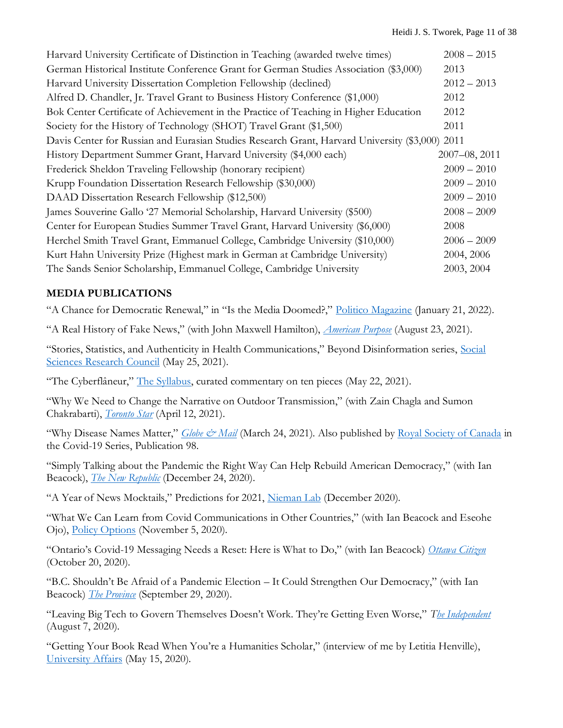| | |
|---|---|
| Harvard University Certificate of Distinction in Teaching (awarded twelve times) | 2008 – 2015 |
| German Historical Institute Conference Grant for German Studies Association ($3,000) | 2013 |
| Harvard University Dissertation Completion Fellowship (declined) | 2012 – 2013 |
| Alfred D. Chandler, Jr. Travel Grant to Business History Conference ($1,000) | 2012 |
| Bok Center Certificate of Achievement in the Practice of Teaching in Higher Education | 2012 |
| Society for the History of Technology (SHOT) Travel Grant ($1,500) | 2011 |
| Davis Center for Russian and Eurasian Studies Research Grant, Harvard University ($3,000) | 2011 |
| History Department Summer Grant, Harvard University ($4,000 each) | 2007–08, 2011 |
| Frederick Sheldon Traveling Fellowship (honorary recipient) | 2009 – 2010 |
| Krupp Foundation Dissertation Research Fellowship ($30,000) | 2009 – 2010 |
| DAAD Dissertation Research Fellowship ($12,500) | 2009 – 2010 |
| James Souverine Gallo '27 Memorial Scholarship, Harvard University ($500) | 2008 – 2009 |
| Center for European Studies Summer Travel Grant, Harvard University ($6,000) | 2008 |
| Herchel Smith Travel Grant, Emmanuel College, Cambridge University ($10,000) | 2006 – 2009 |
| Kurt Hahn University Prize (Highest mark in German at Cambridge University) | 2004, 2006 |
| The Sands Senior Scholarship, Emmanuel College, Cambridge University | 2003, 2004 |

## MEDIA PUBLICATIONS

"A Chance for Democratic Renewal," in "Is the Media Doomed?," Politico Magazine (January 21, 2022).

"A Real History of Fake News," (with John Maxwell Hamilton), *American Purpose* (August 23, 2021).

"Stories, Statistics, and Authenticity in Health Communications," Beyond Disinformation series, Social Sciences Research Council (May 25, 2021).

"The Cyberflâneur," The Syllabus, curated commentary on ten pieces (May 22, 2021).

"Why We Need to Change the Narrative on Outdoor Transmission," (with Zain Chagla and Sumon Chakrabarti), *Toronto Star* (April 12, 2021).

"Why Disease Names Matter," *Globe & Mail* (March 24, 2021). Also published by Royal Society of Canada in the Covid-19 Series, Publication 98.

"Simply Talking about the Pandemic the Right Way Can Help Rebuild American Democracy," (with Ian Beacock), *The New Republic* (December 24, 2020).

"A Year of News Mocktails," Predictions for 2021, Nieman Lab (December 2020).

"What We Can Learn from Covid Communications in Other Countries," (with Ian Beacock and Eseohe Ojo), Policy Options (November 5, 2020).

"Ontario's Covid-19 Messaging Needs a Reset: Here is What to Do," (with Ian Beacock) *Ottawa Citizen* (October 20, 2020).

"B.C. Shouldn't Be Afraid of a Pandemic Election – It Could Strengthen Our Democracy," (with Ian Beacock) *The Province* (September 29, 2020).

"Leaving Big Tech to Govern Themselves Doesn't Work. They're Getting Even Worse," *The Independent* (August 7, 2020).

"Getting Your Book Read When You're a Humanities Scholar," (interview of me by Letitia Henville), University Affairs (May 15, 2020).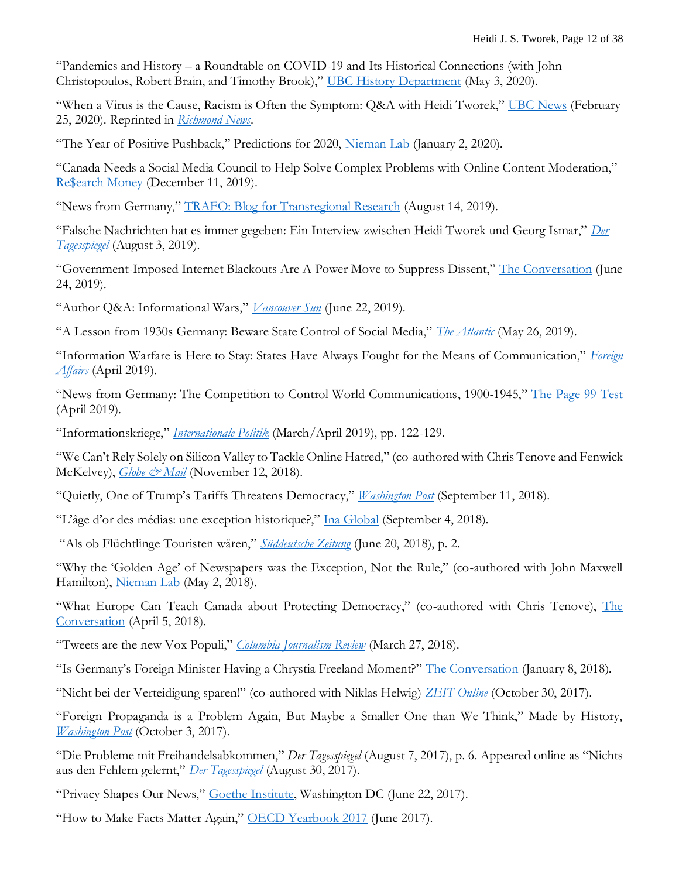"Pandemics and History – a Roundtable on COVID-19 and Its Historical Connections (with John Christopoulos, Robert Brain, and Timothy Brook)," UBC History Department (May 3, 2020).

"When a Virus is the Cause, Racism is Often the Symptom: Q&A with Heidi Tworek," UBC News (February 25, 2020). Reprinted in *Richmond News*.

"The Year of Positive Pushback," Predictions for 2020, Nieman Lab (January 2, 2020).

"Canada Needs a Social Media Council to Help Solve Complex Problems with Online Content Moderation," Re$earch Money (December 11, 2019).

"News from Germany," TRAFO: Blog for Transregional Research (August 14, 2019).

"Falsche Nachrichten hat es immer gegeben: Ein Interview zwischen Heidi Tworek und Georg Ismar," *Der Tagesspiegel* (August 3, 2019).

"Government-Imposed Internet Blackouts Are A Power Move to Suppress Dissent," The Conversation (June 24, 2019).

"Author Q&A: Informational Wars," *Vancouver Sun* (June 22, 2019).

"A Lesson from 1930s Germany: Beware State Control of Social Media," *The Atlantic* (May 26, 2019).

"Information Warfare is Here to Stay: States Have Always Fought for the Means of Communication," *Foreign Affairs* (April 2019).

"News from Germany: The Competition to Control World Communications, 1900-1945," The Page 99 Test (April 2019).

"Informationskriege," *Internationale Politik* (March/April 2019), pp. 122-129.

"We Can't Rely Solely on Silicon Valley to Tackle Online Hatred," (co-authored with Chris Tenove and Fenwick McKelvey), *Globe & Mail* (November 12, 2018).

"Quietly, One of Trump's Tariffs Threatens Democracy," *Washington Post* (September 11, 2018).

"L'âge d'or des médias: une exception historique?," Ina Global (September 4, 2018).

"Als ob Flüchtlinge Touristen wären," *Süddeutsche Zeitung* (June 20, 2018), p. 2.

"Why the 'Golden Age' of Newspapers was the Exception, Not the Rule," (co-authored with John Maxwell Hamilton), Nieman Lab (May 2, 2018).

"What Europe Can Teach Canada about Protecting Democracy," (co-authored with Chris Tenove), The Conversation (April 5, 2018).

"Tweets are the new Vox Populi," *Columbia Journalism Review* (March 27, 2018).

"Is Germany's Foreign Minister Having a Chrystia Freeland Moment?" The Conversation (January 8, 2018).

"Nicht bei der Verteidigung sparen!" (co-authored with Niklas Helwig) *ZEIT Online* (October 30, 2017).

"Foreign Propaganda is a Problem Again, But Maybe a Smaller One than We Think," Made by History, *Washington Post* (October 3, 2017).

"Die Probleme mit Freihandelsabkommen," *Der Tagesspiegel* (August 7, 2017), p. 6. Appeared online as "Nichts aus den Fehlern gelernt," *Der Tagesspiegel* (August 30, 2017).

"Privacy Shapes Our News," Goethe Institute, Washington DC (June 22, 2017).

"How to Make Facts Matter Again," OECD Yearbook 2017 (June 2017).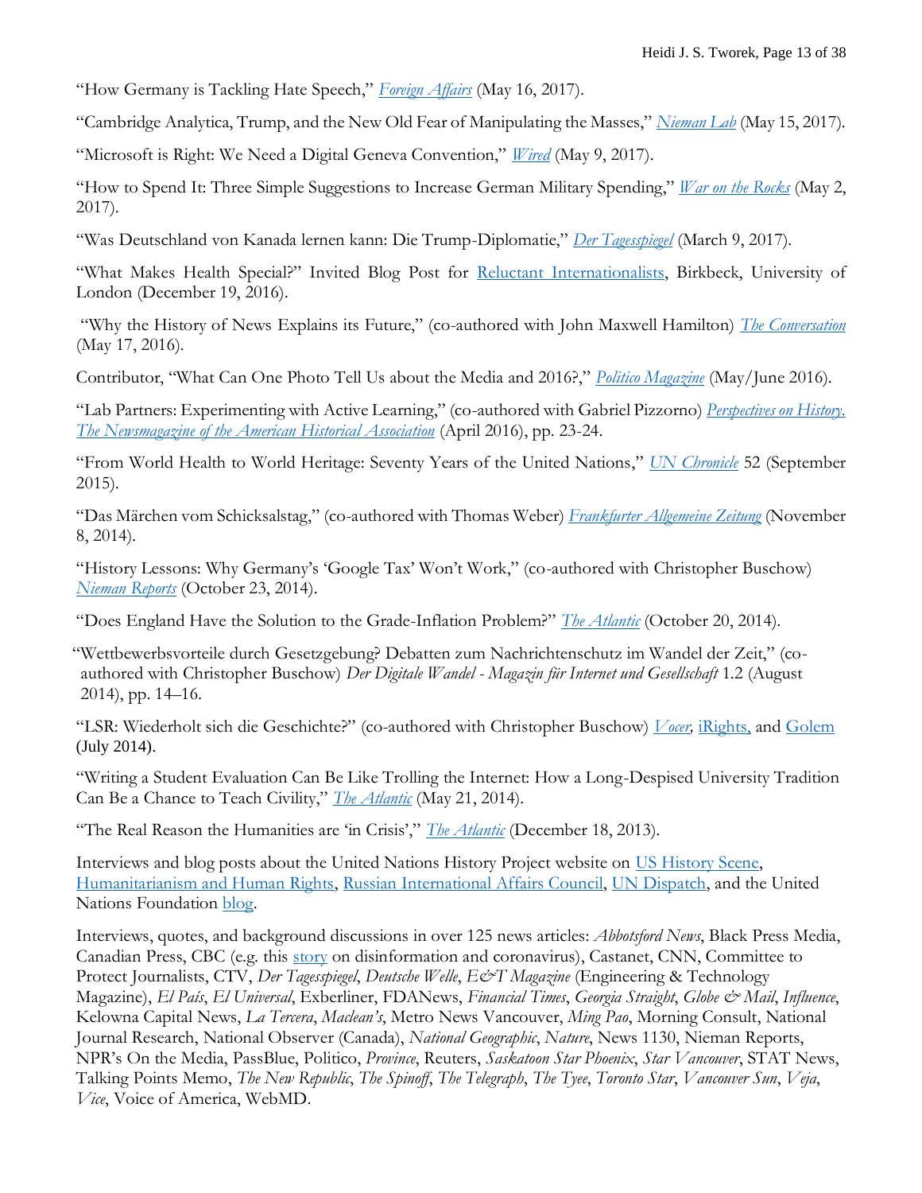"How Germany is Tackling Hate Speech," *Foreign Affairs* (May 16, 2017).

"Cambridge Analytica, Trump, and the New Old Fear of Manipulating the Masses," *Nieman Lab* (May 15, 2017).

"Microsoft is Right: We Need a Digital Geneva Convention," *Wired* (May 9, 2017).

"How to Spend It: Three Simple Suggestions to Increase German Military Spending," *War on the Rocks* (May 2, 2017).

"Was Deutschland von Kanada lernen kann: Die Trump-Diplomatie," *Der Tagesspiegel* (March 9, 2017).

"What Makes Health Special?" Invited Blog Post for Reluctant Internationalists, Birkbeck, University of London (December 19, 2016).

"Why the History of News Explains its Future," (co-authored with John Maxwell Hamilton) *The Conversation* (May 17, 2016).

Contributor, "What Can One Photo Tell Us about the Media and 2016?," *Politico Magazine* (May/June 2016).

"Lab Partners: Experimenting with Active Learning," (co-authored with Gabriel Pizzorno) *Perspectives on History. The Newsmagazine of the American Historical Association* (April 2016), pp. 23-24.

"From World Health to World Heritage: Seventy Years of the United Nations," *UN Chronicle* 52 (September 2015).

"Das Märchen vom Schicksalstag," (co-authored with Thomas Weber) *Frankfurter Allgemeine Zeitung* (November 8, 2014).

"History Lessons: Why Germany's 'Google Tax' Won't Work," (co-authored with Christopher Buschow) *Nieman Reports* (October 23, 2014).

"Does England Have the Solution to the Grade-Inflation Problem?" *The Atlantic* (October 20, 2014).

"Wettbewerbsvorteile durch Gesetzgebung? Debatten zum Nachrichtenschutz im Wandel der Zeit," (co-authored with Christopher Buschow) *Der Digitale Wandel - Magazin für Internet und Gesellschaft* 1.2 (August 2014), pp. 14–16.

"LSR: Wiederholt sich die Geschichte?" (co-authored with Christopher Buschow) *Vocer,* iRights, and Golem (July 2014).

"Writing a Student Evaluation Can Be Like Trolling the Internet: How a Long-Despised University Tradition Can Be a Chance to Teach Civility," *The Atlantic* (May 21, 2014).

"The Real Reason the Humanities are 'in Crisis'," *The Atlantic* (December 18, 2013).

Interviews and blog posts about the United Nations History Project website on US History Scene, Humanitarianism and Human Rights, Russian International Affairs Council, UN Dispatch, and the United Nations Foundation blog.

Interviews, quotes, and background discussions in over 125 news articles: *Abbotsford News*, Black Press Media, Canadian Press, CBC (e.g. this story on disinformation and coronavirus), Castanet, CNN, Committee to Protect Journalists, CTV, *Der Tagesspiegel*, *Deutsche Welle*, *E&T Magazine* (Engineering & Technology Magazine), *El País*, *El Universal*, Exberliner, FDANews, *Financial Times*, *Georgia Straight*, *Globe & Mail*, *Influence*, Kelowna Capital News, *La Tercera*, *Maclean's*, Metro News Vancouver, *Ming Pao*, Morning Consult, National Journal Research, National Observer (Canada), *National Geographic*, *Nature*, News 1130, Nieman Reports, NPR's On the Media, PassBlue, Politico, *Province*, Reuters, *Saskatoon Star Phoenix*, *Star Vancouver*, STAT News, Talking Points Memo, *The New Republic*, *The Spinoff*, *The Telegraph*, *The Tyee*, *Toronto Star*, *Vancouver Sun*, *Veja*, *Vice*, Voice of America, WebMD.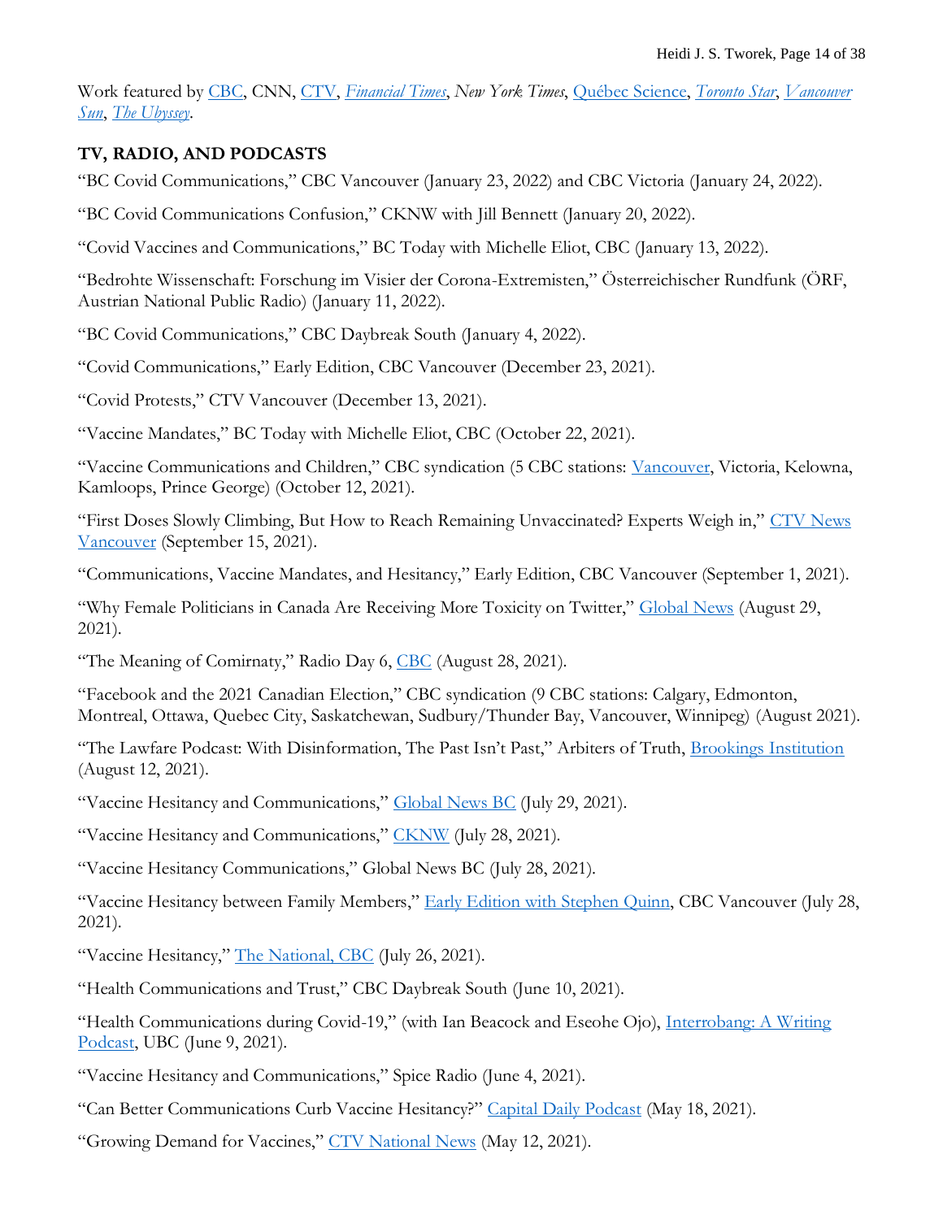Work featured by CBC, CNN, CTV, *Financial Times*, *New York Times*, Québec Science, *Toronto Star*, *Vancouver Sun*, *The Ubyssey*.

## TV, RADIO, AND PODCASTS

"BC Covid Communications," CBC Vancouver (January 23, 2022) and CBC Victoria (January 24, 2022).

"BC Covid Communications Confusion," CKNW with Jill Bennett (January 20, 2022).

"Covid Vaccines and Communications," BC Today with Michelle Eliot, CBC (January 13, 2022).

"Bedrohte Wissenschaft: Forschung im Visier der Corona-Extremisten," Österreichischer Rundfunk (ÖRF, Austrian National Public Radio) (January 11, 2022).

"BC Covid Communications," CBC Daybreak South (January 4, 2022).

"Covid Communications," Early Edition, CBC Vancouver (December 23, 2021).

"Covid Protests," CTV Vancouver (December 13, 2021).

"Vaccine Mandates," BC Today with Michelle Eliot, CBC (October 22, 2021).

"Vaccine Communications and Children," CBC syndication (5 CBC stations: Vancouver, Victoria, Kelowna, Kamloops, Prince George) (October 12, 2021).

"First Doses Slowly Climbing, But How to Reach Remaining Unvaccinated? Experts Weigh in," CTV News Vancouver (September 15, 2021).

"Communications, Vaccine Mandates, and Hesitancy," Early Edition, CBC Vancouver (September 1, 2021).

"Why Female Politicians in Canada Are Receiving More Toxicity on Twitter," Global News (August 29, 2021).

"The Meaning of Comirnaty," Radio Day 6, CBC (August 28, 2021).

"Facebook and the 2021 Canadian Election," CBC syndication (9 CBC stations: Calgary, Edmonton, Montreal, Ottawa, Quebec City, Saskatchewan, Sudbury/Thunder Bay, Vancouver, Winnipeg) (August 2021).

"The Lawfare Podcast: With Disinformation, The Past Isn't Past," Arbiters of Truth, Brookings Institution (August 12, 2021).

"Vaccine Hesitancy and Communications," Global News BC (July 29, 2021).

"Vaccine Hesitancy and Communications," CKNW (July 28, 2021).

"Vaccine Hesitancy Communications," Global News BC (July 28, 2021).

"Vaccine Hesitancy between Family Members," Early Edition with Stephen Quinn, CBC Vancouver (July 28, 2021).

"Vaccine Hesitancy," The National, CBC (July 26, 2021).

"Health Communications and Trust," CBC Daybreak South (June 10, 2021).

"Health Communications during Covid-19," (with Ian Beacock and Eseohe Ojo), Interrobang: A Writing Podcast, UBC (June 9, 2021).

"Vaccine Hesitancy and Communications," Spice Radio (June 4, 2021).

"Can Better Communications Curb Vaccine Hesitancy?" Capital Daily Podcast (May 18, 2021).

"Growing Demand for Vaccines," CTV National News (May 12, 2021).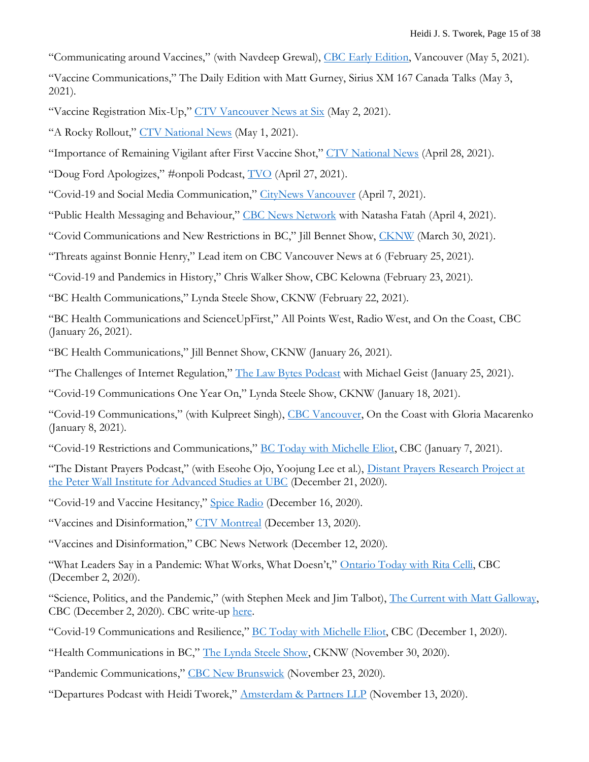"Communicating around Vaccines," (with Navdeep Grewal), CBC Early Edition, Vancouver (May 5, 2021).

"Vaccine Communications," The Daily Edition with Matt Gurney, Sirius XM 167 Canada Talks (May 3, 2021).

"Vaccine Registration Mix-Up," CTV Vancouver News at Six (May 2, 2021).

"A Rocky Rollout," CTV National News (May 1, 2021).

"Importance of Remaining Vigilant after First Vaccine Shot," CTV National News (April 28, 2021).

"Doug Ford Apologizes," #onpoli Podcast, TVO (April 27, 2021).

"Covid-19 and Social Media Communication," CityNews Vancouver (April 7, 2021).

"Public Health Messaging and Behaviour," CBC News Network with Natasha Fatah (April 4, 2021).

"Covid Communications and New Restrictions in BC," Jill Bennet Show, CKNW (March 30, 2021).

"Threats against Bonnie Henry," Lead item on CBC Vancouver News at 6 (February 25, 2021).

"Covid-19 and Pandemics in History," Chris Walker Show, CBC Kelowna (February 23, 2021).

"BC Health Communications," Lynda Steele Show, CKNW (February 22, 2021).

"BC Health Communications and ScienceUpFirst," All Points West, Radio West, and On the Coast, CBC (January 26, 2021).

"BC Health Communications," Jill Bennet Show, CKNW (January 26, 2021).

"The Challenges of Internet Regulation," The Law Bytes Podcast with Michael Geist (January 25, 2021).

"Covid-19 Communications One Year On," Lynda Steele Show, CKNW (January 18, 2021).

"Covid-19 Communications," (with Kulpreet Singh), CBC Vancouver, On the Coast with Gloria Macarenko (January 8, 2021).

"Covid-19 Restrictions and Communications," BC Today with Michelle Eliot, CBC (January 7, 2021).

"The Distant Prayers Podcast," (with Eseohe Ojo, Yoojung Lee et al.), Distant Prayers Research Project at the Peter Wall Institute for Advanced Studies at UBC (December 21, 2020).

"Covid-19 and Vaccine Hesitancy," Spice Radio (December 16, 2020).

"Vaccines and Disinformation," CTV Montreal (December 13, 2020).

"Vaccines and Disinformation," CBC News Network (December 12, 2020).

"What Leaders Say in a Pandemic: What Works, What Doesn't," Ontario Today with Rita Celli, CBC (December 2, 2020).

"Science, Politics, and the Pandemic," (with Stephen Meek and Jim Talbot), The Current with Matt Galloway, CBC (December 2, 2020). CBC write-up here.

"Covid-19 Communications and Resilience," BC Today with Michelle Eliot, CBC (December 1, 2020).

"Health Communications in BC," The Lynda Steele Show, CKNW (November 30, 2020).

"Pandemic Communications," CBC New Brunswick (November 23, 2020).

"Departures Podcast with Heidi Tworek," Amsterdam & Partners LLP (November 13, 2020).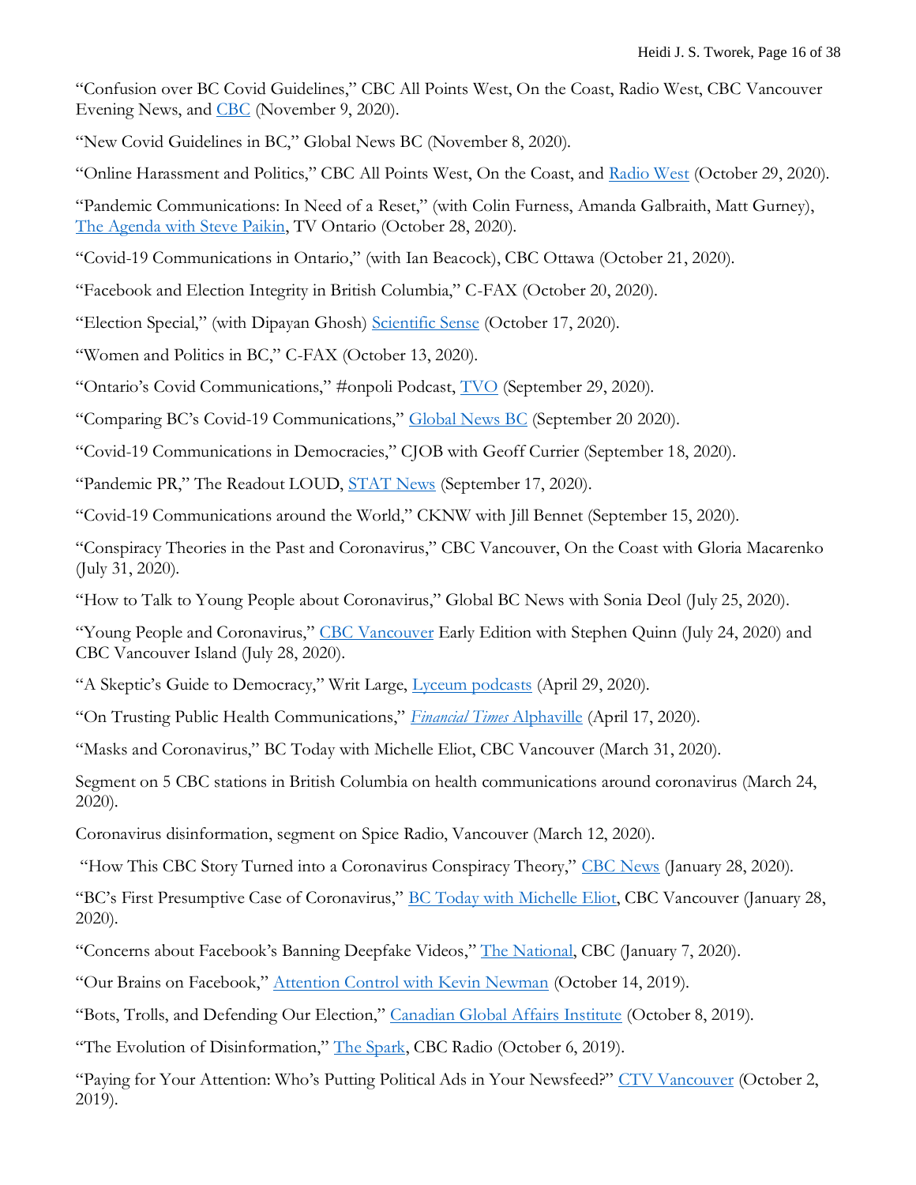"Confusion over BC Covid Guidelines," CBC All Points West, On the Coast, Radio West, CBC Vancouver Evening News, and CBC (November 9, 2020).

"New Covid Guidelines in BC," Global News BC (November 8, 2020).

"Online Harassment and Politics," CBC All Points West, On the Coast, and Radio West (October 29, 2020).

"Pandemic Communications: In Need of a Reset," (with Colin Furness, Amanda Galbraith, Matt Gurney), The Agenda with Steve Paikin, TV Ontario (October 28, 2020).

"Covid-19 Communications in Ontario," (with Ian Beacock), CBC Ottawa (October 21, 2020).

"Facebook and Election Integrity in British Columbia," C-FAX (October 20, 2020).

"Election Special," (with Dipayan Ghosh) Scientific Sense (October 17, 2020).

"Women and Politics in BC," C-FAX (October 13, 2020).

"Ontario's Covid Communications," #onpoli Podcast, TVO (September 29, 2020).

"Comparing BC's Covid-19 Communications," Global News BC (September 20 2020).

"Covid-19 Communications in Democracies," CJOB with Geoff Currier (September 18, 2020).

"Pandemic PR," The Readout LOUD, STAT News (September 17, 2020).

"Covid-19 Communications around the World," CKNW with Jill Bennet (September 15, 2020).

"Conspiracy Theories in the Past and Coronavirus," CBC Vancouver, On the Coast with Gloria Macarenko (July 31, 2020).

"How to Talk to Young People about Coronavirus," Global BC News with Sonia Deol (July 25, 2020).

"Young People and Coronavirus," CBC Vancouver Early Edition with Stephen Quinn (July 24, 2020) and CBC Vancouver Island (July 28, 2020).

"A Skeptic's Guide to Democracy," Writ Large, Lyceum podcasts (April 29, 2020).

"On Trusting Public Health Communications," *Financial Times* Alphaville (April 17, 2020).

"Masks and Coronavirus," BC Today with Michelle Eliot, CBC Vancouver (March 31, 2020).

Segment on 5 CBC stations in British Columbia on health communications around coronavirus (March 24, 2020).

Coronavirus disinformation, segment on Spice Radio, Vancouver (March 12, 2020).

"How This CBC Story Turned into a Coronavirus Conspiracy Theory," CBC News (January 28, 2020).

"BC's First Presumptive Case of Coronavirus," BC Today with Michelle Eliot, CBC Vancouver (January 28, 2020).

"Concerns about Facebook's Banning Deepfake Videos," The National, CBC (January 7, 2020).

"Our Brains on Facebook," Attention Control with Kevin Newman (October 14, 2019).

"Bots, Trolls, and Defending Our Election," Canadian Global Affairs Institute (October 8, 2019).

"The Evolution of Disinformation," The Spark, CBC Radio (October 6, 2019).

"Paying for Your Attention: Who's Putting Political Ads in Your Newsfeed?" CTV Vancouver (October 2, 2019).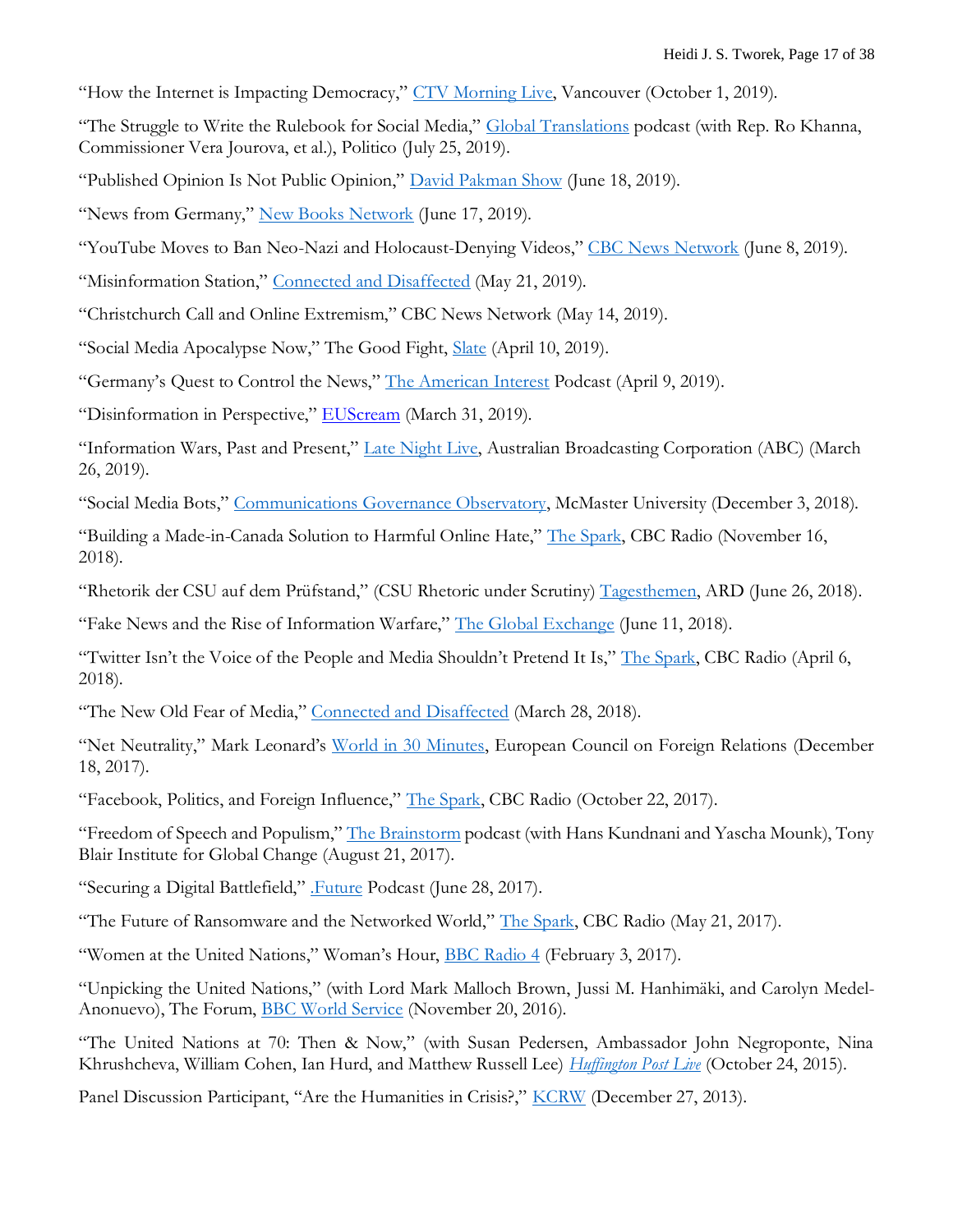"How the Internet is Impacting Democracy," CTV Morning Live, Vancouver (October 1, 2019).

"The Struggle to Write the Rulebook for Social Media," Global Translations podcast (with Rep. Ro Khanna, Commissioner Vera Jourova, et al.), Politico (July 25, 2019).

"Published Opinion Is Not Public Opinion," David Pakman Show (June 18, 2019).

"News from Germany," New Books Network (June 17, 2019).

"YouTube Moves to Ban Neo-Nazi and Holocaust-Denying Videos," CBC News Network (June 8, 2019).

"Misinformation Station," Connected and Disaffected (May 21, 2019).

"Christchurch Call and Online Extremism," CBC News Network (May 14, 2019).

"Social Media Apocalypse Now," The Good Fight, Slate (April 10, 2019).

"Germany's Quest to Control the News," The American Interest Podcast (April 9, 2019).

"Disinformation in Perspective," EUScream (March 31, 2019).

"Information Wars, Past and Present," Late Night Live, Australian Broadcasting Corporation (ABC) (March 26, 2019).

"Social Media Bots," Communications Governance Observatory, McMaster University (December 3, 2018).

"Building a Made-in-Canada Solution to Harmful Online Hate," The Spark, CBC Radio (November 16, 2018).

"Rhetorik der CSU auf dem Prüfstand," (CSU Rhetoric under Scrutiny) Tagesthemen, ARD (June 26, 2018).

"Fake News and the Rise of Information Warfare," The Global Exchange (June 11, 2018).

"Twitter Isn't the Voice of the People and Media Shouldn't Pretend It Is," The Spark, CBC Radio (April 6, 2018).

"The New Old Fear of Media," Connected and Disaffected (March 28, 2018).

"Net Neutrality," Mark Leonard's World in 30 Minutes, European Council on Foreign Relations (December 18, 2017).

"Facebook, Politics, and Foreign Influence," The Spark, CBC Radio (October 22, 2017).

"Freedom of Speech and Populism," The Brainstorm podcast (with Hans Kundnani and Yascha Mounk), Tony Blair Institute for Global Change (August 21, 2017).

"Securing a Digital Battlefield," .Future Podcast (June 28, 2017).

"The Future of Ransomware and the Networked World," The Spark, CBC Radio (May 21, 2017).

"Women at the United Nations," Woman's Hour, BBC Radio 4 (February 3, 2017).

"Unpicking the United Nations," (with Lord Mark Malloch Brown, Jussi M. Hanhimäki, and Carolyn Medel-Anonuevo), The Forum, BBC World Service (November 20, 2016).

"The United Nations at 70: Then & Now," (with Susan Pedersen, Ambassador John Negroponte, Nina Khrushcheva, William Cohen, Ian Hurd, and Matthew Russell Lee) *Huffington Post Live* (October 24, 2015).

Panel Discussion Participant, "Are the Humanities in Crisis?," KCRW (December 27, 2013).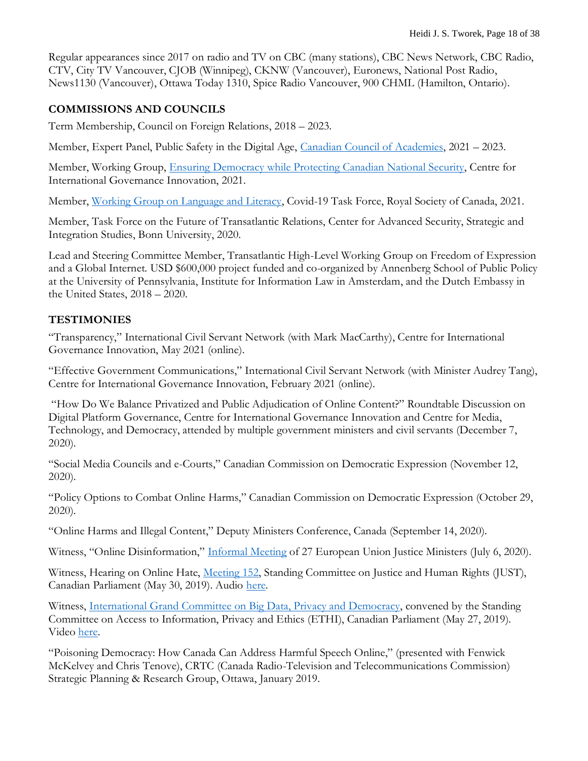Regular appearances since 2017 on radio and TV on CBC (many stations), CBC News Network, CBC Radio, CTV, City TV Vancouver, CJOB (Winnipeg), CKNW (Vancouver), Euronews, National Post Radio, News1130 (Vancouver), Ottawa Today 1310, Spice Radio Vancouver, 900 CHML (Hamilton, Ontario).

## COMMISSIONS AND COUNCILS

Term Membership, Council on Foreign Relations, 2018 – 2023.

Member, Expert Panel, Public Safety in the Digital Age, Canadian Council of Academies, 2021 – 2023.

Member, Working Group, Ensuring Democracy while Protecting Canadian National Security, Centre for International Governance Innovation, 2021.

Member, Working Group on Language and Literacy, Covid-19 Task Force, Royal Society of Canada, 2021.

Member, Task Force on the Future of Transatlantic Relations, Center for Advanced Security, Strategic and Integration Studies, Bonn University, 2020.

Lead and Steering Committee Member, Transatlantic High-Level Working Group on Freedom of Expression and a Global Internet. USD $600,000 project funded and co-organized by Annenberg School of Public Policy at the University of Pennsylvania, Institute for Information Law in Amsterdam, and the Dutch Embassy in the United States, 2018 – 2020.

## TESTIMONIES

"Transparency," International Civil Servant Network (with Mark MacCarthy), Centre for International Governance Innovation, May 2021 (online).

"Effective Government Communications," International Civil Servant Network (with Minister Audrey Tang), Centre for International Governance Innovation, February 2021 (online).

"How Do We Balance Privatized and Public Adjudication of Online Content?" Roundtable Discussion on Digital Platform Governance, Centre for International Governance Innovation and Centre for Media, Technology, and Democracy, attended by multiple government ministers and civil servants (December 7, 2020).

"Social Media Councils and e-Courts," Canadian Commission on Democratic Expression (November 12, 2020).

"Policy Options to Combat Online Harms," Canadian Commission on Democratic Expression (October 29, 2020).

"Online Harms and Illegal Content," Deputy Ministers Conference, Canada (September 14, 2020).

Witness, "Online Disinformation," Informal Meeting of 27 European Union Justice Ministers (July 6, 2020).

Witness, Hearing on Online Hate, Meeting 152, Standing Committee on Justice and Human Rights (JUST), Canadian Parliament (May 30, 2019). Audio here.

Witness, International Grand Committee on Big Data, Privacy and Democracy, convened by the Standing Committee on Access to Information, Privacy and Ethics (ETHI), Canadian Parliament (May 27, 2019). Video here.

"Poisoning Democracy: How Canada Can Address Harmful Speech Online," (presented with Fenwick McKelvey and Chris Tenove), CRTC (Canada Radio-Television and Telecommunications Commission) Strategic Planning & Research Group, Ottawa, January 2019.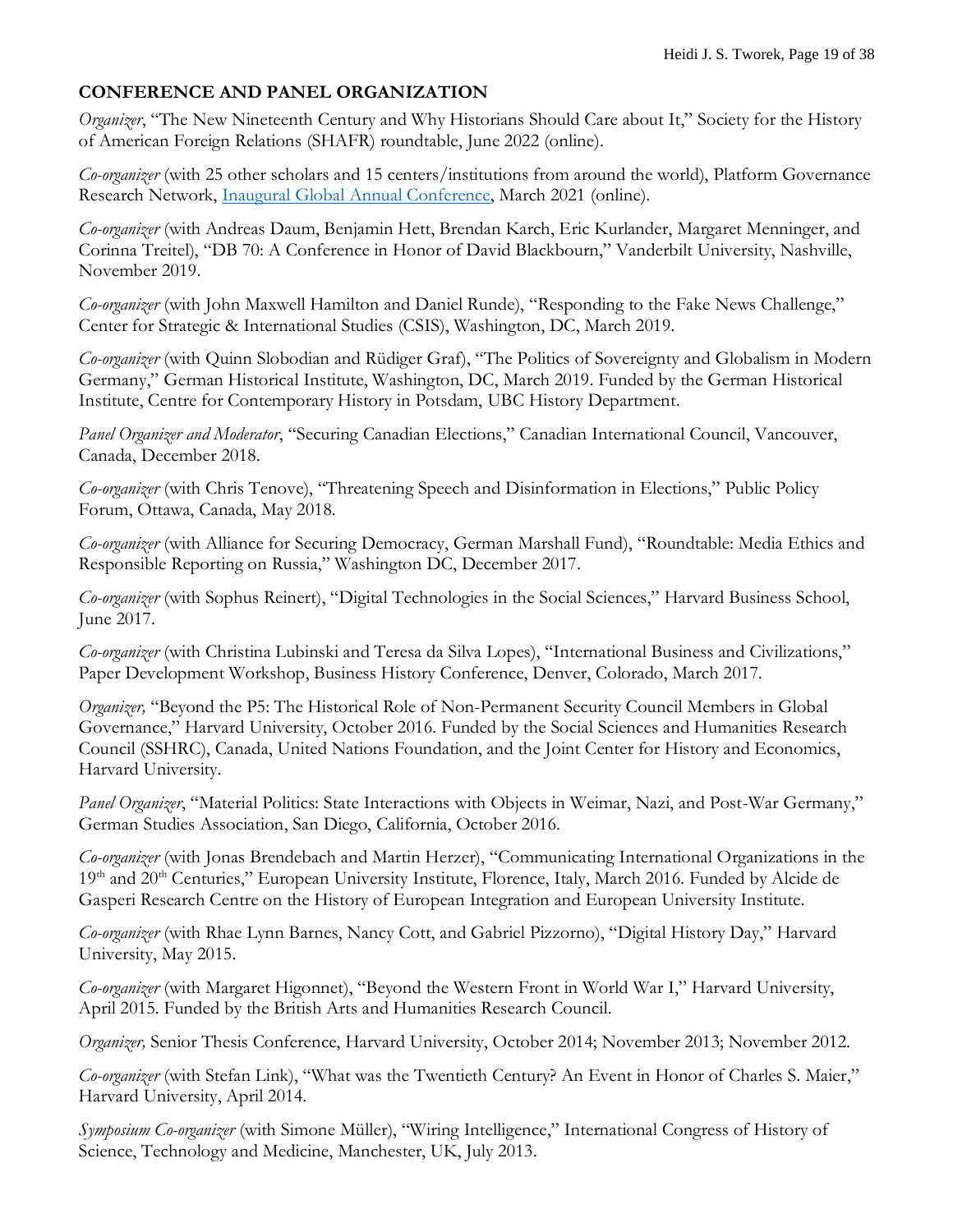## CONFERENCE AND PANEL ORGANIZATION

*Organizer*, "The New Nineteenth Century and Why Historians Should Care about It," Society for the History of American Foreign Relations (SHAFR) roundtable, June 2022 (online).

*Co-organizer* (with 25 other scholars and 15 centers/institutions from around the world), Platform Governance Research Network, Inaugural Global Annual Conference, March 2021 (online).

*Co-organizer* (with Andreas Daum, Benjamin Hett, Brendan Karch, Eric Kurlander, Margaret Menninger, and Corinna Treitel), "DB 70: A Conference in Honor of David Blackbourn," Vanderbilt University, Nashville, November 2019.

*Co-organizer* (with John Maxwell Hamilton and Daniel Runde), "Responding to the Fake News Challenge," Center for Strategic & International Studies (CSIS), Washington, DC, March 2019.

*Co-organizer* (with Quinn Slobodian and Rüdiger Graf), "The Politics of Sovereignty and Globalism in Modern Germany," German Historical Institute, Washington, DC, March 2019. Funded by the German Historical Institute, Centre for Contemporary History in Potsdam, UBC History Department.

*Panel Organizer and Moderator*, "Securing Canadian Elections," Canadian International Council, Vancouver, Canada, December 2018.

*Co-organizer* (with Chris Tenove), "Threatening Speech and Disinformation in Elections," Public Policy Forum, Ottawa, Canada, May 2018.

*Co-organizer* (with Alliance for Securing Democracy, German Marshall Fund), "Roundtable: Media Ethics and Responsible Reporting on Russia," Washington DC, December 2017.

*Co-organizer* (with Sophus Reinert), "Digital Technologies in the Social Sciences," Harvard Business School, June 2017.

*Co-organizer* (with Christina Lubinski and Teresa da Silva Lopes), "International Business and Civilizations," Paper Development Workshop, Business History Conference, Denver, Colorado, March 2017.

*Organizer,* "Beyond the P5: The Historical Role of Non-Permanent Security Council Members in Global Governance," Harvard University, October 2016. Funded by the Social Sciences and Humanities Research Council (SSHRC), Canada, United Nations Foundation, and the Joint Center for History and Economics, Harvard University.

*Panel Organizer*, "Material Politics: State Interactions with Objects in Weimar, Nazi, and Post-War Germany," German Studies Association, San Diego, California, October 2016.

*Co-organizer* (with Jonas Brendebach and Martin Herzer), "Communicating International Organizations in the 19th and 20th Centuries," European University Institute, Florence, Italy, March 2016. Funded by Alcide de Gasperi Research Centre on the History of European Integration and European University Institute.

*Co-organizer* (with Rhae Lynn Barnes, Nancy Cott, and Gabriel Pizzorno), "Digital History Day," Harvard University, May 2015.

*Co-organizer* (with Margaret Higonnet), "Beyond the Western Front in World War I," Harvard University, April 2015. Funded by the British Arts and Humanities Research Council.

*Organizer,* Senior Thesis Conference, Harvard University, October 2014; November 2013; November 2012.

*Co-organizer* (with Stefan Link), "What was the Twentieth Century? An Event in Honor of Charles S. Maier," Harvard University, April 2014.

*Symposium Co-organizer* (with Simone Müller), "Wiring Intelligence," International Congress of History of Science, Technology and Medicine, Manchester, UK, July 2013.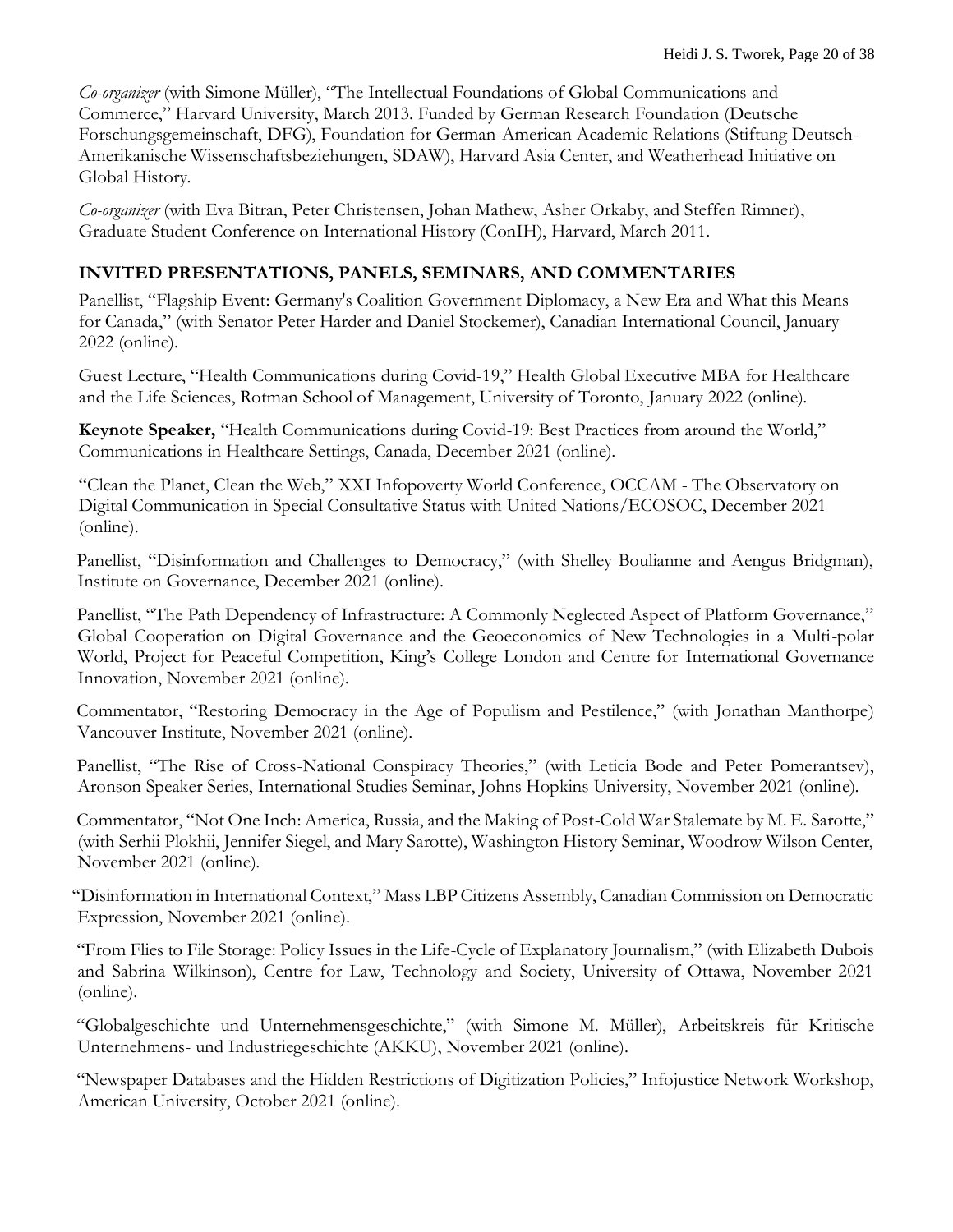*Co-organizer* (with Simone Müller), "The Intellectual Foundations of Global Communications and Commerce," Harvard University, March 2013. Funded by German Research Foundation (Deutsche Forschungsgemeinschaft, DFG), Foundation for German-American Academic Relations (Stiftung Deutsch-Amerikanische Wissenschaftsbeziehungen, SDAW), Harvard Asia Center, and Weatherhead Initiative on Global History.

*Co-organizer* (with Eva Bitran, Peter Christensen, Johan Mathew, Asher Orkaby, and Steffen Rimner), Graduate Student Conference on International History (ConIH), Harvard, March 2011.

## INVITED PRESENTATIONS, PANELS, SEMINARS, AND COMMENTARIES

Panellist, "Flagship Event: Germany's Coalition Government Diplomacy, a New Era and What this Means for Canada," (with Senator Peter Harder and Daniel Stockemer), Canadian International Council, January 2022 (online).

Guest Lecture, "Health Communications during Covid-19," Health Global Executive MBA for Healthcare and the Life Sciences, Rotman School of Management, University of Toronto, January 2022 (online).

**Keynote Speaker,** "Health Communications during Covid-19: Best Practices from around the World," Communications in Healthcare Settings, Canada, December 2021 (online).

"Clean the Planet, Clean the Web," XXI Infopoverty World Conference, OCCAM - The Observatory on Digital Communication in Special Consultative Status with United Nations/ECOSOC, December 2021 (online).

Panellist, "Disinformation and Challenges to Democracy," (with Shelley Boulianne and Aengus Bridgman), Institute on Governance, December 2021 (online).

Panellist, "The Path Dependency of Infrastructure: A Commonly Neglected Aspect of Platform Governance," Global Cooperation on Digital Governance and the Geoeconomics of New Technologies in a Multi-polar World, Project for Peaceful Competition, King's College London and Centre for International Governance Innovation, November 2021 (online).

Commentator, "Restoring Democracy in the Age of Populism and Pestilence," (with Jonathan Manthorpe) Vancouver Institute, November 2021 (online).

Panellist, "The Rise of Cross-National Conspiracy Theories," (with Leticia Bode and Peter Pomerantsev), Aronson Speaker Series, International Studies Seminar, Johns Hopkins University, November 2021 (online).

Commentator, "Not One Inch: America, Russia, and the Making of Post-Cold War Stalemate by M. E. Sarotte," (with Serhii Plokhii, Jennifer Siegel, and Mary Sarotte), Washington History Seminar, Woodrow Wilson Center, November 2021 (online).

"Disinformation in International Context," Mass LBP Citizens Assembly, Canadian Commission on Democratic Expression, November 2021 (online).

"From Flies to File Storage: Policy Issues in the Life-Cycle of Explanatory Journalism," (with Elizabeth Dubois and Sabrina Wilkinson), Centre for Law, Technology and Society, University of Ottawa, November 2021 (online).

"Globalgeschichte und Unternehmensgeschichte," (with Simone M. Müller), Arbeitskreis für Kritische Unternehmens- und Industriegeschichte (AKKU), November 2021 (online).

"Newspaper Databases and the Hidden Restrictions of Digitization Policies," Infojustice Network Workshop, American University, October 2021 (online).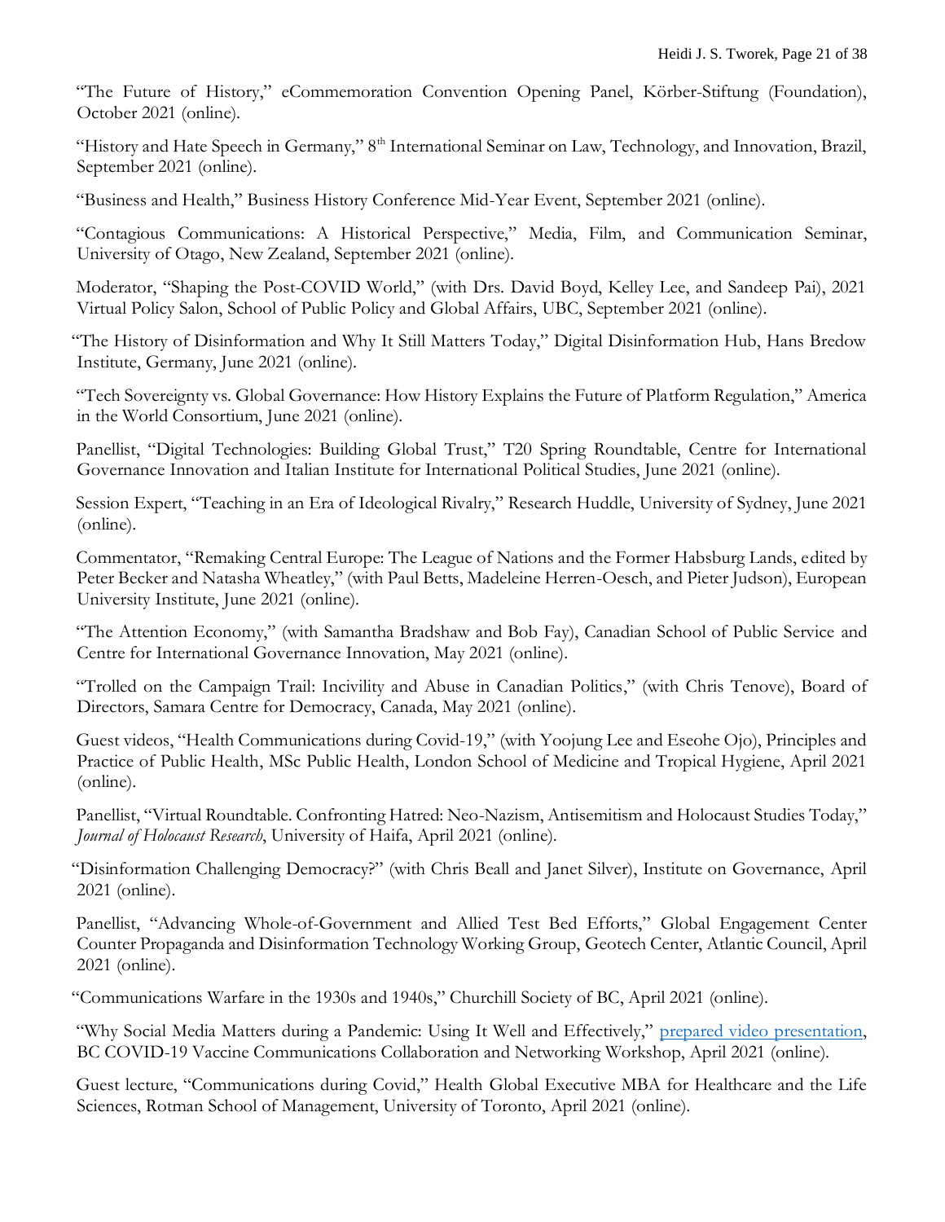"The Future of History," eCommemoration Convention Opening Panel, Körber-Stiftung (Foundation), October 2021 (online).

"History and Hate Speech in Germany," 8th International Seminar on Law, Technology, and Innovation, Brazil, September 2021 (online).

"Business and Health," Business History Conference Mid-Year Event, September 2021 (online).

"Contagious Communications: A Historical Perspective," Media, Film, and Communication Seminar, University of Otago, New Zealand, September 2021 (online).

Moderator, "Shaping the Post-COVID World," (with Drs. David Boyd, Kelley Lee, and Sandeep Pai), 2021 Virtual Policy Salon, School of Public Policy and Global Affairs, UBC, September 2021 (online).

"The History of Disinformation and Why It Still Matters Today," Digital Disinformation Hub, Hans Bredow Institute, Germany, June 2021 (online).

"Tech Sovereignty vs. Global Governance: How History Explains the Future of Platform Regulation," America in the World Consortium, June 2021 (online).

Panellist, "Digital Technologies: Building Global Trust," T20 Spring Roundtable, Centre for International Governance Innovation and Italian Institute for International Political Studies, June 2021 (online).

Session Expert, "Teaching in an Era of Ideological Rivalry," Research Huddle, University of Sydney, June 2021 (online).

Commentator, "Remaking Central Europe: The League of Nations and the Former Habsburg Lands, edited by Peter Becker and Natasha Wheatley," (with Paul Betts, Madeleine Herren-Oesch, and Pieter Judson), European University Institute, June 2021 (online).

"The Attention Economy," (with Samantha Bradshaw and Bob Fay), Canadian School of Public Service and Centre for International Governance Innovation, May 2021 (online).

"Trolled on the Campaign Trail: Incivility and Abuse in Canadian Politics," (with Chris Tenove), Board of Directors, Samara Centre for Democracy, Canada, May 2021 (online).

Guest videos, "Health Communications during Covid-19," (with Yoojung Lee and Eseohe Ojo), Principles and Practice of Public Health, MSc Public Health, London School of Medicine and Tropical Hygiene, April 2021 (online).

Panellist, "Virtual Roundtable. Confronting Hatred: Neo-Nazism, Antisemitism and Holocaust Studies Today," *Journal of Holocaust Research*, University of Haifa, April 2021 (online).

"Disinformation Challenging Democracy?" (with Chris Beall and Janet Silver), Institute on Governance, April 2021 (online).

Panellist, "Advancing Whole-of-Government and Allied Test Bed Efforts," Global Engagement Center Counter Propaganda and Disinformation Technology Working Group, Geotech Center, Atlantic Council, April 2021 (online).

"Communications Warfare in the 1930s and 1940s," Churchill Society of BC, April 2021 (online).

"Why Social Media Matters during a Pandemic: Using It Well and Effectively," prepared video presentation, BC COVID-19 Vaccine Communications Collaboration and Networking Workshop, April 2021 (online).

Guest lecture, "Communications during Covid," Health Global Executive MBA for Healthcare and the Life Sciences, Rotman School of Management, University of Toronto, April 2021 (online).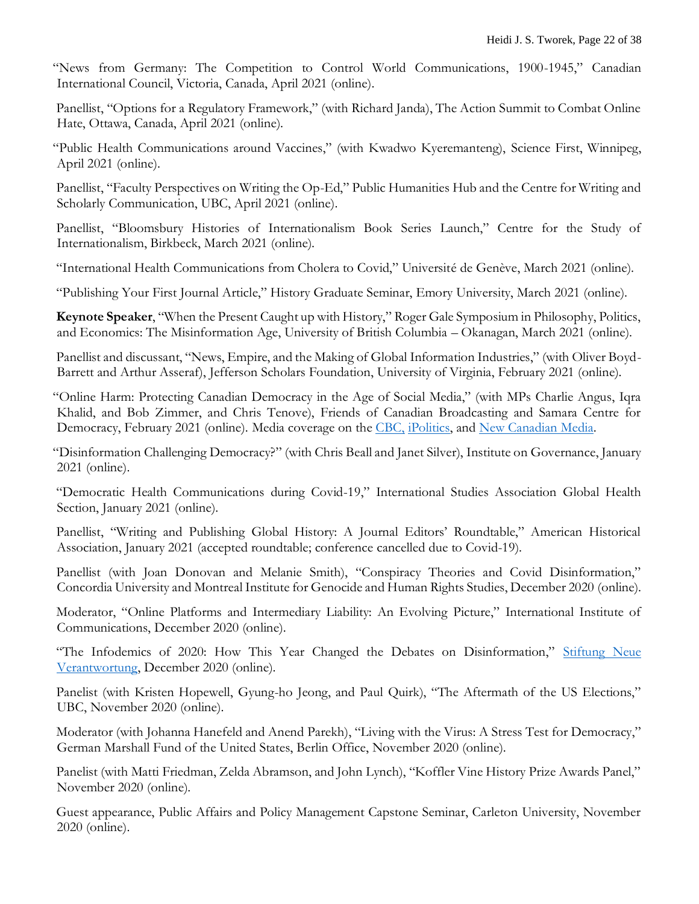"News from Germany: The Competition to Control World Communications, 1900-1945," Canadian International Council, Victoria, Canada, April 2021 (online).

Panellist, "Options for a Regulatory Framework," (with Richard Janda), The Action Summit to Combat Online Hate, Ottawa, Canada, April 2021 (online).

"Public Health Communications around Vaccines," (with Kwadwo Kyeremanteng), Science First, Winnipeg, April 2021 (online).

Panellist, "Faculty Perspectives on Writing the Op-Ed," Public Humanities Hub and the Centre for Writing and Scholarly Communication, UBC, April 2021 (online).

Panellist, "Bloomsbury Histories of Internationalism Book Series Launch," Centre for the Study of Internationalism, Birkbeck, March 2021 (online).

"International Health Communications from Cholera to Covid," Université de Genève, March 2021 (online).

"Publishing Your First Journal Article," History Graduate Seminar, Emory University, March 2021 (online).

**Keynote Speaker**, "When the Present Caught up with History," Roger Gale Symposium in Philosophy, Politics, and Economics: The Misinformation Age, University of British Columbia – Okanagan, March 2021 (online).

Panellist and discussant, "News, Empire, and the Making of Global Information Industries," (with Oliver Boyd-Barrett and Arthur Asseraf), Jefferson Scholars Foundation, University of Virginia, February 2021 (online).

"Online Harm: Protecting Canadian Democracy in the Age of Social Media," (with MPs Charlie Angus, Iqra Khalid, and Bob Zimmer, and Chris Tenove), Friends of Canadian Broadcasting and Samara Centre for Democracy, February 2021 (online). Media coverage on the CBC, iPolitics, and New Canadian Media.

"Disinformation Challenging Democracy?" (with Chris Beall and Janet Silver), Institute on Governance, January 2021 (online).

"Democratic Health Communications during Covid-19," International Studies Association Global Health Section, January 2021 (online).

Panellist, "Writing and Publishing Global History: A Journal Editors' Roundtable," American Historical Association, January 2021 (accepted roundtable; conference cancelled due to Covid-19).

Panellist (with Joan Donovan and Melanie Smith), "Conspiracy Theories and Covid Disinformation," Concordia University and Montreal Institute for Genocide and Human Rights Studies, December 2020 (online).

Moderator, "Online Platforms and Intermediary Liability: An Evolving Picture," International Institute of Communications, December 2020 (online).

"The Infodemics of 2020: How This Year Changed the Debates on Disinformation," Stiftung Neue Verantwortung, December 2020 (online).

Panelist (with Kristen Hopewell, Gyung-ho Jeong, and Paul Quirk), "The Aftermath of the US Elections," UBC, November 2020 (online).

Moderator (with Johanna Hanefeld and Anend Parekh), "Living with the Virus: A Stress Test for Democracy," German Marshall Fund of the United States, Berlin Office, November 2020 (online).

Panelist (with Matti Friedman, Zelda Abramson, and John Lynch), "Koffler Vine History Prize Awards Panel," November 2020 (online).

Guest appearance, Public Affairs and Policy Management Capstone Seminar, Carleton University, November 2020 (online).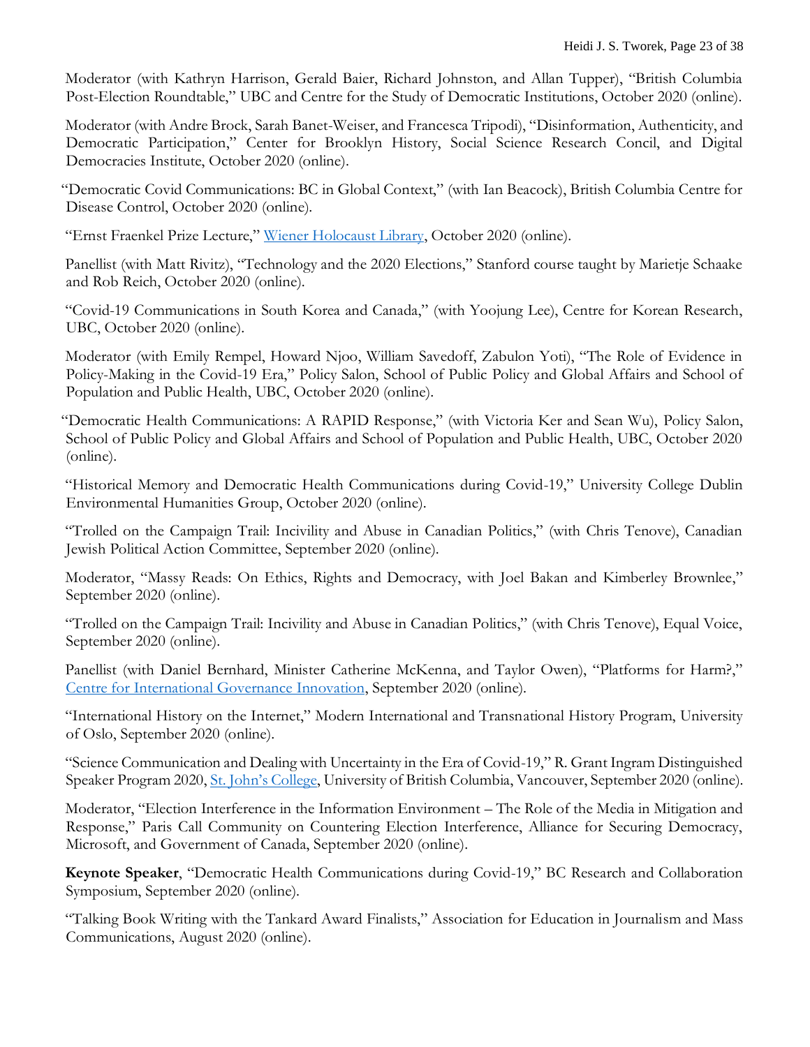Moderator (with Kathryn Harrison, Gerald Baier, Richard Johnston, and Allan Tupper), "British Columbia Post-Election Roundtable," UBC and Centre for the Study of Democratic Institutions, October 2020 (online).

Moderator (with Andre Brock, Sarah Banet-Weiser, and Francesca Tripodi), "Disinformation, Authenticity, and Democratic Participation," Center for Brooklyn History, Social Science Research Concil, and Digital Democracies Institute, October 2020 (online).

"Democratic Covid Communications: BC in Global Context," (with Ian Beacock), British Columbia Centre for Disease Control, October 2020 (online).

"Ernst Fraenkel Prize Lecture," Wiener Holocaust Library, October 2020 (online).

Panellist (with Matt Rivitz), "Technology and the 2020 Elections," Stanford course taught by Marietje Schaake and Rob Reich, October 2020 (online).

"Covid-19 Communications in South Korea and Canada," (with Yoojung Lee), Centre for Korean Research, UBC, October 2020 (online).

Moderator (with Emily Rempel, Howard Njoo, William Savedoff, Zabulon Yoti), "The Role of Evidence in Policy-Making in the Covid-19 Era," Policy Salon, School of Public Policy and Global Affairs and School of Population and Public Health, UBC, October 2020 (online).

"Democratic Health Communications: A RAPID Response," (with Victoria Ker and Sean Wu), Policy Salon, School of Public Policy and Global Affairs and School of Population and Public Health, UBC, October 2020 (online).

"Historical Memory and Democratic Health Communications during Covid-19," University College Dublin Environmental Humanities Group, October 2020 (online).

"Trolled on the Campaign Trail: Incivility and Abuse in Canadian Politics," (with Chris Tenove), Canadian Jewish Political Action Committee, September 2020 (online).

Moderator, "Massy Reads: On Ethics, Rights and Democracy, with Joel Bakan and Kimberley Brownlee," September 2020 (online).

"Trolled on the Campaign Trail: Incivility and Abuse in Canadian Politics," (with Chris Tenove), Equal Voice, September 2020 (online).

Panellist (with Daniel Bernhard, Minister Catherine McKenna, and Taylor Owen), "Platforms for Harm?," Centre for International Governance Innovation, September 2020 (online).

"International History on the Internet," Modern International and Transnational History Program, University of Oslo, September 2020 (online).

"Science Communication and Dealing with Uncertainty in the Era of Covid-19," R. Grant Ingram Distinguished Speaker Program 2020, St. John's College, University of British Columbia, Vancouver, September 2020 (online).

Moderator, "Election Interference in the Information Environment – The Role of the Media in Mitigation and Response," Paris Call Community on Countering Election Interference, Alliance for Securing Democracy, Microsoft, and Government of Canada, September 2020 (online).

**Keynote Speaker**, "Democratic Health Communications during Covid-19," BC Research and Collaboration Symposium, September 2020 (online).

"Talking Book Writing with the Tankard Award Finalists," Association for Education in Journalism and Mass Communications, August 2020 (online).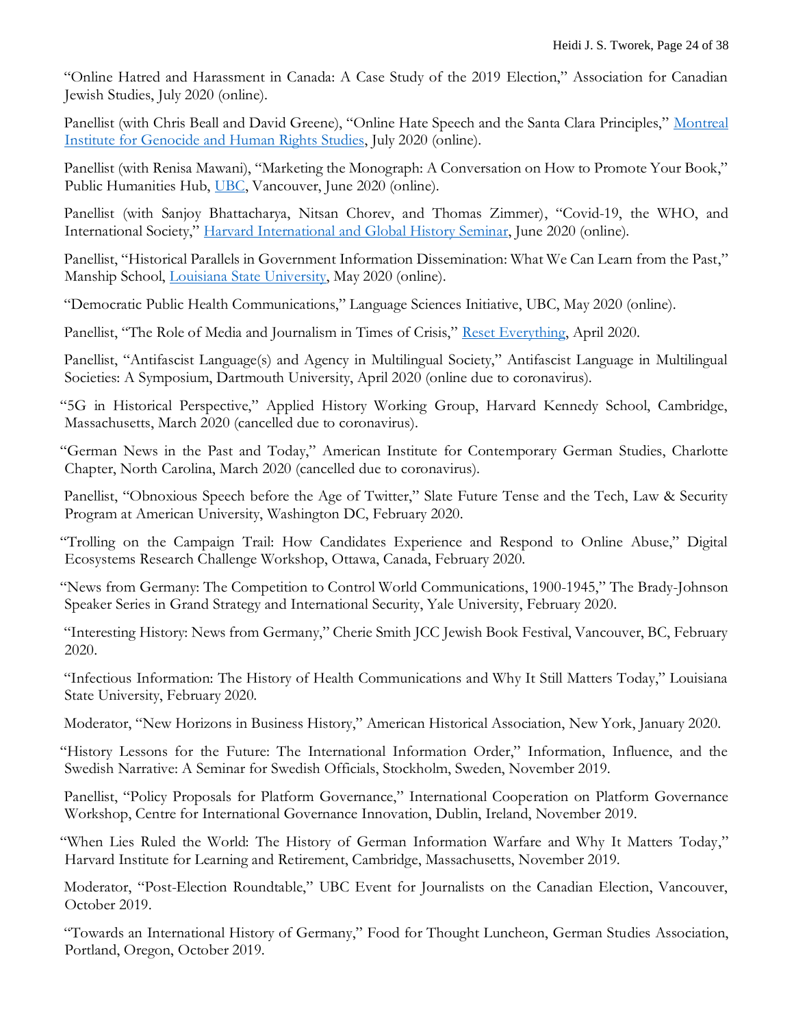"Online Hatred and Harassment in Canada: A Case Study of the 2019 Election," Association for Canadian Jewish Studies, July 2020 (online).

Panellist (with Chris Beall and David Greene), "Online Hate Speech and the Santa Clara Principles," Montreal Institute for Genocide and Human Rights Studies, July 2020 (online).

Panellist (with Renisa Mawani), "Marketing the Monograph: A Conversation on How to Promote Your Book," Public Humanities Hub, UBC, Vancouver, June 2020 (online).

Panellist (with Sanjoy Bhattacharya, Nitsan Chorev, and Thomas Zimmer), "Covid-19, the WHO, and International Society," Harvard International and Global History Seminar, June 2020 (online).

Panellist, "Historical Parallels in Government Information Dissemination: What We Can Learn from the Past," Manship School, Louisiana State University, May 2020 (online).

"Democratic Public Health Communications," Language Sciences Initiative, UBC, May 2020 (online).

Panellist, "The Role of Media and Journalism in Times of Crisis," Reset Everything, April 2020.

Panellist, "Antifascist Language(s) and Agency in Multilingual Society," Antifascist Language in Multilingual Societies: A Symposium, Dartmouth University, April 2020 (online due to coronavirus).

"5G in Historical Perspective," Applied History Working Group, Harvard Kennedy School, Cambridge, Massachusetts, March 2020 (cancelled due to coronavirus).

"German News in the Past and Today," American Institute for Contemporary German Studies, Charlotte Chapter, North Carolina, March 2020 (cancelled due to coronavirus).

Panellist, "Obnoxious Speech before the Age of Twitter," Slate Future Tense and the Tech, Law & Security Program at American University, Washington DC, February 2020.

"Trolling on the Campaign Trail: How Candidates Experience and Respond to Online Abuse," Digital Ecosystems Research Challenge Workshop, Ottawa, Canada, February 2020.

"News from Germany: The Competition to Control World Communications, 1900-1945," The Brady-Johnson Speaker Series in Grand Strategy and International Security, Yale University, February 2020.

"Interesting History: News from Germany," Cherie Smith JCC Jewish Book Festival, Vancouver, BC, February 2020.

"Infectious Information: The History of Health Communications and Why It Still Matters Today," Louisiana State University, February 2020.

Moderator, "New Horizons in Business History," American Historical Association, New York, January 2020.

"History Lessons for the Future: The International Information Order," Information, Influence, and the Swedish Narrative: A Seminar for Swedish Officials, Stockholm, Sweden, November 2019.

Panellist, "Policy Proposals for Platform Governance," International Cooperation on Platform Governance Workshop, Centre for International Governance Innovation, Dublin, Ireland, November 2019.

"When Lies Ruled the World: The History of German Information Warfare and Why It Matters Today," Harvard Institute for Learning and Retirement, Cambridge, Massachusetts, November 2019.

Moderator, "Post-Election Roundtable," UBC Event for Journalists on the Canadian Election, Vancouver, October 2019.

"Towards an International History of Germany," Food for Thought Luncheon, German Studies Association, Portland, Oregon, October 2019.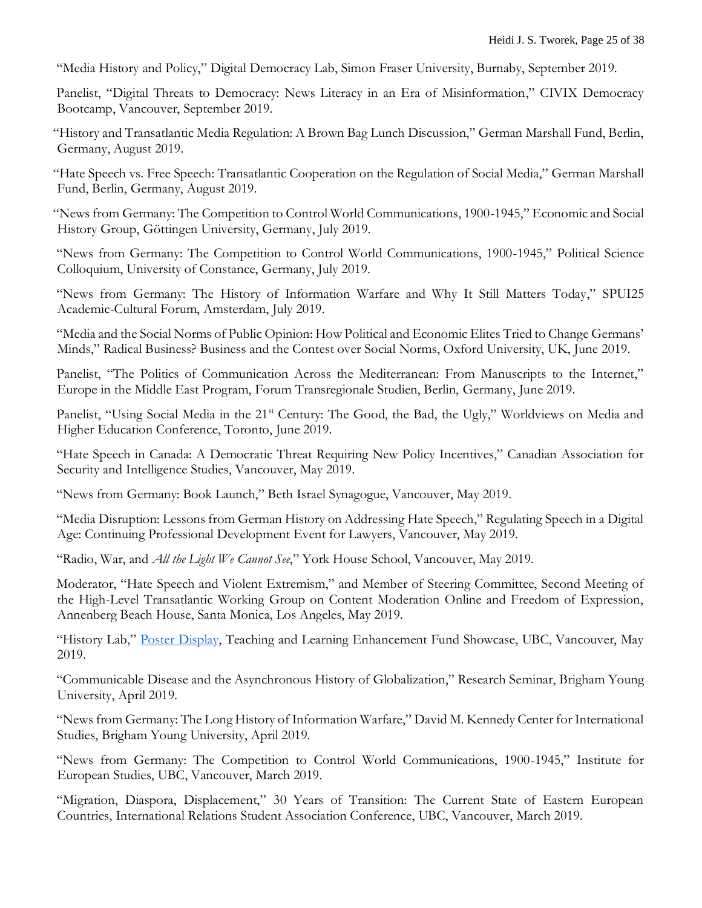"Media History and Policy," Digital Democracy Lab, Simon Fraser University, Burnaby, September 2019.

Panelist, "Digital Threats to Democracy: News Literacy in an Era of Misinformation," CIVIX Democracy Bootcamp, Vancouver, September 2019.

"History and Transatlantic Media Regulation: A Brown Bag Lunch Discussion," German Marshall Fund, Berlin, Germany, August 2019.

"Hate Speech vs. Free Speech: Transatlantic Cooperation on the Regulation of Social Media," German Marshall Fund, Berlin, Germany, August 2019.

"News from Germany: The Competition to Control World Communications, 1900-1945," Economic and Social History Group, Göttingen University, Germany, July 2019.

"News from Germany: The Competition to Control World Communications, 1900-1945," Political Science Colloquium, University of Constance, Germany, July 2019.

"News from Germany: The History of Information Warfare and Why It Still Matters Today," SPUI25 Academic-Cultural Forum, Amsterdam, July 2019.

"Media and the Social Norms of Public Opinion: How Political and Economic Elites Tried to Change Germans' Minds," Radical Business? Business and the Contest over Social Norms, Oxford University, UK, June 2019.

Panelist, "The Politics of Communication Across the Mediterranean: From Manuscripts to the Internet," Europe in the Middle East Program, Forum Transregionale Studien, Berlin, Germany, June 2019.

Panelist, "Using Social Media in the 21st Century: The Good, the Bad, the Ugly," Worldviews on Media and Higher Education Conference, Toronto, June 2019.

"Hate Speech in Canada: A Democratic Threat Requiring New Policy Incentives," Canadian Association for Security and Intelligence Studies, Vancouver, May 2019.

"News from Germany: Book Launch," Beth Israel Synagogue, Vancouver, May 2019.

"Media Disruption: Lessons from German History on Addressing Hate Speech," Regulating Speech in a Digital Age: Continuing Professional Development Event for Lawyers, Vancouver, May 2019.

"Radio, War, and *All the Light We Cannot See*," York House School, Vancouver, May 2019.

Moderator, "Hate Speech and Violent Extremism," and Member of Steering Committee, Second Meeting of the High-Level Transatlantic Working Group on Content Moderation Online and Freedom of Expression, Annenberg Beach House, Santa Monica, Los Angeles, May 2019.

"History Lab," Poster Display, Teaching and Learning Enhancement Fund Showcase, UBC, Vancouver, May 2019.

"Communicable Disease and the Asynchronous History of Globalization," Research Seminar, Brigham Young University, April 2019.

"News from Germany: The Long History of Information Warfare," David M. Kennedy Center for International Studies, Brigham Young University, April 2019.

"News from Germany: The Competition to Control World Communications, 1900-1945," Institute for European Studies, UBC, Vancouver, March 2019.

"Migration, Diaspora, Displacement," 30 Years of Transition: The Current State of Eastern European Countries, International Relations Student Association Conference, UBC, Vancouver, March 2019.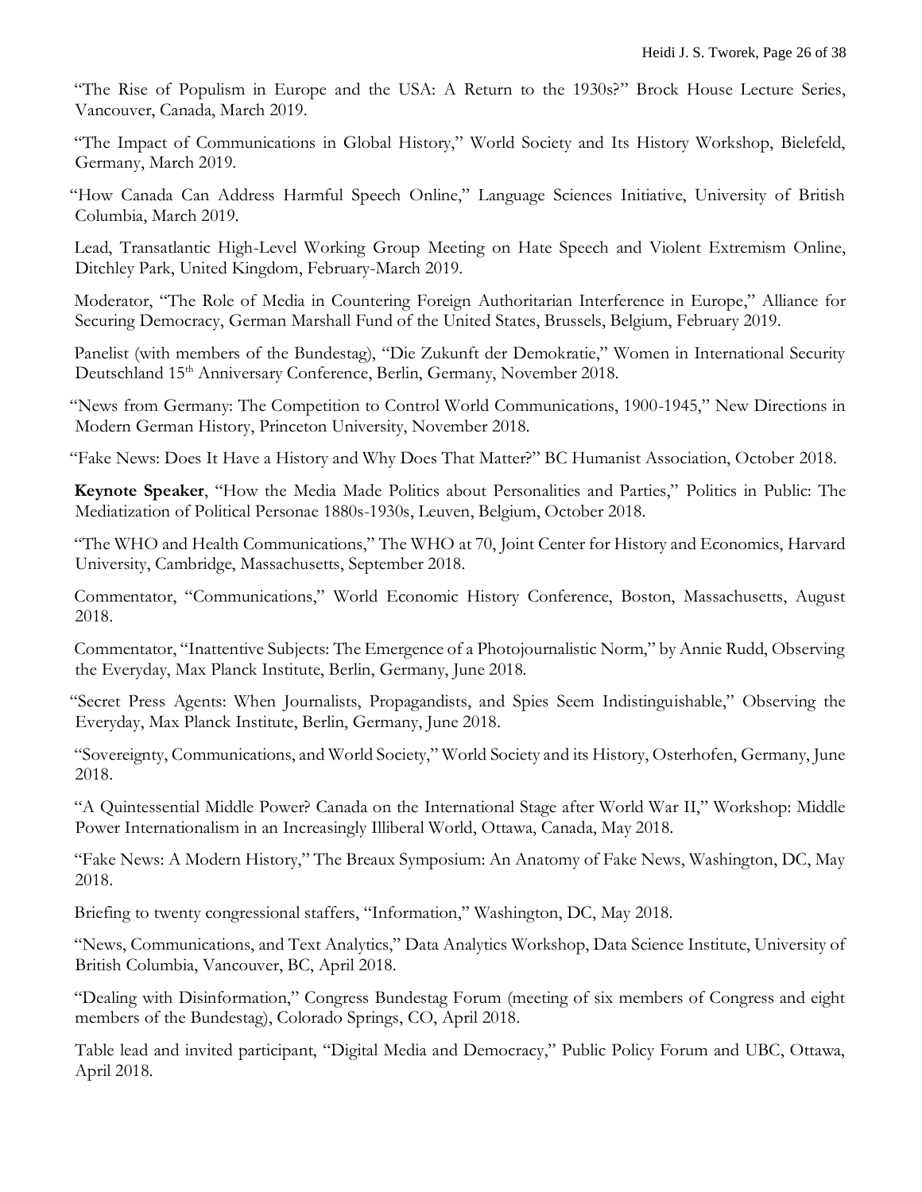"The Rise of Populism in Europe and the USA: A Return to the 1930s?" Brock House Lecture Series, Vancouver, Canada, March 2019.

"The Impact of Communications in Global History," World Society and Its History Workshop, Bielefeld, Germany, March 2019.

"How Canada Can Address Harmful Speech Online," Language Sciences Initiative, University of British Columbia, March 2019.

Lead, Transatlantic High-Level Working Group Meeting on Hate Speech and Violent Extremism Online, Ditchley Park, United Kingdom, February-March 2019.

Moderator, "The Role of Media in Countering Foreign Authoritarian Interference in Europe," Alliance for Securing Democracy, German Marshall Fund of the United States, Brussels, Belgium, February 2019.

Panelist (with members of the Bundestag), "Die Zukunft der Demokratie," Women in International Security Deutschland 15th Anniversary Conference, Berlin, Germany, November 2018.

"News from Germany: The Competition to Control World Communications, 1900-1945," New Directions in Modern German History, Princeton University, November 2018.

"Fake News: Does It Have a History and Why Does That Matter?" BC Humanist Association, October 2018.

**Keynote Speaker**, "How the Media Made Politics about Personalities and Parties," Politics in Public: The Mediatization of Political Personae 1880s-1930s, Leuven, Belgium, October 2018.

"The WHO and Health Communications," The WHO at 70, Joint Center for History and Economics, Harvard University, Cambridge, Massachusetts, September 2018.

Commentator, "Communications," World Economic History Conference, Boston, Massachusetts, August 2018.

Commentator, "Inattentive Subjects: The Emergence of a Photojournalistic Norm," by Annie Rudd, Observing the Everyday, Max Planck Institute, Berlin, Germany, June 2018.

"Secret Press Agents: When Journalists, Propagandists, and Spies Seem Indistinguishable," Observing the Everyday, Max Planck Institute, Berlin, Germany, June 2018.

"Sovereignty, Communications, and World Society," World Society and its History, Osterhofen, Germany, June 2018.

"A Quintessential Middle Power? Canada on the International Stage after World War II," Workshop: Middle Power Internationalism in an Increasingly Illiberal World, Ottawa, Canada, May 2018.

"Fake News: A Modern History," The Breaux Symposium: An Anatomy of Fake News, Washington, DC, May 2018.

Briefing to twenty congressional staffers, "Information," Washington, DC, May 2018.

"News, Communications, and Text Analytics," Data Analytics Workshop, Data Science Institute, University of British Columbia, Vancouver, BC, April 2018.

"Dealing with Disinformation," Congress Bundestag Forum (meeting of six members of Congress and eight members of the Bundestag), Colorado Springs, CO, April 2018.

Table lead and invited participant, "Digital Media and Democracy," Public Policy Forum and UBC, Ottawa, April 2018.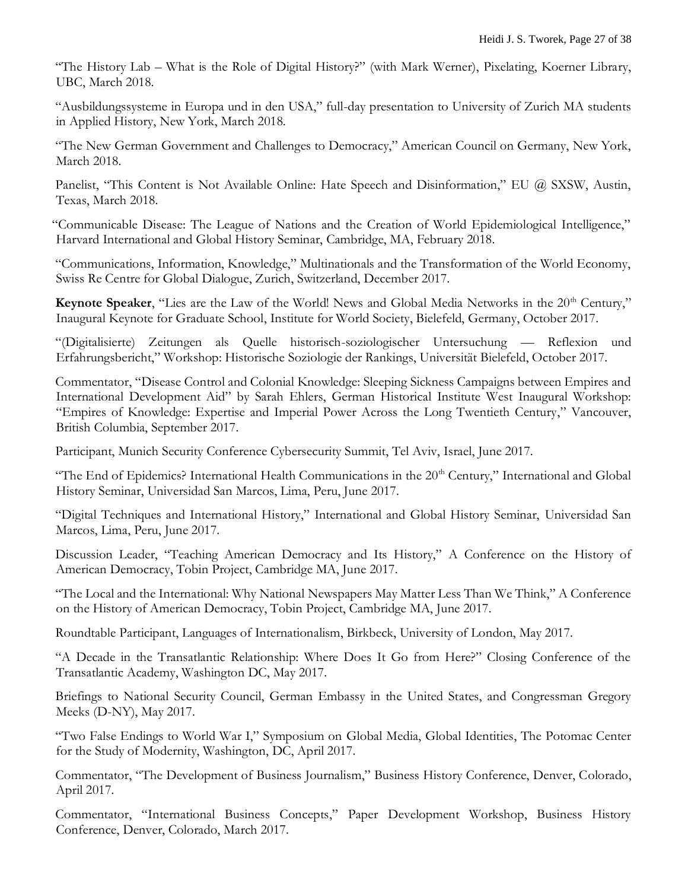"The History Lab – What is the Role of Digital History?" (with Mark Werner), Pixelating, Koerner Library, UBC, March 2018.

"Ausbildungssysteme in Europa und in den USA," full-day presentation to University of Zurich MA students in Applied History, New York, March 2018.

"The New German Government and Challenges to Democracy," American Council on Germany, New York, March 2018.

Panelist, "This Content is Not Available Online: Hate Speech and Disinformation," EU @ SXSW, Austin, Texas, March 2018.

"Communicable Disease: The League of Nations and the Creation of World Epidemiological Intelligence," Harvard International and Global History Seminar, Cambridge, MA, February 2018.

"Communications, Information, Knowledge," Multinationals and the Transformation of the World Economy, Swiss Re Centre for Global Dialogue, Zurich, Switzerland, December 2017.

**Keynote Speaker**, "Lies are the Law of the World! News and Global Media Networks in the 20th Century," Inaugural Keynote for Graduate School, Institute for World Society, Bielefeld, Germany, October 2017.

"(Digitalisierte) Zeitungen als Quelle historisch-soziologischer Untersuchung — Reflexion und Erfahrungsbericht," Workshop: Historische Soziologie der Rankings, Universität Bielefeld, October 2017.

Commentator, "Disease Control and Colonial Knowledge: Sleeping Sickness Campaigns between Empires and International Development Aid" by Sarah Ehlers, German Historical Institute West Inaugural Workshop: "Empires of Knowledge: Expertise and Imperial Power Across the Long Twentieth Century," Vancouver, British Columbia, September 2017.

Participant, Munich Security Conference Cybersecurity Summit, Tel Aviv, Israel, June 2017.

"The End of Epidemics? International Health Communications in the 20th Century," International and Global History Seminar, Universidad San Marcos, Lima, Peru, June 2017.

"Digital Techniques and International History," International and Global History Seminar, Universidad San Marcos, Lima, Peru, June 2017.

Discussion Leader, "Teaching American Democracy and Its History," A Conference on the History of American Democracy, Tobin Project, Cambridge MA, June 2017.

"The Local and the International: Why National Newspapers May Matter Less Than We Think," A Conference on the History of American Democracy, Tobin Project, Cambridge MA, June 2017.

Roundtable Participant, Languages of Internationalism, Birkbeck, University of London, May 2017.

"A Decade in the Transatlantic Relationship: Where Does It Go from Here?" Closing Conference of the Transatlantic Academy, Washington DC, May 2017.

Briefings to National Security Council, German Embassy in the United States, and Congressman Gregory Meeks (D-NY), May 2017.

"Two False Endings to World War I," Symposium on Global Media, Global Identities, The Potomac Center for the Study of Modernity, Washington, DC, April 2017.

Commentator, "The Development of Business Journalism," Business History Conference, Denver, Colorado, April 2017.

Commentator, "International Business Concepts," Paper Development Workshop, Business History Conference, Denver, Colorado, March 2017.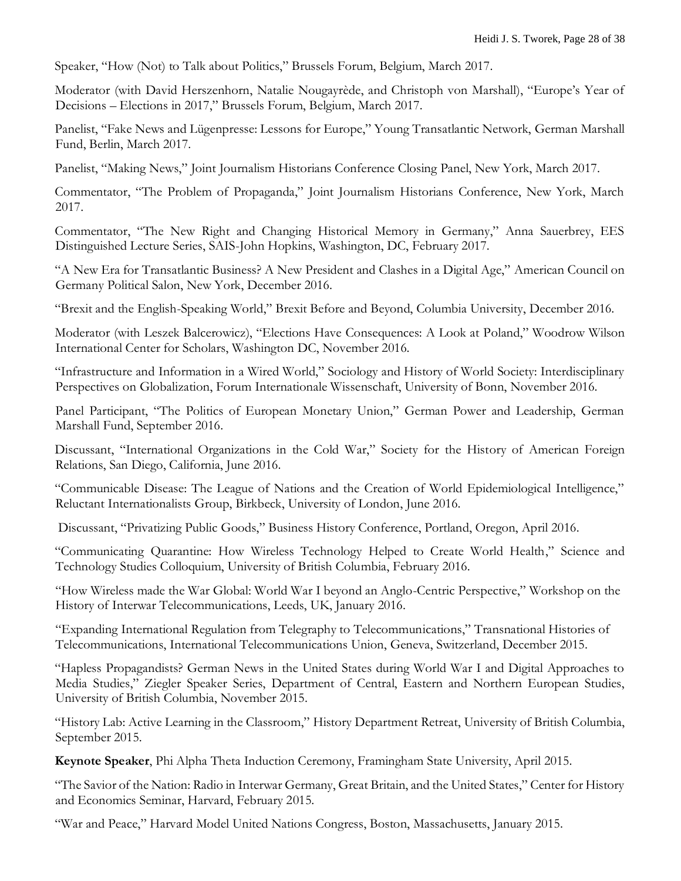Speaker, "How (Not) to Talk about Politics," Brussels Forum, Belgium, March 2017.

Moderator (with David Herszenhorn, Natalie Nougayrède, and Christoph von Marshall), "Europe's Year of Decisions – Elections in 2017," Brussels Forum, Belgium, March 2017.

Panelist, "Fake News and Lügenpresse: Lessons for Europe," Young Transatlantic Network, German Marshall Fund, Berlin, March 2017.

Panelist, "Making News," Joint Journalism Historians Conference Closing Panel, New York, March 2017.

Commentator, "The Problem of Propaganda," Joint Journalism Historians Conference, New York, March 2017.

Commentator, "The New Right and Changing Historical Memory in Germany," Anna Sauerbrey, EES Distinguished Lecture Series, SAIS-John Hopkins, Washington, DC, February 2017.

"A New Era for Transatlantic Business? A New President and Clashes in a Digital Age," American Council on Germany Political Salon, New York, December 2016.

"Brexit and the English-Speaking World," Brexit Before and Beyond, Columbia University, December 2016.

Moderator (with Leszek Balcerowicz), "Elections Have Consequences: A Look at Poland," Woodrow Wilson International Center for Scholars, Washington DC, November 2016.

"Infrastructure and Information in a Wired World," Sociology and History of World Society: Interdisciplinary Perspectives on Globalization, Forum Internationale Wissenschaft, University of Bonn, November 2016.

Panel Participant, "The Politics of European Monetary Union," German Power and Leadership, German Marshall Fund, September 2016.

Discussant, "International Organizations in the Cold War," Society for the History of American Foreign Relations, San Diego, California, June 2016.

"Communicable Disease: The League of Nations and the Creation of World Epidemiological Intelligence," Reluctant Internationalists Group, Birkbeck, University of London, June 2016.

Discussant, "Privatizing Public Goods," Business History Conference, Portland, Oregon, April 2016.

"Communicating Quarantine: How Wireless Technology Helped to Create World Health," Science and Technology Studies Colloquium, University of British Columbia, February 2016.

"How Wireless made the War Global: World War I beyond an Anglo-Centric Perspective," Workshop on the History of Interwar Telecommunications, Leeds, UK, January 2016.

"Expanding International Regulation from Telegraphy to Telecommunications," Transnational Histories of Telecommunications, International Telecommunications Union, Geneva, Switzerland, December 2015.

"Hapless Propagandists? German News in the United States during World War I and Digital Approaches to Media Studies," Ziegler Speaker Series, Department of Central, Eastern and Northern European Studies, University of British Columbia, November 2015.

"History Lab: Active Learning in the Classroom," History Department Retreat, University of British Columbia, September 2015.

**Keynote Speaker**, Phi Alpha Theta Induction Ceremony, Framingham State University, April 2015.

"The Savior of the Nation: Radio in Interwar Germany, Great Britain, and the United States," Center for History and Economics Seminar, Harvard, February 2015.

"War and Peace," Harvard Model United Nations Congress, Boston, Massachusetts, January 2015.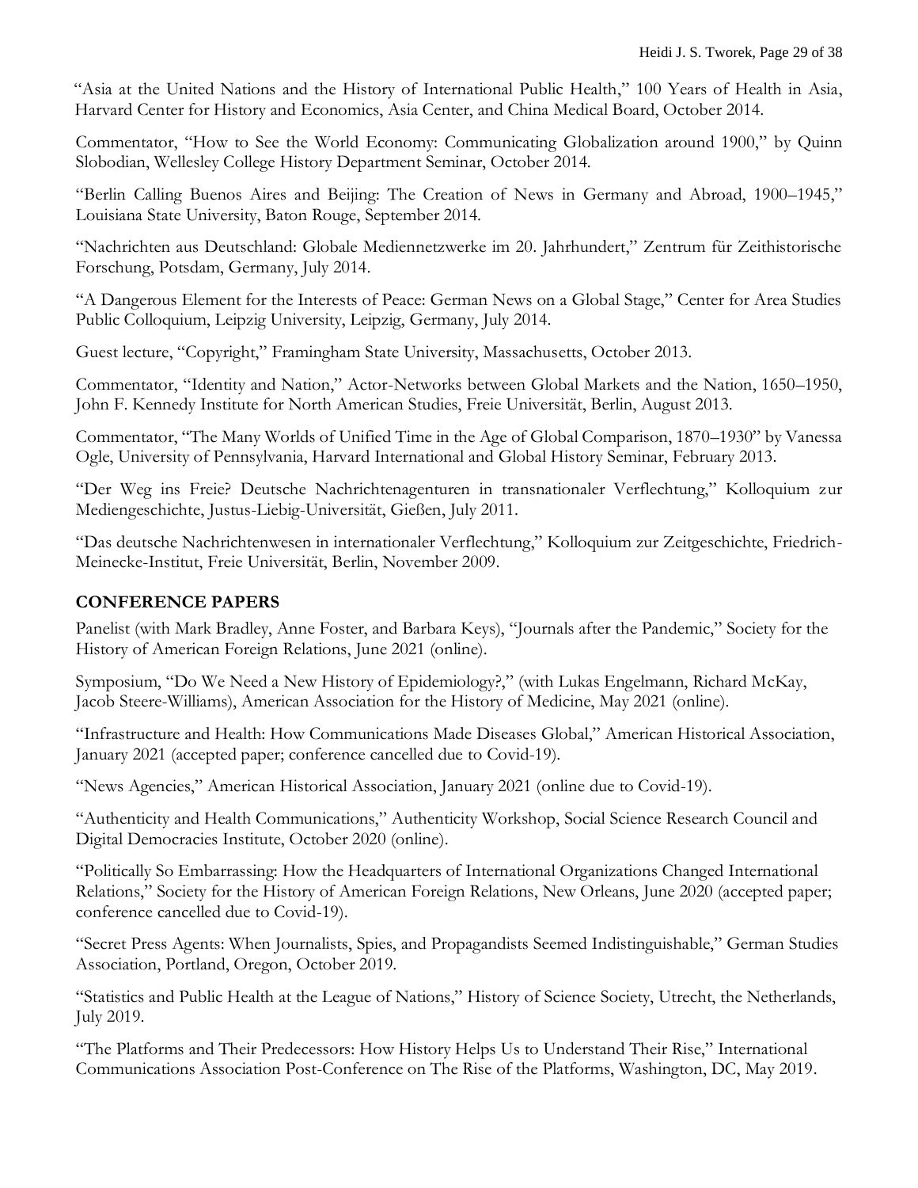"Asia at the United Nations and the History of International Public Health," 100 Years of Health in Asia, Harvard Center for History and Economics, Asia Center, and China Medical Board, October 2014.

Commentator, "How to See the World Economy: Communicating Globalization around 1900," by Quinn Slobodian, Wellesley College History Department Seminar, October 2014.

"Berlin Calling Buenos Aires and Beijing: The Creation of News in Germany and Abroad, 1900–1945," Louisiana State University, Baton Rouge, September 2014.

"Nachrichten aus Deutschland: Globale Mediennetzwerke im 20. Jahrhundert," Zentrum für Zeithistorische Forschung, Potsdam, Germany, July 2014.

"A Dangerous Element for the Interests of Peace: German News on a Global Stage," Center for Area Studies Public Colloquium, Leipzig University, Leipzig, Germany, July 2014.

Guest lecture, "Copyright," Framingham State University, Massachusetts, October 2013.

Commentator, "Identity and Nation," Actor-Networks between Global Markets and the Nation, 1650–1950, John F. Kennedy Institute for North American Studies, Freie Universität, Berlin, August 2013.

Commentator, "The Many Worlds of Unified Time in the Age of Global Comparison, 1870–1930" by Vanessa Ogle, University of Pennsylvania, Harvard International and Global History Seminar, February 2013.

"Der Weg ins Freie? Deutsche Nachrichtenagenturen in transnationaler Verflechtung," Kolloquium zur Mediengeschichte, Justus-Liebig-Universität, Gießen, July 2011.

"Das deutsche Nachrichtenwesen in internationaler Verflechtung," Kolloquium zur Zeitgeschichte, Friedrich-Meinecke-Institut, Freie Universität, Berlin, November 2009.

## CONFERENCE PAPERS

Panelist (with Mark Bradley, Anne Foster, and Barbara Keys), "Journals after the Pandemic," Society for the History of American Foreign Relations, June 2021 (online).

Symposium, "Do We Need a New History of Epidemiology?," (with Lukas Engelmann, Richard McKay, Jacob Steere-Williams), American Association for the History of Medicine, May 2021 (online).

"Infrastructure and Health: How Communications Made Diseases Global," American Historical Association, January 2021 (accepted paper; conference cancelled due to Covid-19).

"News Agencies," American Historical Association, January 2021 (online due to Covid-19).

"Authenticity and Health Communications," Authenticity Workshop, Social Science Research Council and Digital Democracies Institute, October 2020 (online).

"Politically So Embarrassing: How the Headquarters of International Organizations Changed International Relations," Society for the History of American Foreign Relations, New Orleans, June 2020 (accepted paper; conference cancelled due to Covid-19).

"Secret Press Agents: When Journalists, Spies, and Propagandists Seemed Indistinguishable," German Studies Association, Portland, Oregon, October 2019.

"Statistics and Public Health at the League of Nations," History of Science Society, Utrecht, the Netherlands, July 2019.

"The Platforms and Their Predecessors: How History Helps Us to Understand Their Rise," International Communications Association Post-Conference on The Rise of the Platforms, Washington, DC, May 2019.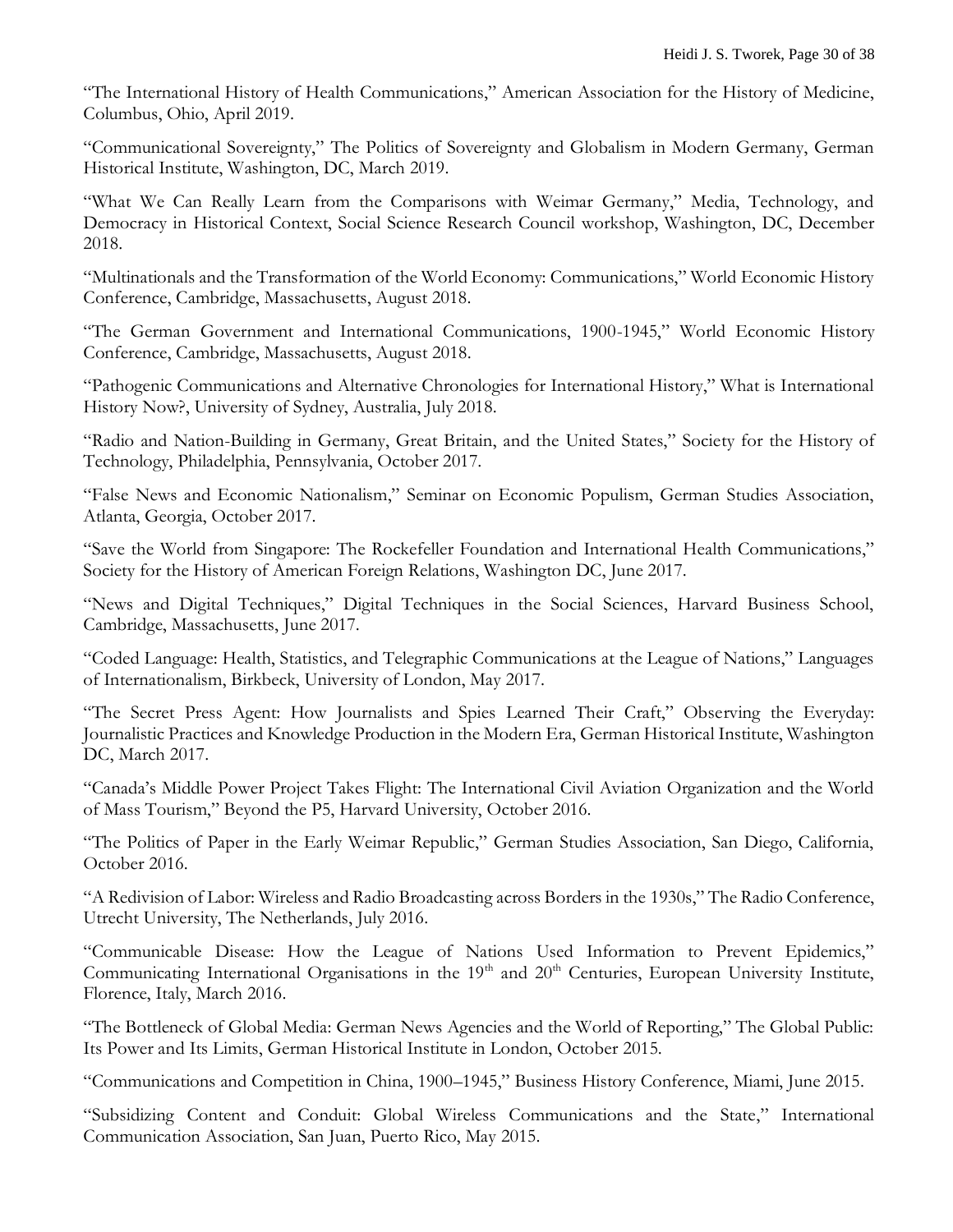"The International History of Health Communications," American Association for the History of Medicine, Columbus, Ohio, April 2019.

"Communicational Sovereignty," The Politics of Sovereignty and Globalism in Modern Germany, German Historical Institute, Washington, DC, March 2019.

"What We Can Really Learn from the Comparisons with Weimar Germany," Media, Technology, and Democracy in Historical Context, Social Science Research Council workshop, Washington, DC, December 2018.

"Multinationals and the Transformation of the World Economy: Communications," World Economic History Conference, Cambridge, Massachusetts, August 2018.

"The German Government and International Communications, 1900-1945," World Economic History Conference, Cambridge, Massachusetts, August 2018.

"Pathogenic Communications and Alternative Chronologies for International History," What is International History Now?, University of Sydney, Australia, July 2018.

"Radio and Nation-Building in Germany, Great Britain, and the United States," Society for the History of Technology, Philadelphia, Pennsylvania, October 2017.

"False News and Economic Nationalism," Seminar on Economic Populism, German Studies Association, Atlanta, Georgia, October 2017.

"Save the World from Singapore: The Rockefeller Foundation and International Health Communications," Society for the History of American Foreign Relations, Washington DC, June 2017.

"News and Digital Techniques," Digital Techniques in the Social Sciences, Harvard Business School, Cambridge, Massachusetts, June 2017.

"Coded Language: Health, Statistics, and Telegraphic Communications at the League of Nations," Languages of Internationalism, Birkbeck, University of London, May 2017.

"The Secret Press Agent: How Journalists and Spies Learned Their Craft," Observing the Everyday: Journalistic Practices and Knowledge Production in the Modern Era, German Historical Institute, Washington DC, March 2017.

"Canada's Middle Power Project Takes Flight: The International Civil Aviation Organization and the World of Mass Tourism," Beyond the P5, Harvard University, October 2016.

"The Politics of Paper in the Early Weimar Republic," German Studies Association, San Diego, California, October 2016.

"A Redivision of Labor: Wireless and Radio Broadcasting across Borders in the 1930s," The Radio Conference, Utrecht University, The Netherlands, July 2016.

"Communicable Disease: How the League of Nations Used Information to Prevent Epidemics," Communicating International Organisations in the 19th and 20th Centuries, European University Institute, Florence, Italy, March 2016.

"The Bottleneck of Global Media: German News Agencies and the World of Reporting," The Global Public: Its Power and Its Limits, German Historical Institute in London, October 2015.

"Communications and Competition in China, 1900–1945," Business History Conference, Miami, June 2015.

"Subsidizing Content and Conduit: Global Wireless Communications and the State," International Communication Association, San Juan, Puerto Rico, May 2015.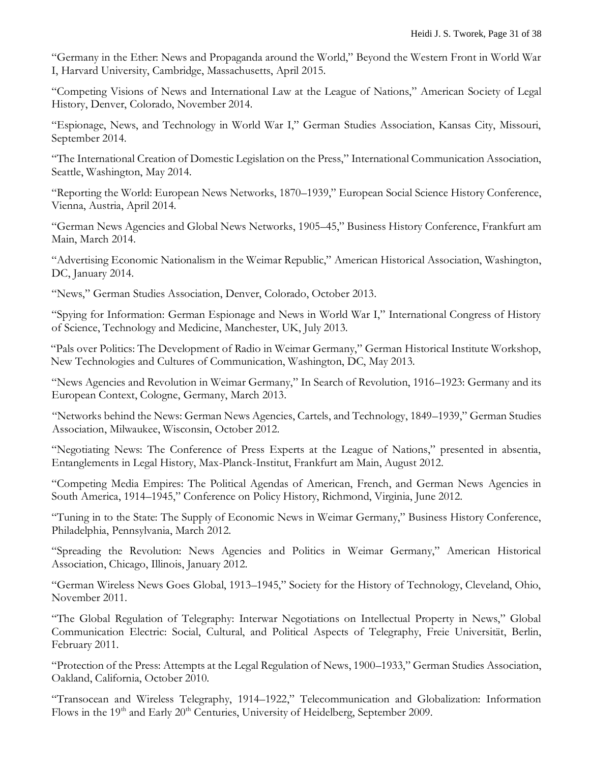"Germany in the Ether: News and Propaganda around the World," Beyond the Western Front in World War I, Harvard University, Cambridge, Massachusetts, April 2015.

"Competing Visions of News and International Law at the League of Nations," American Society of Legal History, Denver, Colorado, November 2014.

"Espionage, News, and Technology in World War I," German Studies Association, Kansas City, Missouri, September 2014.

"The International Creation of Domestic Legislation on the Press," International Communication Association, Seattle, Washington, May 2014.

"Reporting the World: European News Networks, 1870–1939," European Social Science History Conference, Vienna, Austria, April 2014.

"German News Agencies and Global News Networks, 1905–45," Business History Conference, Frankfurt am Main, March 2014.

"Advertising Economic Nationalism in the Weimar Republic," American Historical Association, Washington, DC, January 2014.

"News," German Studies Association, Denver, Colorado, October 2013.

"Spying for Information: German Espionage and News in World War I," International Congress of History of Science, Technology and Medicine, Manchester, UK, July 2013.

"Pals over Politics: The Development of Radio in Weimar Germany," German Historical Institute Workshop, New Technologies and Cultures of Communication, Washington, DC, May 2013.

"News Agencies and Revolution in Weimar Germany," In Search of Revolution, 1916–1923: Germany and its European Context, Cologne, Germany, March 2013.

"Networks behind the News: German News Agencies, Cartels, and Technology, 1849–1939," German Studies Association, Milwaukee, Wisconsin, October 2012.

"Negotiating News: The Conference of Press Experts at the League of Nations," presented in absentia, Entanglements in Legal History, Max-Planck-Institut, Frankfurt am Main, August 2012.

"Competing Media Empires: The Political Agendas of American, French, and German News Agencies in South America, 1914–1945," Conference on Policy History, Richmond, Virginia, June 2012.

"Tuning in to the State: The Supply of Economic News in Weimar Germany," Business History Conference, Philadelphia, Pennsylvania, March 2012.

"Spreading the Revolution: News Agencies and Politics in Weimar Germany," American Historical Association, Chicago, Illinois, January 2012.

"German Wireless News Goes Global, 1913–1945," Society for the History of Technology, Cleveland, Ohio, November 2011.

"The Global Regulation of Telegraphy: Interwar Negotiations on Intellectual Property in News," Global Communication Electric: Social, Cultural, and Political Aspects of Telegraphy, Freie Universität, Berlin, February 2011.

"Protection of the Press: Attempts at the Legal Regulation of News, 1900–1933," German Studies Association, Oakland, California, October 2010.

"Transocean and Wireless Telegraphy, 1914–1922," Telecommunication and Globalization: Information Flows in the 19th and Early 20th Centuries, University of Heidelberg, September 2009.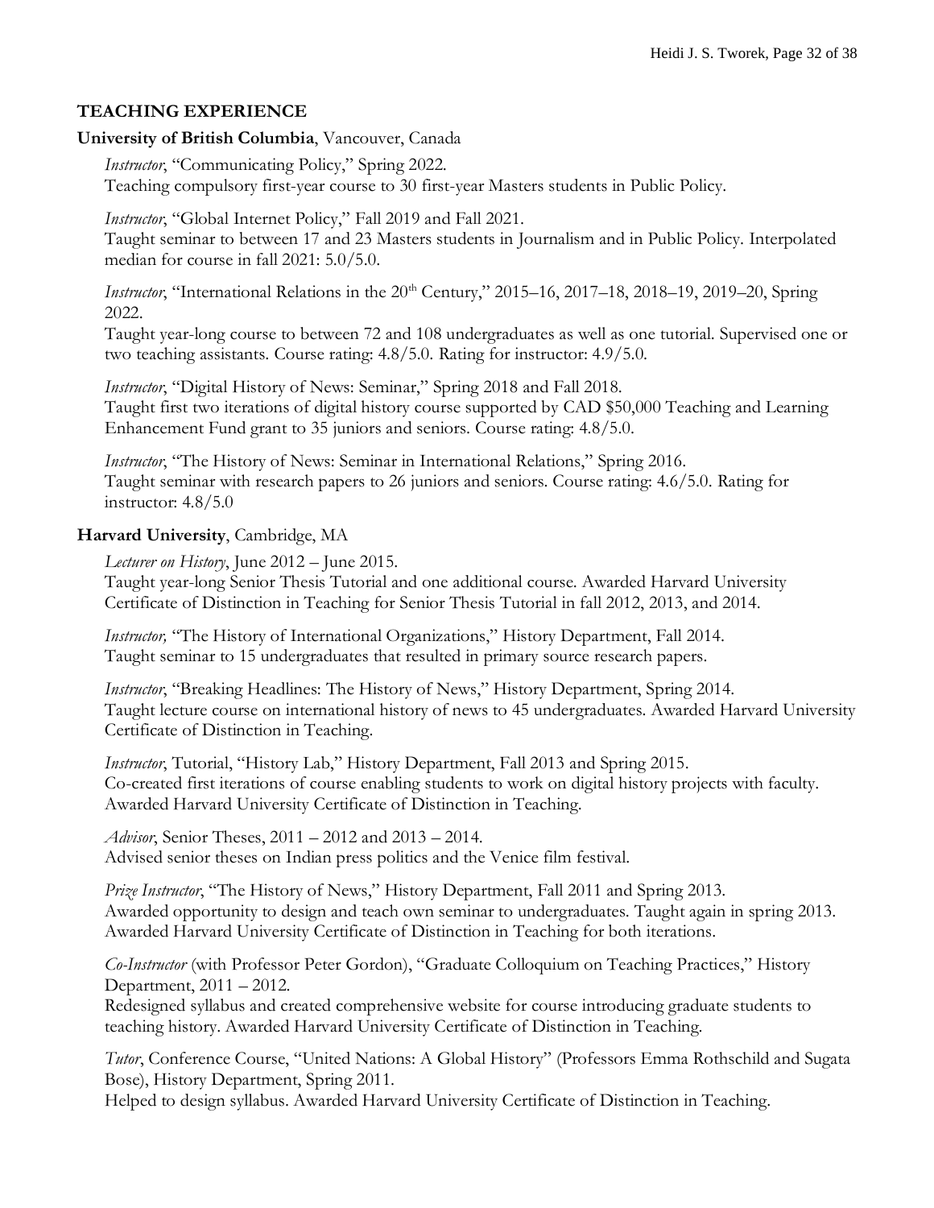## TEACHING EXPERIENCE

**University of British Columbia**, Vancouver, Canada

*Instructor*, "Communicating Policy," Spring 2022.
Teaching compulsory first-year course to 30 first-year Masters students in Public Policy.

*Instructor*, "Global Internet Policy," Fall 2019 and Fall 2021.
Taught seminar to between 17 and 23 Masters students in Journalism and in Public Policy. Interpolated median for course in fall 2021: 5.0/5.0.

*Instructor*, "International Relations in the 20th Century," 2015–16, 2017–18, 2018–19, 2019–20, Spring 2022.
Taught year-long course to between 72 and 108 undergraduates as well as one tutorial. Supervised one or two teaching assistants. Course rating: 4.8/5.0. Rating for instructor: 4.9/5.0.

*Instructor*, "Digital History of News: Seminar," Spring 2018 and Fall 2018.
Taught first two iterations of digital history course supported by CAD $50,000 Teaching and Learning Enhancement Fund grant to 35 juniors and seniors. Course rating: 4.8/5.0.

*Instructor*, "The History of News: Seminar in International Relations," Spring 2016.
Taught seminar with research papers to 26 juniors and seniors. Course rating: 4.6/5.0. Rating for instructor: 4.8/5.0

**Harvard University**, Cambridge, MA

*Lecturer on History*, June 2012 – June 2015.
Taught year-long Senior Thesis Tutorial and one additional course. Awarded Harvard University Certificate of Distinction in Teaching for Senior Thesis Tutorial in fall 2012, 2013, and 2014.

*Instructor,* "The History of International Organizations," History Department, Fall 2014.
Taught seminar to 15 undergraduates that resulted in primary source research papers.

*Instructor*, "Breaking Headlines: The History of News," History Department, Spring 2014.
Taught lecture course on international history of news to 45 undergraduates. Awarded Harvard University Certificate of Distinction in Teaching.

*Instructor*, Tutorial, "History Lab," History Department, Fall 2013 and Spring 2015.
Co-created first iterations of course enabling students to work on digital history projects with faculty. Awarded Harvard University Certificate of Distinction in Teaching.

*Advisor*, Senior Theses, 2011 – 2012 and 2013 – 2014.
Advised senior theses on Indian press politics and the Venice film festival.

*Prize Instructor*, "The History of News," History Department, Fall 2011 and Spring 2013.
Awarded opportunity to design and teach own seminar to undergraduates. Taught again in spring 2013. Awarded Harvard University Certificate of Distinction in Teaching for both iterations.

*Co-Instructor* (with Professor Peter Gordon), "Graduate Colloquium on Teaching Practices," History Department, 2011 – 2012.
Redesigned syllabus and created comprehensive website for course introducing graduate students to teaching history. Awarded Harvard University Certificate of Distinction in Teaching.

*Tutor*, Conference Course, "United Nations: A Global History" (Professors Emma Rothschild and Sugata Bose), History Department, Spring 2011.
Helped to design syllabus. Awarded Harvard University Certificate of Distinction in Teaching.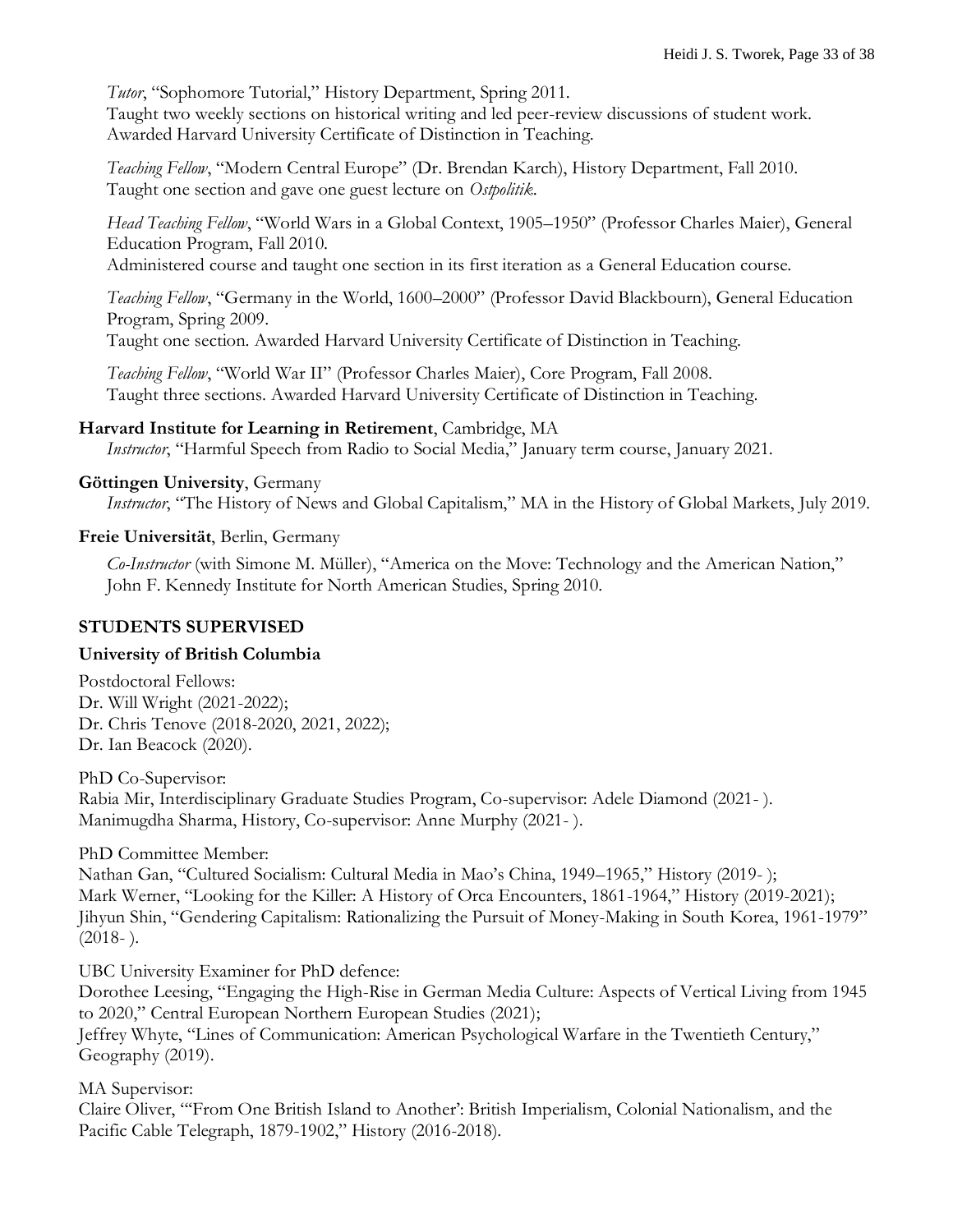*Tutor*, "Sophomore Tutorial," History Department, Spring 2011.
Taught two weekly sections on historical writing and led peer-review discussions of student work. Awarded Harvard University Certificate of Distinction in Teaching.

*Teaching Fellow*, "Modern Central Europe" (Dr. Brendan Karch), History Department, Fall 2010.
Taught one section and gave one guest lecture on *Ostpolitik*.

*Head Teaching Fellow*, "World Wars in a Global Context, 1905–1950" (Professor Charles Maier), General Education Program, Fall 2010.
Administered course and taught one section in its first iteration as a General Education course.

*Teaching Fellow*, "Germany in the World, 1600–2000" (Professor David Blackbourn), General Education Program, Spring 2009.
Taught one section. Awarded Harvard University Certificate of Distinction in Teaching.

*Teaching Fellow*, "World War II" (Professor Charles Maier), Core Program, Fall 2008.
Taught three sections. Awarded Harvard University Certificate of Distinction in Teaching.

**Harvard Institute for Learning in Retirement**, Cambridge, MA
*Instructor*, "Harmful Speech from Radio to Social Media," January term course, January 2021.

**Göttingen University**, Germany
*Instructor*, "The History of News and Global Capitalism," MA in the History of Global Markets, July 2019.

**Freie Universität**, Berlin, Germany
*Co-Instructor* (with Simone M. Müller), "America on the Move: Technology and the American Nation," John F. Kennedy Institute for North American Studies, Spring 2010.

## STUDENTS SUPERVISED

**University of British Columbia**

Postdoctoral Fellows:
Dr. Will Wright (2021-2022);
Dr. Chris Tenove (2018-2020, 2021, 2022);
Dr. Ian Beacock (2020).

PhD Co-Supervisor:
Rabia Mir, Interdisciplinary Graduate Studies Program, Co-supervisor: Adele Diamond (2021- ).
Manimugdha Sharma, History, Co-supervisor: Anne Murphy (2021- ).

PhD Committee Member:
Nathan Gan, "Cultured Socialism: Cultural Media in Mao's China, 1949–1965," History (2019- );
Mark Werner, "Looking for the Killer: A History of Orca Encounters, 1861-1964," History (2019-2021);
Jihyun Shin, "Gendering Capitalism: Rationalizing the Pursuit of Money-Making in South Korea, 1961-1979" (2018- ).

UBC University Examiner for PhD defence:
Dorothee Leesing, "Engaging the High-Rise in German Media Culture: Aspects of Vertical Living from 1945 to 2020," Central European Northern European Studies (2021);
Jeffrey Whyte, "Lines of Communication: American Psychological Warfare in the Twentieth Century," Geography (2019).

MA Supervisor:
Claire Oliver, "'From One British Island to Another': British Imperialism, Colonial Nationalism, and the Pacific Cable Telegraph, 1879-1902," History (2016-2018).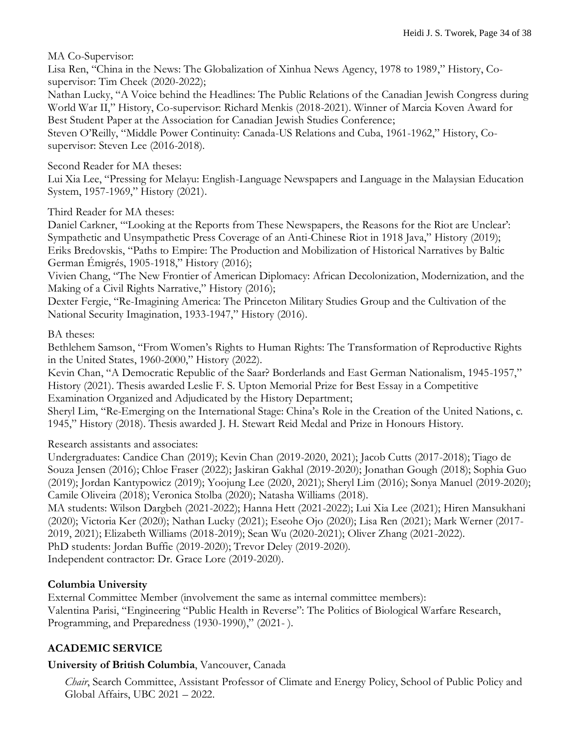MA Co-Supervisor:

Lisa Ren, "China in the News: The Globalization of Xinhua News Agency, 1978 to 1989," History, Co-supervisor: Tim Cheek (2020-2022);

Nathan Lucky, "A Voice behind the Headlines: The Public Relations of the Canadian Jewish Congress during World War II," History, Co-supervisor: Richard Menkis (2018-2021). Winner of Marcia Koven Award for Best Student Paper at the Association for Canadian Jewish Studies Conference;

Steven O'Reilly, "Middle Power Continuity: Canada-US Relations and Cuba, 1961-1962," History, Co-supervisor: Steven Lee (2016-2018).

Second Reader for MA theses:

Lui Xia Lee, "Pressing for Melayu: English-Language Newspapers and Language in the Malaysian Education System, 1957-1969," History (2021).

Third Reader for MA theses:

Daniel Carkner, "'Looking at the Reports from These Newspapers, the Reasons for the Riot are Unclear': Sympathetic and Unsympathetic Press Coverage of an Anti-Chinese Riot in 1918 Java," History (2019);

Eriks Bredovskis, "Paths to Empire: The Production and Mobilization of Historical Narratives by Baltic German Émigrés, 1905-1918," History (2016);

Vivien Chang, "The New Frontier of American Diplomacy: African Decolonization, Modernization, and the Making of a Civil Rights Narrative," History (2016);

Dexter Fergie, "Re-Imagining America: The Princeton Military Studies Group and the Cultivation of the National Security Imagination, 1933-1947," History (2016).

BA theses:

Bethlehem Samson, "From Women's Rights to Human Rights: The Transformation of Reproductive Rights in the United States, 1960-2000," History (2022).

Kevin Chan, "A Democratic Republic of the Saar? Borderlands and East German Nationalism, 1945-1957," History (2021). Thesis awarded Leslie F. S. Upton Memorial Prize for Best Essay in a Competitive Examination Organized and Adjudicated by the History Department;

Sheryl Lim, "Re-Emerging on the International Stage: China's Role in the Creation of the United Nations, c. 1945," History (2018). Thesis awarded J. H. Stewart Reid Medal and Prize in Honours History.

Research assistants and associates:

Undergraduates: Candice Chan (2019); Kevin Chan (2019-2020, 2021); Jacob Cutts (2017-2018); Tiago de Souza Jensen (2016); Chloe Fraser (2022); Jaskiran Gakhal (2019-2020); Jonathan Gough (2018); Sophia Guo (2019); Jordan Kantypowicz (2019); Yoojung Lee (2020, 2021); Sheryl Lim (2016); Sonya Manuel (2019-2020); Camile Oliveira (2018); Veronica Stolba (2020); Natasha Williams (2018).

MA students: Wilson Dargbeh (2021-2022); Hanna Hett (2021-2022); Lui Xia Lee (2021); Hiren Mansukhani (2020); Victoria Ker (2020); Nathan Lucky (2021); Eseohe Ojo (2020); Lisa Ren (2021); Mark Werner (2017-2019, 2021); Elizabeth Williams (2018-2019); Sean Wu (2020-2021); Oliver Zhang (2021-2022).

PhD students: Jordan Buffie (2019-2020); Trevor Deley (2019-2020).

Independent contractor: Dr. Grace Lore (2019-2020).

**Columbia University**

External Committee Member (involvement the same as internal committee members):

Valentina Parisi, "Engineering "Public Health in Reverse": The Politics of Biological Warfare Research, Programming, and Preparedness (1930-1990)," (2021- ).

## ACADEMIC SERVICE

**University of British Columbia**, Vancouver, Canada

*Chair*, Search Committee, Assistant Professor of Climate and Energy Policy, School of Public Policy and Global Affairs, UBC 2021 – 2022.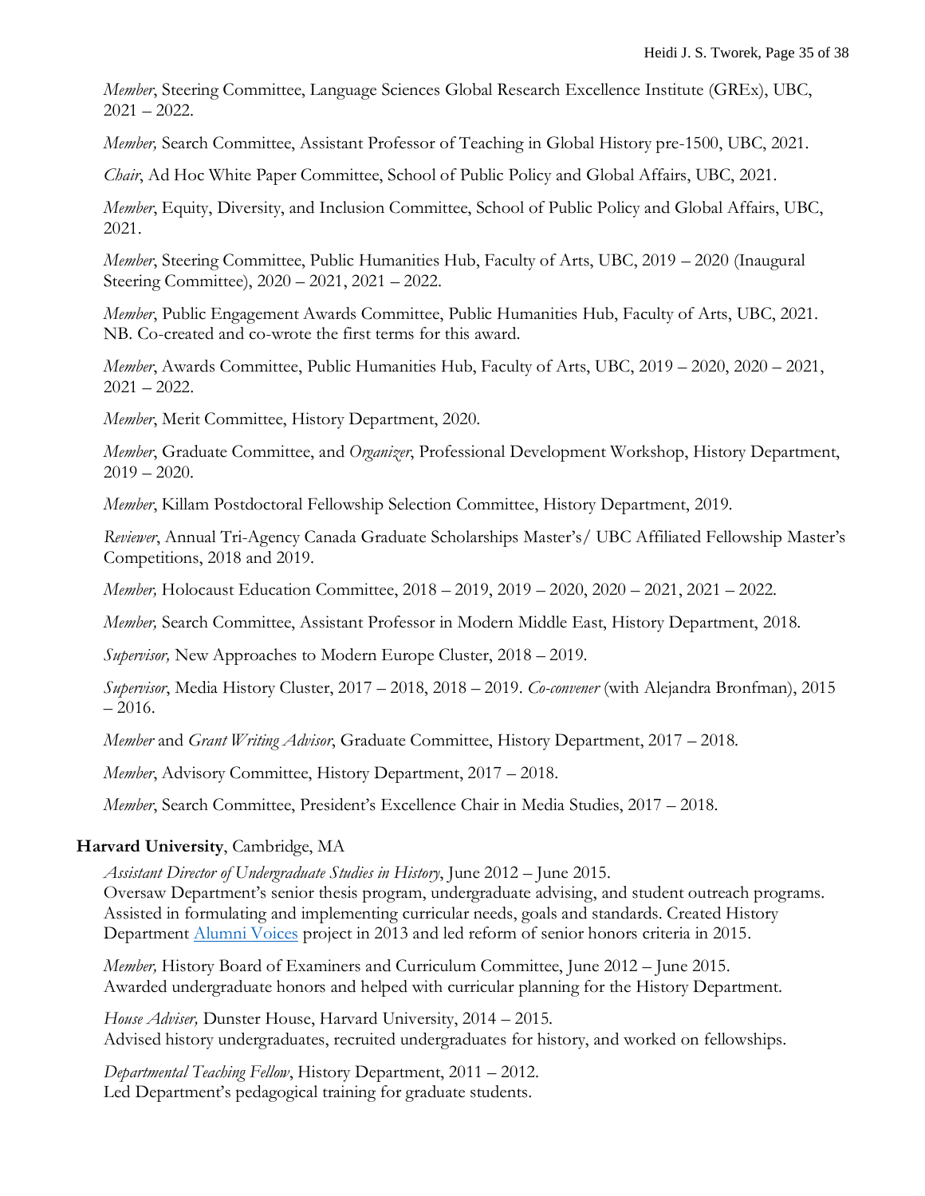*Member*, Steering Committee, Language Sciences Global Research Excellence Institute (GREx), UBC, 2021 – 2022.

*Member,* Search Committee, Assistant Professor of Teaching in Global History pre-1500, UBC, 2021.

*Chair*, Ad Hoc White Paper Committee, School of Public Policy and Global Affairs, UBC, 2021.

*Member*, Equity, Diversity, and Inclusion Committee, School of Public Policy and Global Affairs, UBC, 2021.

*Member*, Steering Committee, Public Humanities Hub, Faculty of Arts, UBC, 2019 – 2020 (Inaugural Steering Committee), 2020 – 2021, 2021 – 2022.

*Member*, Public Engagement Awards Committee, Public Humanities Hub, Faculty of Arts, UBC, 2021. NB. Co-created and co-wrote the first terms for this award.

*Member*, Awards Committee, Public Humanities Hub, Faculty of Arts, UBC, 2019 – 2020, 2020 – 2021, 2021 – 2022.

*Member*, Merit Committee, History Department, 2020.

*Member*, Graduate Committee, and *Organizer*, Professional Development Workshop, History Department, 2019 – 2020.

*Member*, Killam Postdoctoral Fellowship Selection Committee, History Department, 2019.

*Reviewer*, Annual Tri-Agency Canada Graduate Scholarships Master's/ UBC Affiliated Fellowship Master's Competitions, 2018 and 2019.

*Member,* Holocaust Education Committee, 2018 – 2019, 2019 – 2020, 2020 – 2021, 2021 – 2022.

*Member,* Search Committee, Assistant Professor in Modern Middle East, History Department, 2018.

*Supervisor,* New Approaches to Modern Europe Cluster, 2018 – 2019.

*Supervisor*, Media History Cluster, 2017 – 2018, 2018 – 2019. *Co-convener* (with Alejandra Bronfman), 2015 – 2016.

*Member* and *Grant Writing Advisor*, Graduate Committee, History Department, 2017 – 2018.

*Member*, Advisory Committee, History Department, 2017 – 2018.

*Member*, Search Committee, President's Excellence Chair in Media Studies, 2017 – 2018.

**Harvard University**, Cambridge, MA

*Assistant Director of Undergraduate Studies in History*, June 2012 – June 2015.
Oversaw Department's senior thesis program, undergraduate advising, and student outreach programs. Assisted in formulating and implementing curricular needs, goals and standards. Created History Department Alumni Voices project in 2013 and led reform of senior honors criteria in 2015.

*Member,* History Board of Examiners and Curriculum Committee, June 2012 – June 2015.
Awarded undergraduate honors and helped with curricular planning for the History Department.

*House Adviser,* Dunster House, Harvard University, 2014 – 2015.
Advised history undergraduates, recruited undergraduates for history, and worked on fellowships.

*Departmental Teaching Fellow*, History Department, 2011 – 2012.
Led Department's pedagogical training for graduate students.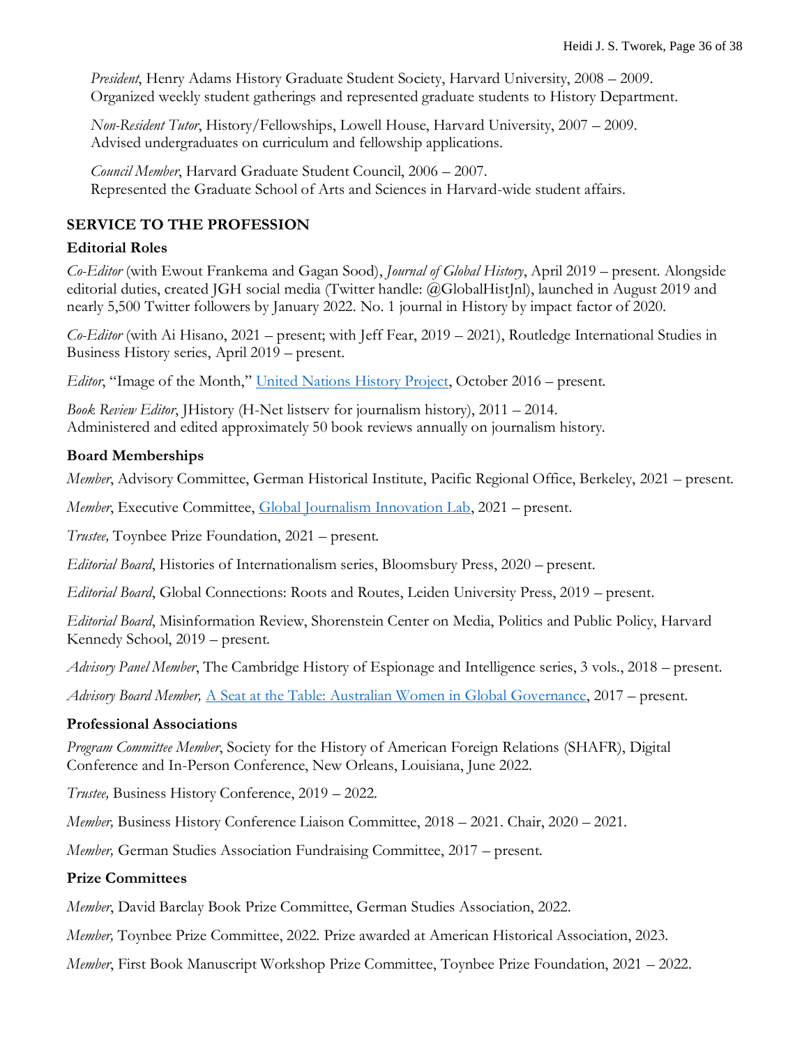*President*, Henry Adams History Graduate Student Society, Harvard University, 2008 – 2009.
Organized weekly student gatherings and represented graduate students to History Department.

*Non-Resident Tutor*, History/Fellowships, Lowell House, Harvard University, 2007 – 2009.
Advised undergraduates on curriculum and fellowship applications.

*Council Member*, Harvard Graduate Student Council, 2006 – 2007.
Represented the Graduate School of Arts and Sciences in Harvard-wide student affairs.

## SERVICE TO THE PROFESSION

### Editorial Roles

*Co-Editor* (with Ewout Frankema and Gagan Sood), *Journal of Global History*, April 2019 – present. Alongside editorial duties, created JGH social media (Twitter handle: @GlobalHistJnl), launched in August 2019 and nearly 5,500 Twitter followers by January 2022. No. 1 journal in History by impact factor of 2020.

*Co-Editor* (with Ai Hisano, 2021 – present; with Jeff Fear, 2019 – 2021), Routledge International Studies in Business History series, April 2019 – present.

*Editor*, "Image of the Month," United Nations History Project, October 2016 – present.

*Book Review Editor*, JHistory (H-Net listserv for journalism history), 2011 – 2014.
Administered and edited approximately 50 book reviews annually on journalism history.

### Board Memberships

*Member*, Advisory Committee, German Historical Institute, Pacific Regional Office, Berkeley, 2021 – present.

*Member*, Executive Committee, Global Journalism Innovation Lab, 2021 – present.

*Trustee,* Toynbee Prize Foundation, 2021 – present.

*Editorial Board*, Histories of Internationalism series, Bloomsbury Press, 2020 – present.

*Editorial Board*, Global Connections: Roots and Routes, Leiden University Press, 2019 – present.

*Editorial Board*, Misinformation Review, Shorenstein Center on Media, Politics and Public Policy, Harvard Kennedy School, 2019 – present.

*Advisory Panel Member*, The Cambridge History of Espionage and Intelligence series, 3 vols., 2018 – present.

*Advisory Board Member,* A Seat at the Table: Australian Women in Global Governance, 2017 – present.

### Professional Associations

*Program Committee Member*, Society for the History of American Foreign Relations (SHAFR), Digital Conference and In-Person Conference, New Orleans, Louisiana, June 2022.

*Trustee,* Business History Conference, 2019 – 2022.

*Member,* Business History Conference Liaison Committee, 2018 – 2021. Chair, 2020 – 2021.

*Member,* German Studies Association Fundraising Committee, 2017 – present.

### Prize Committees

*Member*, David Barclay Book Prize Committee, German Studies Association, 2022.

*Member,* Toynbee Prize Committee, 2022. Prize awarded at American Historical Association, 2023.

*Member*, First Book Manuscript Workshop Prize Committee, Toynbee Prize Foundation, 2021 – 2022.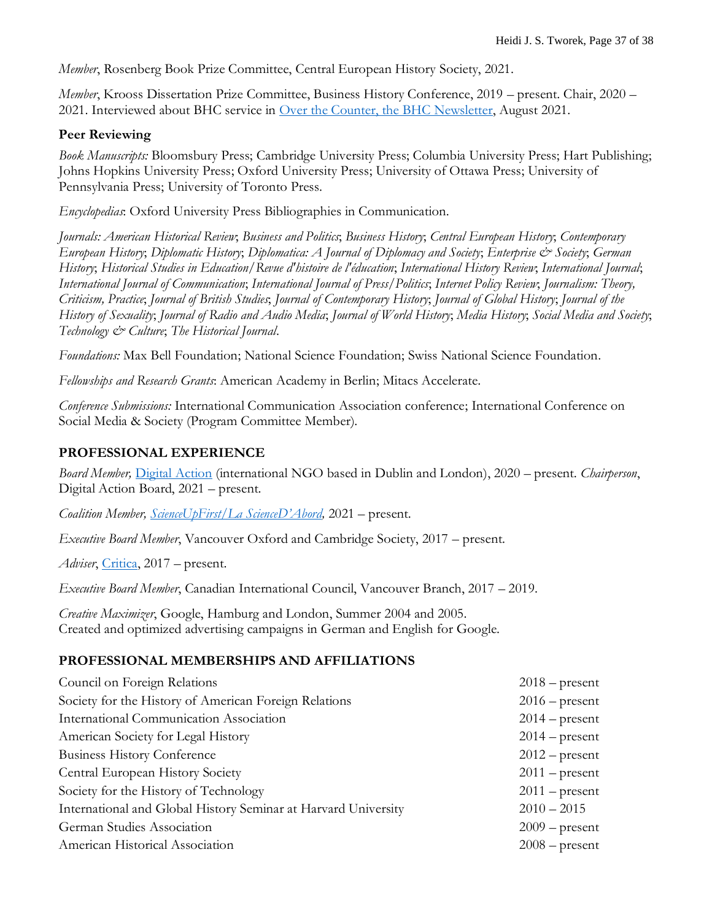*Member*, Rosenberg Book Prize Committee, Central European History Society, 2021.

*Member*, Krooss Dissertation Prize Committee, Business History Conference, 2019 – present. Chair, 2020 – 2021. Interviewed about BHC service in [Over the Counter, the BHC Newsletter](), August 2021.

### Peer Reviewing

*Book Manuscripts:* Bloomsbury Press; Cambridge University Press; Columbia University Press; Hart Publishing; Johns Hopkins University Press; Oxford University Press; University of Ottawa Press; University of Pennsylvania Press; University of Toronto Press.

*Encyclopedias*: Oxford University Press Bibliographies in Communication.

*Journals: American Historical Review*; *Business and Politics*; *Business History*; *Central European History*; *Contemporary European History*; *Diplomatic History*; *Diplomatica: A Journal of Diplomacy and Society*; *Enterprise & Society*; *German History*; *Historical Studies in Education/Revue d'histoire de l'éducation*; *International History Review*; *International Journal*; *International Journal of Communication*; *International Journal of Press/Politics*; *Internet Policy Review*; *Journalism: Theory, Criticism, Practice*; *Journal of British Studies*; *Journal of Contemporary History*; *Journal of Global History*; *Journal of the History of Sexuality*; *Journal of Radio and Audio Media*; *Journal of World History*; *Media History*; *Social Media and Society*; *Technology & Culture*; *The Historical Journal*.

*Foundations:* Max Bell Foundation; National Science Foundation; Swiss National Science Foundation.

*Fellowships and Research Grants*: American Academy in Berlin; Mitacs Accelerate.

*Conference Submissions:* International Communication Association conference; International Conference on Social Media & Society (Program Committee Member).

## PROFESSIONAL EXPERIENCE

*Board Member,* [Digital Action]() (international NGO based in Dublin and London), 2020 – present. *Chairperson*, Digital Action Board, 2021 – present.

*Coalition Member, [ScienceUpFirst/La ScienceD'Abord](),* 2021 – present.

*Executive Board Member*, Vancouver Oxford and Cambridge Society, 2017 – present.

*Adviser*, [Critica](), 2017 – present.

*Executive Board Member*, Canadian International Council, Vancouver Branch, 2017 – 2019.

*Creative Maximizer*, Google, Hamburg and London, Summer 2004 and 2005.
Created and optimized advertising campaigns in German and English for Google.

## PROFESSIONAL MEMBERSHIPS AND AFFILIATIONS

| | |
|---|---|
| Council on Foreign Relations | 2018 – present |
| Society for the History of American Foreign Relations | 2016 – present |
| International Communication Association | 2014 – present |
| American Society for Legal History | 2014 – present |
| Business History Conference | 2012 – present |
| Central European History Society | 2011 – present |
| Society for the History of Technology | 2011 – present |
| International and Global History Seminar at Harvard University | 2010 – 2015 |
| German Studies Association | 2009 – present |
| American Historical Association | 2008 – present |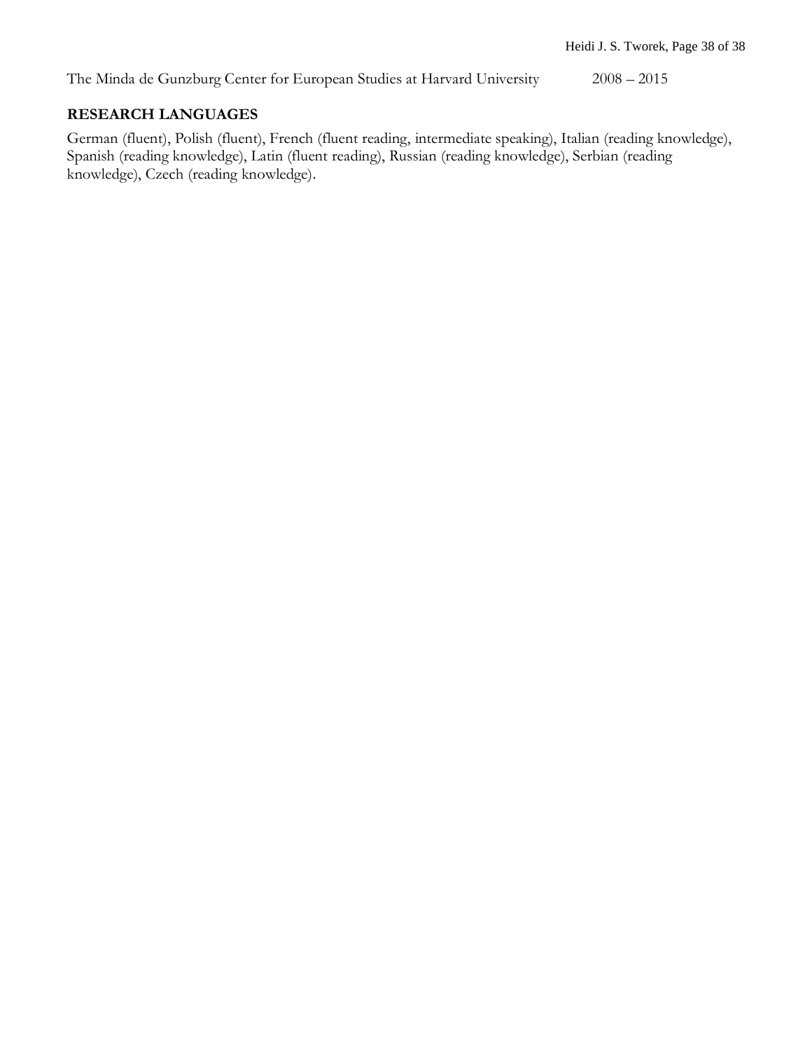The Minda de Gunzburg Center for European Studies at Harvard University 2008 – 2015

**RESEARCH LANGUAGES**

German (fluent), Polish (fluent), French (fluent reading, intermediate speaking), Italian (reading knowledge), Spanish (reading knowledge), Latin (fluent reading), Russian (reading knowledge), Serbian (reading knowledge), Czech (reading knowledge).